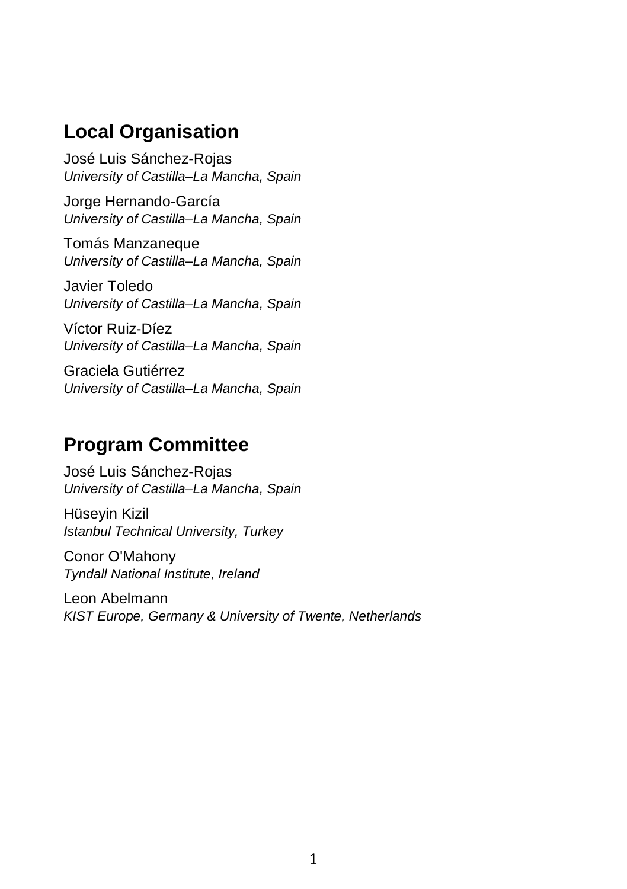## Local Organisation

José Luis Sánchez-Rojas
*University of Castilla–La Mancha, Spain*

Jorge Hernando-García
*University of Castilla–La Mancha, Spain*

Tomás Manzaneque
*University of Castilla–La Mancha, Spain*

Javier Toledo
*University of Castilla–La Mancha, Spain*

Víctor Ruiz-Díez
*University of Castilla–La Mancha, Spain*

Graciela Gutiérrez
*University of Castilla–La Mancha, Spain*

## Program Committee

José Luis Sánchez-Rojas
*University of Castilla–La Mancha, Spain*

Hüseyin Kizil
*Istanbul Technical University, Turkey*

Conor O'Mahony
*Tyndall National Institute, Ireland*

Leon Abelmann
*KIST Europe, Germany & University of Twente, Netherlands*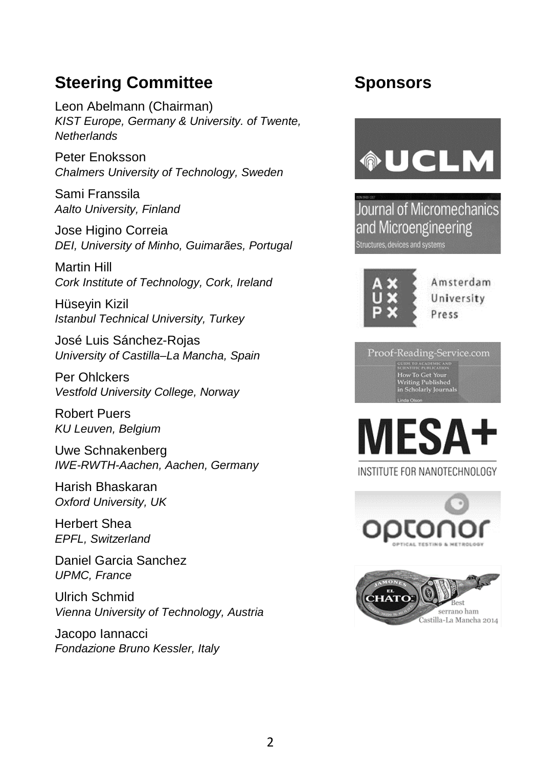## Steering Committee

Leon Abelmann (Chairman)
*KIST Europe, Germany & University. of Twente, Netherlands*

Peter Enoksson
*Chalmers University of Technology, Sweden*

Sami Franssila
*Aalto University, Finland*

Jose Higino Correia
*DEI, University of Minho, Guimarães, Portugal*

Martin Hill
*Cork Institute of Technology, Cork, Ireland*

Hüseyin Kizil
*Istanbul Technical University, Turkey*

José Luis Sánchez-Rojas
*University of Castilla–La Mancha, Spain*

Per Ohlckers
*Vestfold University College, Norway*

Robert Puers
*KU Leuven, Belgium*

Uwe Schnakenberg
*IWE-RWTH-Aachen, Aachen, Germany*

Harish Bhaskaran
*Oxford University, UK*

Herbert Shea
*EPFL, Switzerland*

Daniel Garcia Sanchez
*UPMC, France*

Ulrich Schmid
*Vienna University of Technology, Austria*

Jacopo Iannacci
*Fondazione Bruno Kessler, Italy*

## Sponsors

UCLM

Journal of Micromechanics and Microengineering
Structures, devices and systems

Amsterdam University Press

Proof-Reading-Service.com

MESA+
INSTITUTE FOR NANOTECHNOLOGY

optonor
OPTICAL TESTING & METROLOGY

Jamones El Chato
Best serrano ham Castilla-La Mancha 2014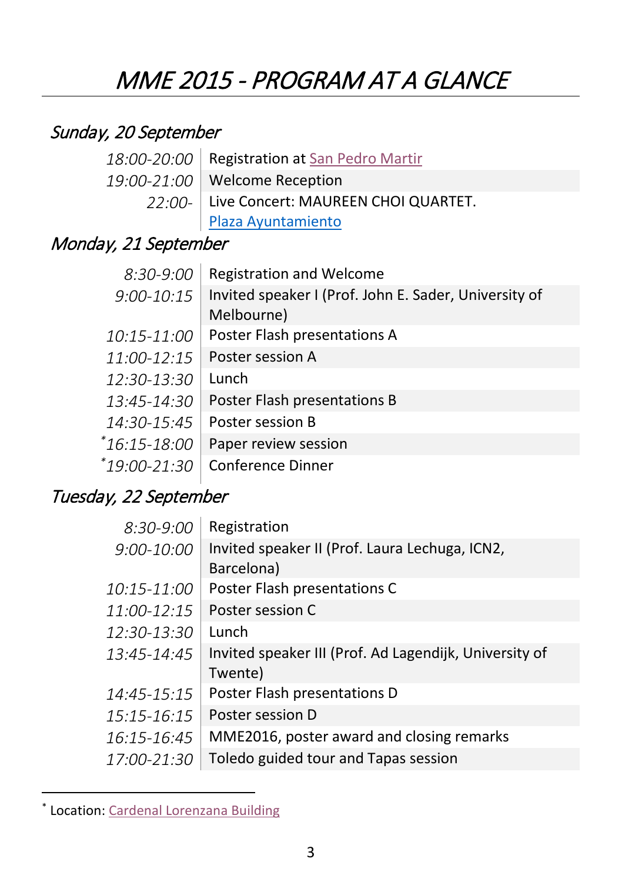# MME 2015 - PROGRAM AT A GLANCE

## Sunday, 20 September

| | |
|---|---|
| *18:00-20:00* | Registration at San Pedro Martir |
| *19:00-21:00* | Welcome Reception |
| *22:00-* | Live Concert: MAUREEN CHOI QUARTET. Plaza Ayuntamiento |

## Monday, 21 September

| | |
|---|---|
| *8:30-9:00* | Registration and Welcome |
| *9:00-10:15* | Invited speaker I (Prof. John E. Sader, University of Melbourne) |
| *10:15-11:00* | Poster Flash presentations A |
| *11:00-12:15* | Poster session A |
| *12:30-13:30* | Lunch |
| *13:45-14:30* | Poster Flash presentations B |
| *14:30-15:45* | Poster session B |
| *[*]16:15-18:00* | Paper review session |
| *[*]19:00-21:30* | Conference Dinner |

## Tuesday, 22 September

| | |
|---|---|
| *8:30-9:00* | Registration |
| *9:00-10:00* | Invited speaker II (Prof. Laura Lechuga, ICN2, Barcelona) |
| *10:15-11:00* | Poster Flash presentations C |
| *11:00-12:15* | Poster session C |
| *12:30-13:30* | Lunch |
| *13:45-14:45* | Invited speaker III (Prof. Ad Lagendijk, University of Twente) |
| *14:45-15:15* | Poster Flash presentations D |
| *15:15-16:15* | Poster session D |
| *16:15-16:45* | MME2016, poster award and closing remarks |
| *17:00-21:30* | Toledo guided tour and Tapas session |

[*] Location: Cardenal Lorenzana Building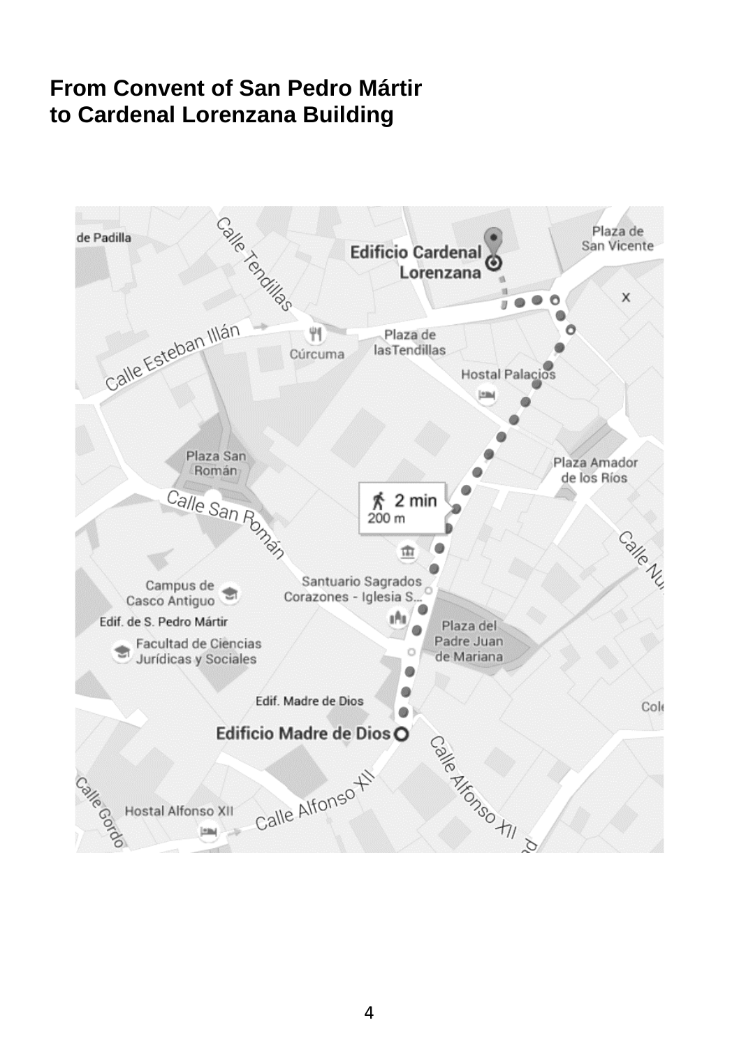# From Convent of San Pedro Mártir to Cardenal Lorenzana Building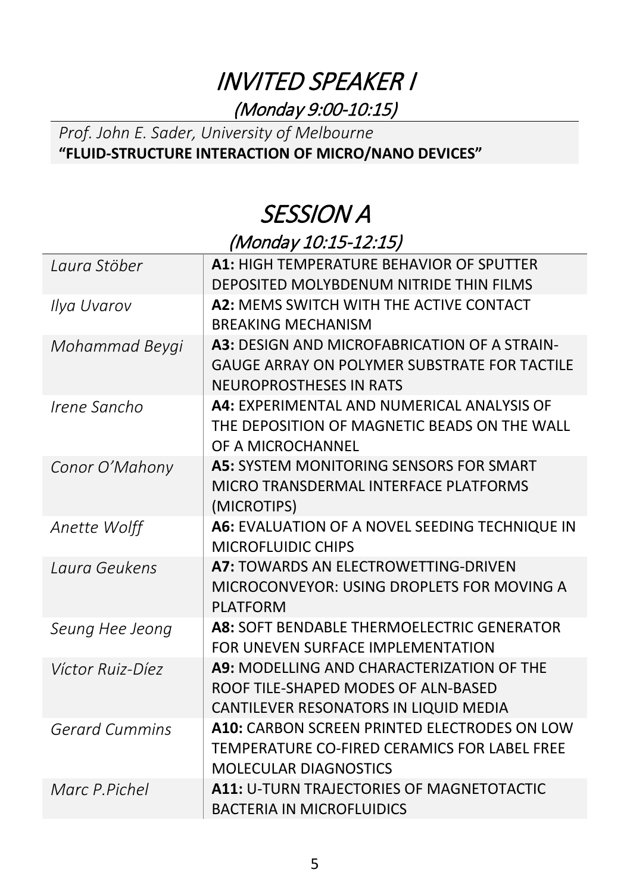# *INVITED SPEAKER I*

## *(Monday 9:00-10:15)*

*Prof. John E. Sader, University of Melbourne*
**"FLUID-STRUCTURE INTERACTION OF MICRO/NANO DEVICES"**

# *SESSION A*

## *(Monday 10:15-12:15)*

| | |
|---|---|
| *Laura Stöber* | **A1:** HIGH TEMPERATURE BEHAVIOR OF SPUTTER DEPOSITED MOLYBDENUM NITRIDE THIN FILMS |
| *Ilya Uvarov* | **A2:** MEMS SWITCH WITH THE ACTIVE CONTACT BREAKING MECHANISM |
| *Mohammad Beygi* | **A3:** DESIGN AND MICROFABRICATION OF A STRAIN-GAUGE ARRAY ON POLYMER SUBSTRATE FOR TACTILE NEUROPROSTHESES IN RATS |
| *Irene Sancho* | **A4:** EXPERIMENTAL AND NUMERICAL ANALYSIS OF THE DEPOSITION OF MAGNETIC BEADS ON THE WALL OF A MICROCHANNEL |
| *Conor O'Mahony* | **A5:** SYSTEM MONITORING SENSORS FOR SMART MICRO TRANSDERMAL INTERFACE PLATFORMS (MICROTIPS) |
| *Anette Wolff* | **A6:** EVALUATION OF A NOVEL SEEDING TECHNIQUE IN MICROFLUIDIC CHIPS |
| *Laura Geukens* | **A7:** TOWARDS AN ELECTROWETTING-DRIVEN MICROCONVEYOR: USING DROPLETS FOR MOVING A PLATFORM |
| *Seung Hee Jeong* | **A8:** SOFT BENDABLE THERMOELECTRIC GENERATOR FOR UNEVEN SURFACE IMPLEMENTATION |
| *Víctor Ruiz-Díez* | **A9:** MODELLING AND CHARACTERIZATION OF THE ROOF TILE-SHAPED MODES OF ALN-BASED CANTILEVER RESONATORS IN LIQUID MEDIA |
| *Gerard Cummins* | **A10:** CARBON SCREEN PRINTED ELECTRODES ON LOW TEMPERATURE CO-FIRED CERAMICS FOR LABEL FREE MOLECULAR DIAGNOSTICS |
| *Marc P.Pichel* | **A11:** U-TURN TRAJECTORIES OF MAGNETOTACTIC BACTERIA IN MICROFLUIDICS |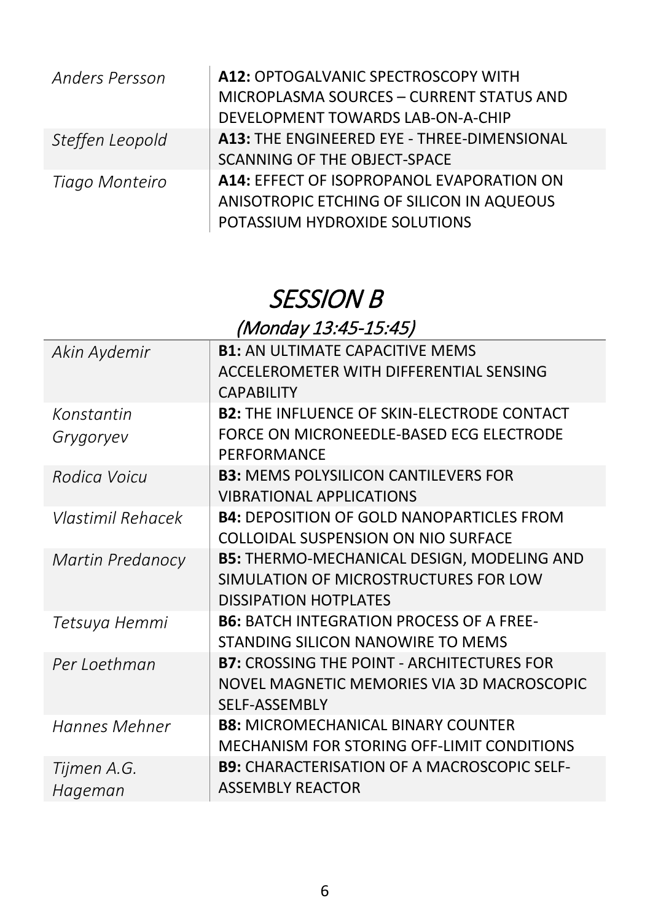| | |
|---|---|
| *Anders Persson* | **A12:** OPTOGALVANIC SPECTROSCOPY WITH MICROPLASMA SOURCES – CURRENT STATUS AND DEVELOPMENT TOWARDS LAB-ON-A-CHIP |
| *Steffen Leopold* | **A13:** THE ENGINEERED EYE - THREE-DIMENSIONAL SCANNING OF THE OBJECT-SPACE |
| *Tiago Monteiro* | **A14:** EFFECT OF ISOPROPANOL EVAPORATION ON ANISOTROPIC ETCHING OF SILICON IN AQUEOUS POTASSIUM HYDROXIDE SOLUTIONS |

# *SESSION B*

## *(Monday 13:45-15:45)*

| | |
|---|---|
| *Akin Aydemir* | **B1:** AN ULTIMATE CAPACITIVE MEMS ACCELEROMETER WITH DIFFERENTIAL SENSING CAPABILITY |
| *Konstantin Grygoryev* | **B2:** THE INFLUENCE OF SKIN-ELECTRODE CONTACT FORCE ON MICRONEEDLE-BASED ECG ELECTRODE PERFORMANCE |
| *Rodica Voicu* | **B3:** MEMS POLYSILICON CANTILEVERS FOR VIBRATIONAL APPLICATIONS |
| *Vlastimil Rehacek* | **B4:** DEPOSITION OF GOLD NANOPARTICLES FROM COLLOIDAL SUSPENSION ON NIO SURFACE |
| *Martin Predanocy* | **B5:** THERMO-MECHANICAL DESIGN, MODELING AND SIMULATION OF MICROSTRUCTURES FOR LOW DISSIPATION HOTPLATES |
| *Tetsuya Hemmi* | **B6:** BATCH INTEGRATION PROCESS OF A FREE-STANDING SILICON NANOWIRE TO MEMS |
| *Per Loethman* | **B7:** CROSSING THE POINT - ARCHITECTURES FOR NOVEL MAGNETIC MEMORIES VIA 3D MACROSCOPIC SELF-ASSEMBLY |
| *Hannes Mehner* | **B8:** MICROMECHANICAL BINARY COUNTER MECHANISM FOR STORING OFF-LIMIT CONDITIONS |
| *Tijmen A.G. Hageman* | **B9:** CHARACTERISATION OF A MACROSCOPIC SELF-ASSEMBLY REACTOR |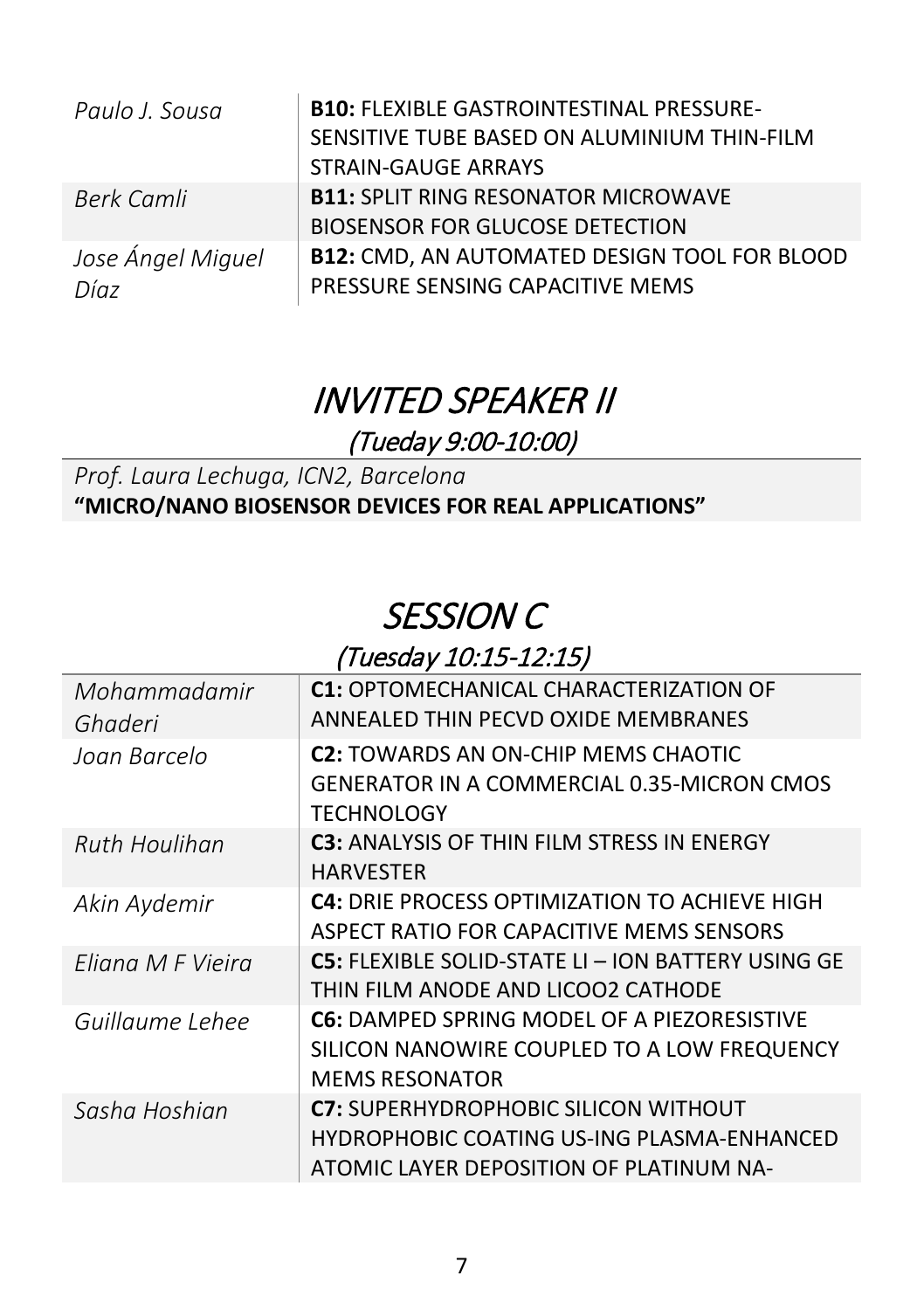| | |
|---|---|
| *Paulo J. Sousa* | **B10:** FLEXIBLE GASTROINTESTINAL PRESSURE-SENSITIVE TUBE BASED ON ALUMINIUM THIN-FILM STRAIN-GAUGE ARRAYS |
| *Berk Camli* | **B11:** SPLIT RING RESONATOR MICROWAVE BIOSENSOR FOR GLUCOSE DETECTION |
| *Jose Ángel Miguel Díaz* | **B12:** CMD, AN AUTOMATED DESIGN TOOL FOR BLOOD PRESSURE SENSING CAPACITIVE MEMS |

# *INVITED SPEAKER II*

*(Tueday 9:00-10:00)*

*Prof. Laura Lechuga, ICN2, Barcelona*
**"MICRO/NANO BIOSENSOR DEVICES FOR REAL APPLICATIONS"**

# *SESSION C*

*(Tuesday 10:15-12:15)*

| | |
|---|---|
| *Mohammadamir Ghaderi* | **C1:** OPTOMECHANICAL CHARACTERIZATION OF ANNEALED THIN PECVD OXIDE MEMBRANES |
| *Joan Barcelo* | **C2:** TOWARDS AN ON-CHIP MEMS CHAOTIC GENERATOR IN A COMMERCIAL 0.35-MICRON CMOS TECHNOLOGY |
| *Ruth Houlihan* | **C3:** ANALYSIS OF THIN FILM STRESS IN ENERGY HARVESTER |
| *Akin Aydemir* | **C4:** DRIE PROCESS OPTIMIZATION TO ACHIEVE HIGH ASPECT RATIO FOR CAPACITIVE MEMS SENSORS |
| *Eliana M F Vieira* | **C5:** FLEXIBLE SOLID-STATE LI – ION BATTERY USING GE THIN FILM ANODE AND LICOO2 CATHODE |
| *Guillaume Lehee* | **C6:** DAMPED SPRING MODEL OF A PIEZORESISTIVE SILICON NANOWIRE COUPLED TO A LOW FREQUENCY MEMS RESONATOR |
| *Sasha Hoshian* | **C7:** SUPERHYDROPHOBIC SILICON WITHOUT HYDROPHOBIC COATING US-ING PLASMA-ENHANCED ATOMIC LAYER DEPOSITION OF PLATINUM NA- |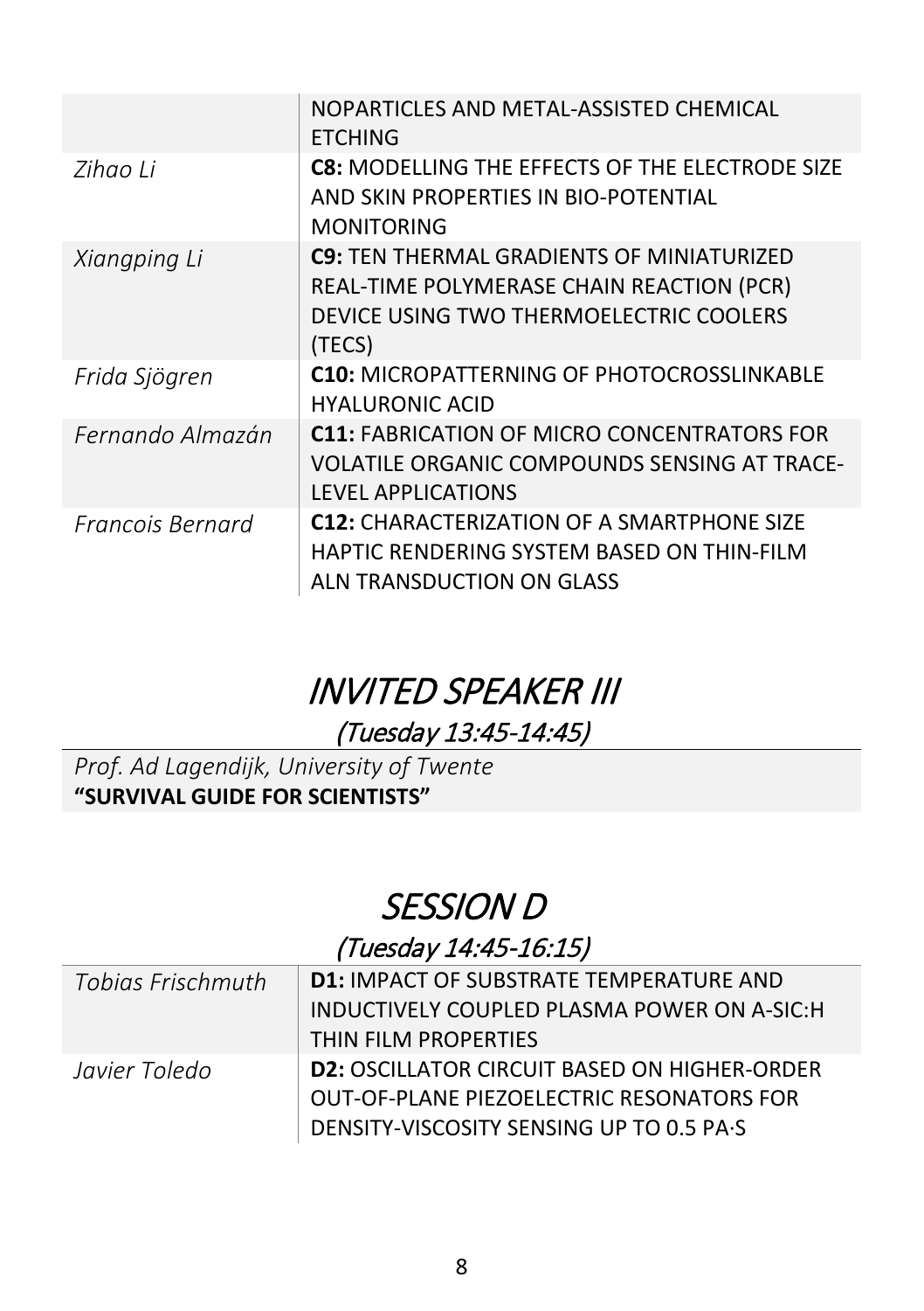| | |
|---|---|
| | NOPARTICLES AND METAL-ASSISTED CHEMICAL ETCHING |
| *Zihao Li* | **C8:** MODELLING THE EFFECTS OF THE ELECTRODE SIZE AND SKIN PROPERTIES IN BIO-POTENTIAL MONITORING |
| *Xiangping Li* | **C9:** TEN THERMAL GRADIENTS OF MINIATURIZED REAL-TIME POLYMERASE CHAIN REACTION (PCR) DEVICE USING TWO THERMOELECTRIC COOLERS (TECS) |
| *Frida Sjögren* | **C10:** MICROPATTERNING OF PHOTOCROSSLINKABLE HYALURONIC ACID |
| *Fernando Almazán* | **C11:** FABRICATION OF MICRO CONCENTRATORS FOR VOLATILE ORGANIC COMPOUNDS SENSING AT TRACE-LEVEL APPLICATIONS |
| *Francois Bernard* | **C12:** CHARACTERIZATION OF A SMARTPHONE SIZE HAPTIC RENDERING SYSTEM BASED ON THIN-FILM ALN TRANSDUCTION ON GLASS |

# *INVITED SPEAKER III*

*(Tuesday 13:45-14:45)*

*Prof. Ad Lagendijk, University of Twente*
**"SURVIVAL GUIDE FOR SCIENTISTS"**

# *SESSION D*

*(Tuesday 14:45-16:15)*

| | |
|---|---|
| *Tobias Frischmuth* | **D1:** IMPACT OF SUBSTRATE TEMPERATURE AND INDUCTIVELY COUPLED PLASMA POWER ON A-SIC:H THIN FILM PROPERTIES |
| *Javier Toledo* | **D2:** OSCILLATOR CIRCUIT BASED ON HIGHER-ORDER OUT-OF-PLANE PIEZOELECTRIC RESONATORS FOR DENSITY-VISCOSITY SENSING UP TO 0.5 PA·S |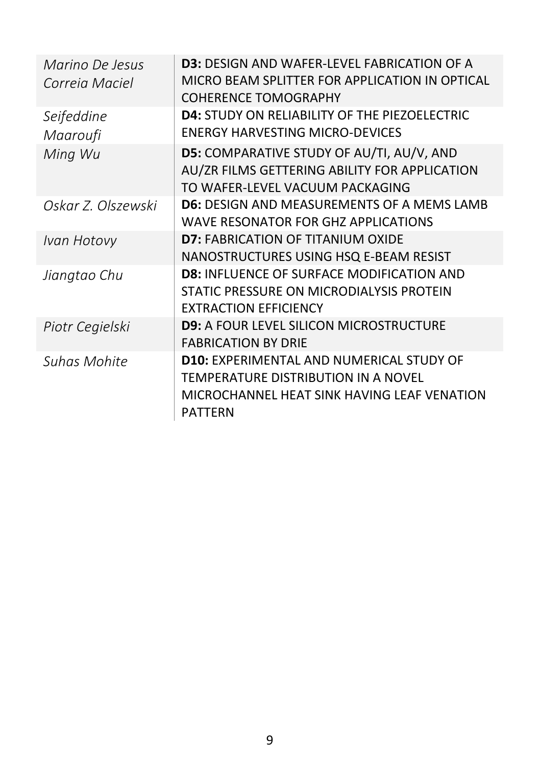| | |
|---|---|
| *Marino De Jesus Correia Maciel* | **D3:** DESIGN AND WAFER-LEVEL FABRICATION OF A MICRO BEAM SPLITTER FOR APPLICATION IN OPTICAL COHERENCE TOMOGRAPHY |
| *Seifeddine Maaroufi* | **D4:** STUDY ON RELIABILITY OF THE PIEZOELECTRIC ENERGY HARVESTING MICRO-DEVICES |
| *Ming Wu* | **D5:** COMPARATIVE STUDY OF AU/TI, AU/V, AND AU/ZR FILMS GETTERING ABILITY FOR APPLICATION TO WAFER-LEVEL VACUUM PACKAGING |
| *Oskar Z. Olszewski* | **D6:** DESIGN AND MEASUREMENTS OF A MEMS LAMB WAVE RESONATOR FOR GHZ APPLICATIONS |
| *Ivan Hotovy* | **D7:** FABRICATION OF TITANIUM OXIDE NANOSTRUCTURES USING HSQ E-BEAM RESIST |
| *Jiangtao Chu* | **D8:** INFLUENCE OF SURFACE MODIFICATION AND STATIC PRESSURE ON MICRODIALYSIS PROTEIN EXTRACTION EFFICIENCY |
| *Piotr Cegielski* | **D9:** A FOUR LEVEL SILICON MICROSTRUCTURE FABRICATION BY DRIE |
| *Suhas Mohite* | **D10:** EXPERIMENTAL AND NUMERICAL STUDY OF TEMPERATURE DISTRIBUTION IN A NOVEL MICROCHANNEL HEAT SINK HAVING LEAF VENATION PATTERN |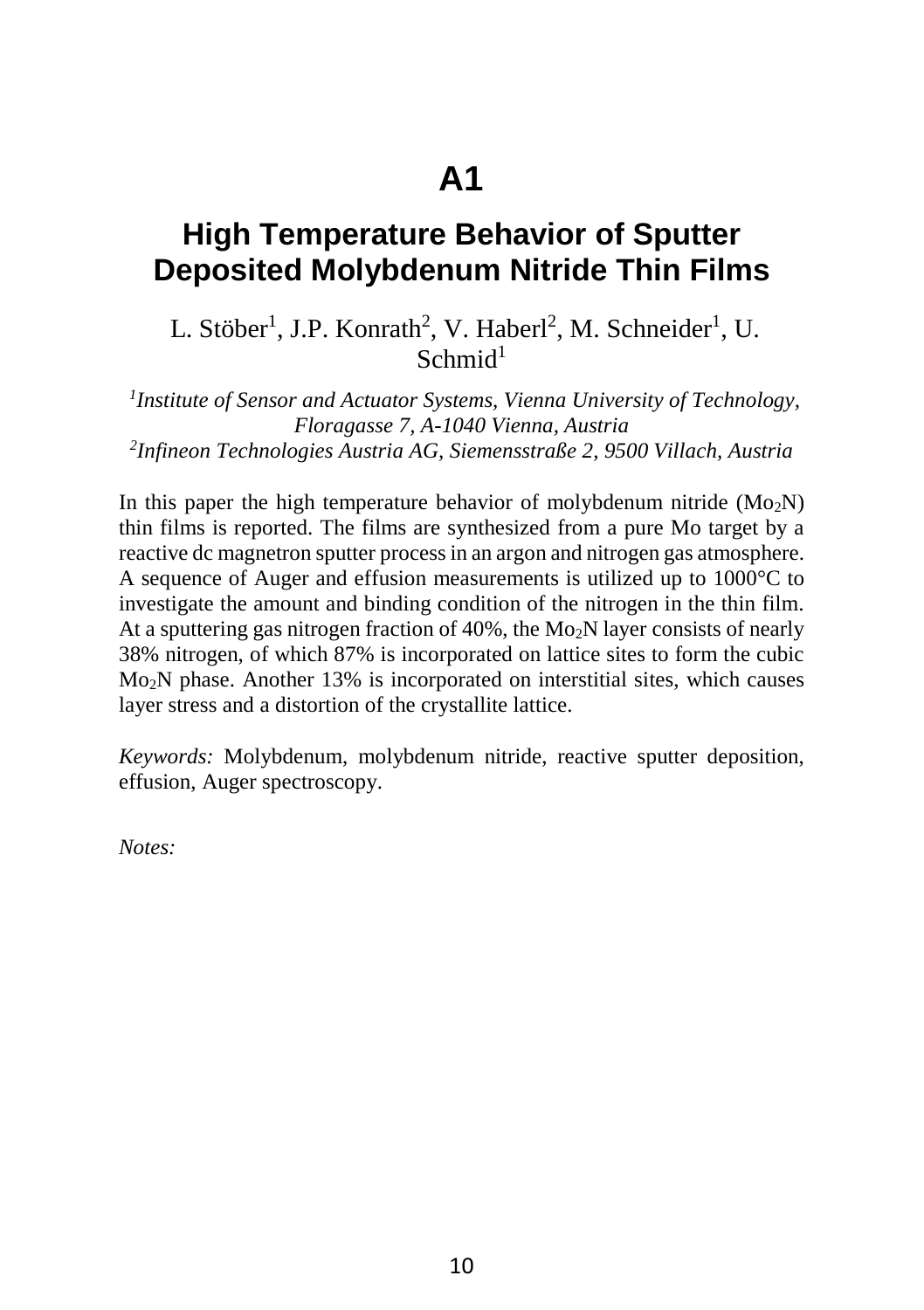# A1

## High Temperature Behavior of Sputter Deposited Molybdenum Nitride Thin Films

L. Stöber[1], J.P. Konrath[2], V. Haberl[2], M. Schneider[1], U. Schmid[1]

*[1]Institute of Sensor and Actuator Systems, Vienna University of Technology, Floragasse 7, A-1040 Vienna, Austria*
*[2]Infineon Technologies Austria AG, Siemensstraße 2, 9500 Villach, Austria*

In this paper the high temperature behavior of molybdenum nitride ($Mo_2N$) thin films is reported. The films are synthesized from a pure Mo target by a reactive dc magnetron sputter process in an argon and nitrogen gas atmosphere. A sequence of Auger and effusion measurements is utilized up to 1000°C to investigate the amount and binding condition of the nitrogen in the thin film. At a sputtering gas nitrogen fraction of 40%, the $Mo_2N$ layer consists of nearly 38% nitrogen, of which 87% is incorporated on lattice sites to form the cubic $Mo_2N$ phase. Another 13% is incorporated on interstitial sites, which causes layer stress and a distortion of the crystallite lattice.

*Keywords:* Molybdenum, molybdenum nitride, reactive sputter deposition, effusion, Auger spectroscopy.

*Notes:*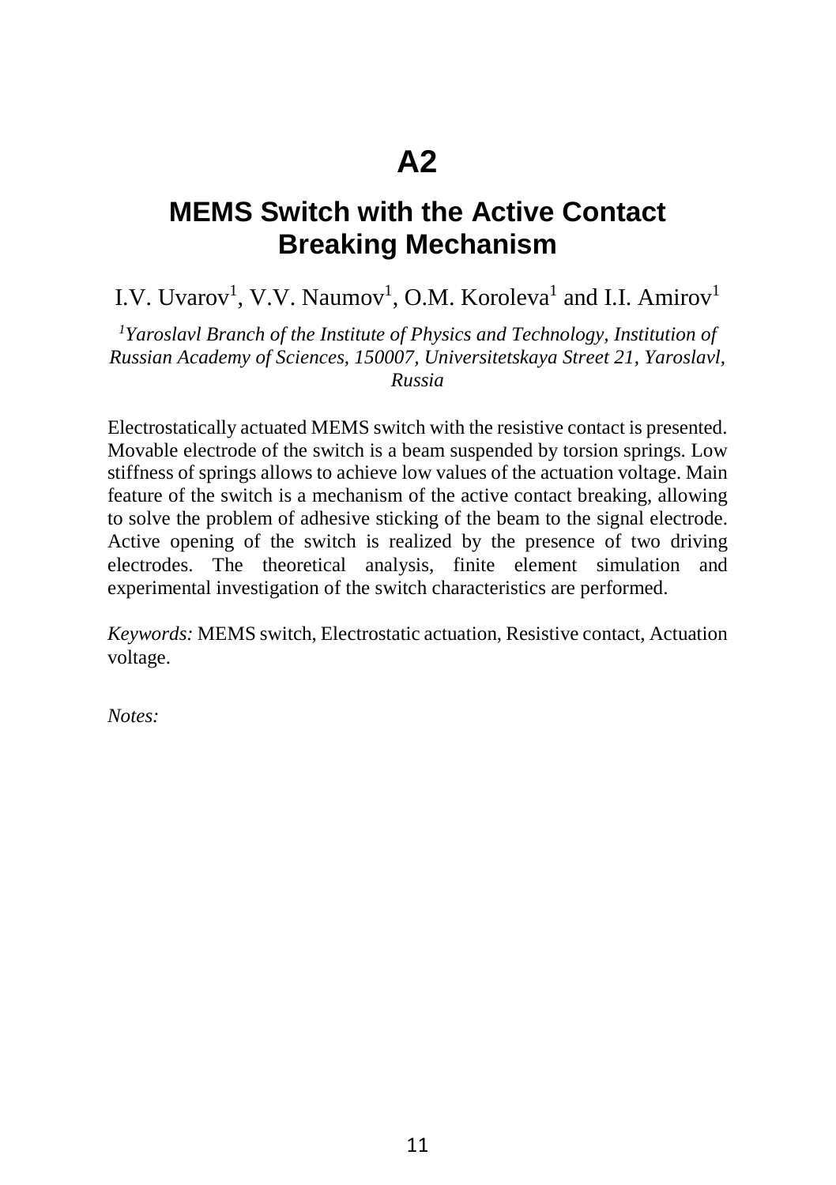# A2

## MEMS Switch with the Active Contact Breaking Mechanism

I.V. Uvarov[1], V.V. Naumov[1], O.M. Koroleva[1] and I.I. Amirov[1]

*[1]Yaroslavl Branch of the Institute of Physics and Technology, Institution of Russian Academy of Sciences, 150007, Universitetskaya Street 21, Yaroslavl, Russia*

Electrostatically actuated MEMS switch with the resistive contact is presented. Movable electrode of the switch is a beam suspended by torsion springs. Low stiffness of springs allows to achieve low values of the actuation voltage. Main feature of the switch is a mechanism of the active contact breaking, allowing to solve the problem of adhesive sticking of the beam to the signal electrode. Active opening of the switch is realized by the presence of two driving electrodes. The theoretical analysis, finite element simulation and experimental investigation of the switch characteristics are performed.

*Keywords:* MEMS switch, Electrostatic actuation, Resistive contact, Actuation voltage.

*Notes:*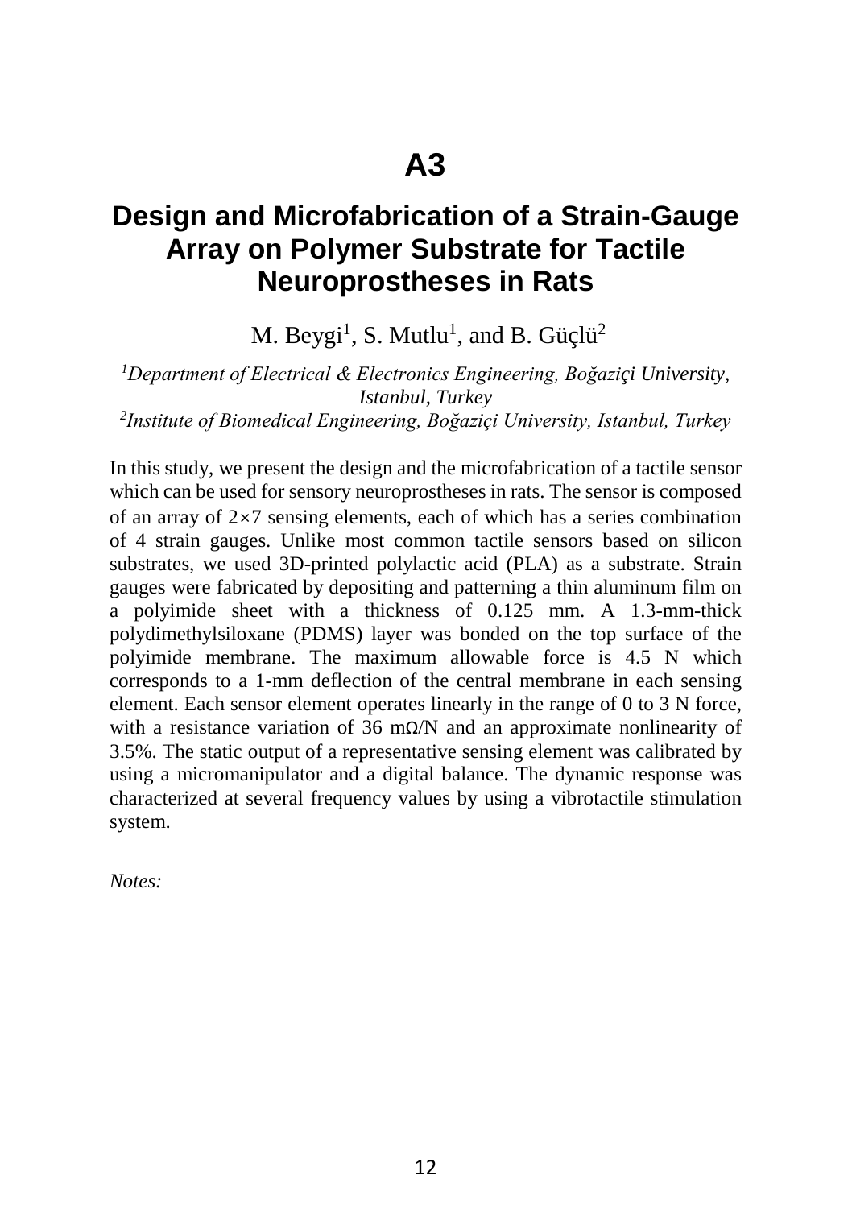# A3

## Design and Microfabrication of a Strain-Gauge Array on Polymer Substrate for Tactile Neuroprostheses in Rats

M. Beygi[1], S. Mutlu[1], and B. Güçlü[2]

*[1]Department of Electrical & Electronics Engineering, Boğaziçi University, Istanbul, Turkey*
*[2]Institute of Biomedical Engineering, Boğaziçi University, Istanbul, Turkey*

In this study, we present the design and the microfabrication of a tactile sensor which can be used for sensory neuroprostheses in rats. The sensor is composed of an array of $2\times7$ sensing elements, each of which has a series combination of 4 strain gauges. Unlike most common tactile sensors based on silicon substrates, we used 3D-printed polylactic acid (PLA) as a substrate. Strain gauges were fabricated by depositing and patterning a thin aluminum film on a polyimide sheet with a thickness of 0.125 mm. A 1.3-mm-thick polydimethylsiloxane (PDMS) layer was bonded on the top surface of the polyimide membrane. The maximum allowable force is 4.5 N which corresponds to a 1-mm deflection of the central membrane in each sensing element. Each sensor element operates linearly in the range of 0 to 3 N force, with a resistance variation of 36 mΩ/N and an approximate nonlinearity of 3.5%. The static output of a representative sensing element was calibrated by using a micromanipulator and a digital balance. The dynamic response was characterized at several frequency values by using a vibrotactile stimulation system.

*Notes:*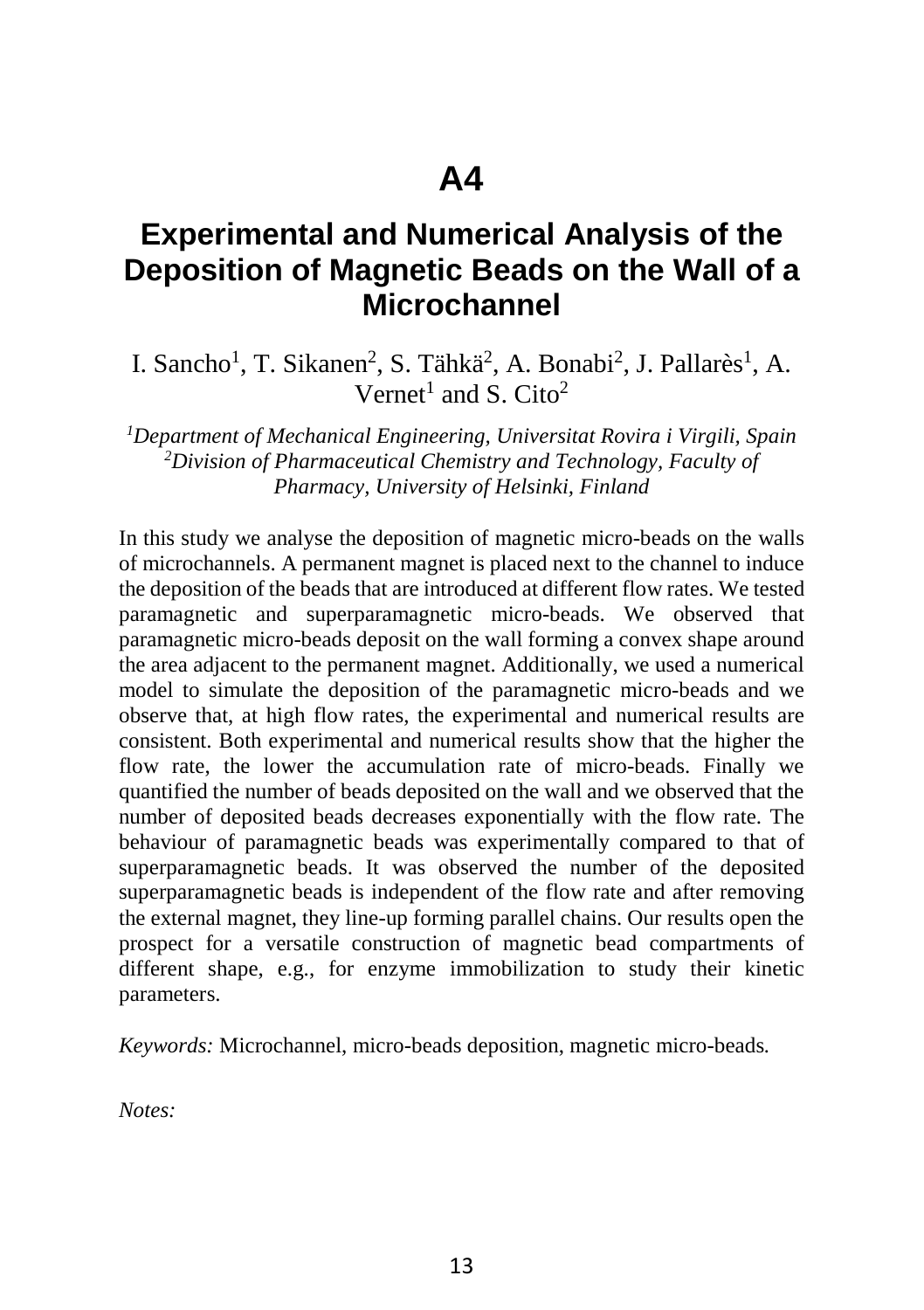# A4

## Experimental and Numerical Analysis of the Deposition of Magnetic Beads on the Wall of a Microchannel

I. Sancho[1], T. Sikanen[2], S. Tähkä[2], A. Bonabi[2], J. Pallarès[1], A. Vernet[1] and S. Cito[2]

*[1]Department of Mechanical Engineering, Universitat Rovira i Virgili, Spain*
*[2]Division of Pharmaceutical Chemistry and Technology, Faculty of Pharmacy, University of Helsinki, Finland*

In this study we analyse the deposition of magnetic micro-beads on the walls of microchannels. A permanent magnet is placed next to the channel to induce the deposition of the beads that are introduced at different flow rates. We tested paramagnetic and superparamagnetic micro-beads. We observed that paramagnetic micro-beads deposit on the wall forming a convex shape around the area adjacent to the permanent magnet. Additionally, we used a numerical model to simulate the deposition of the paramagnetic micro-beads and we observe that, at high flow rates, the experimental and numerical results are consistent. Both experimental and numerical results show that the higher the flow rate, the lower the accumulation rate of micro-beads. Finally we quantified the number of beads deposited on the wall and we observed that the number of deposited beads decreases exponentially with the flow rate. The behaviour of paramagnetic beads was experimentally compared to that of superparamagnetic beads. It was observed the number of the deposited superparamagnetic beads is independent of the flow rate and after removing the external magnet, they line-up forming parallel chains. Our results open the prospect for a versatile construction of magnetic bead compartments of different shape, e.g., for enzyme immobilization to study their kinetic parameters.

*Keywords:* Microchannel, micro-beads deposition, magnetic micro-beads.

*Notes:*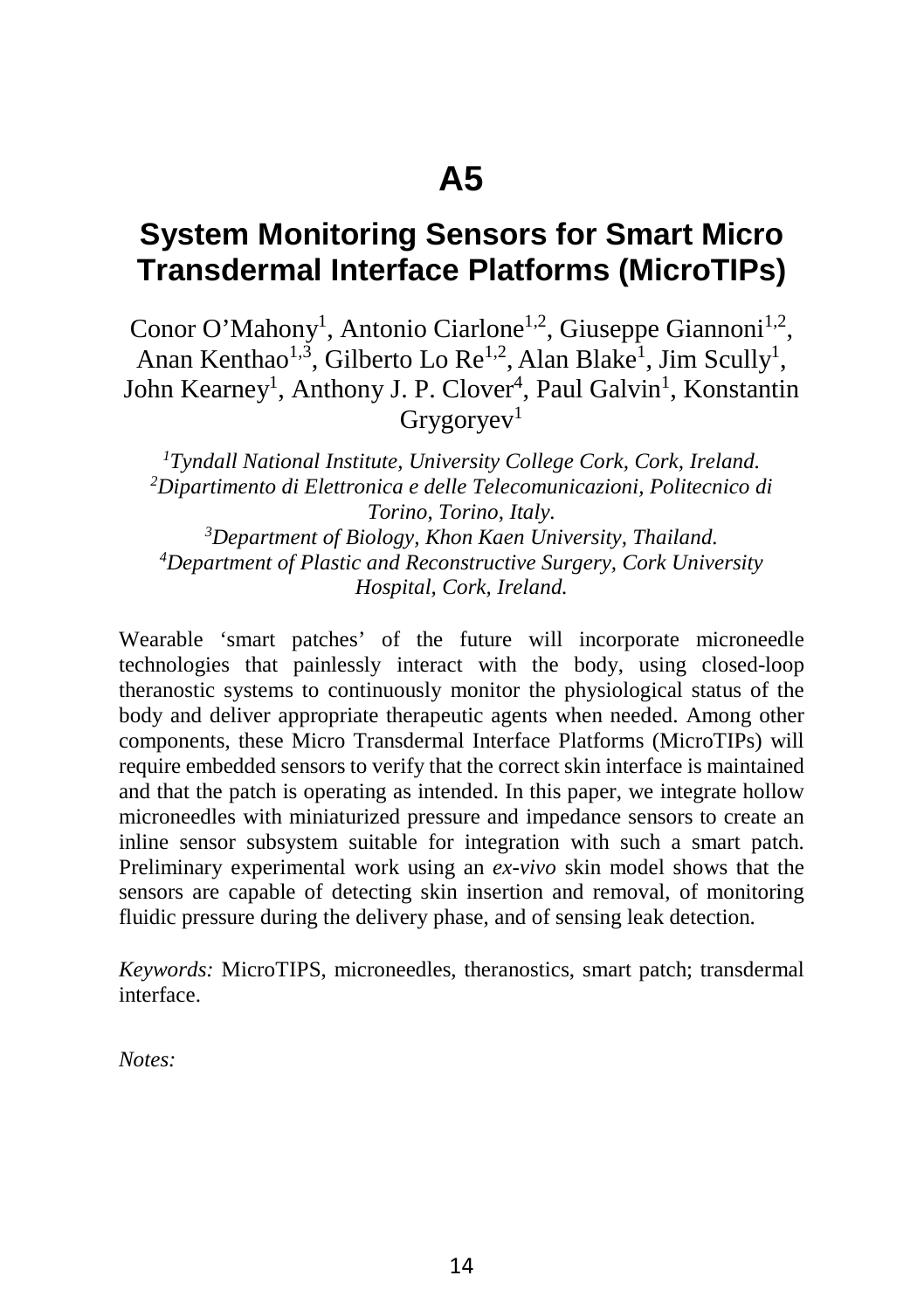# A5

## System Monitoring Sensors for Smart Micro Transdermal Interface Platforms (MicroTIPs)

Conor O'Mahony[1], Antonio Ciarlone[1,2], Giuseppe Giannoni[1,2], Anan Kenthao[1,3], Gilberto Lo Re[1,2], Alan Blake[1], Jim Scully[1], John Kearney[1], Anthony J. P. Clover[4], Paul Galvin[1], Konstantin Grygoryev[1]

*[1]Tyndall National Institute, University College Cork, Cork, Ireland.*
*[2]Dipartimento di Elettronica e delle Telecomunicazioni, Politecnico di Torino, Torino, Italy.*
*[3]Department of Biology, Khon Kaen University, Thailand.*
*[4]Department of Plastic and Reconstructive Surgery, Cork University Hospital, Cork, Ireland.*

Wearable 'smart patches' of the future will incorporate microneedle technologies that painlessly interact with the body, using closed-loop theranostic systems to continuously monitor the physiological status of the body and deliver appropriate therapeutic agents when needed. Among other components, these Micro Transdermal Interface Platforms (MicroTIPs) will require embedded sensors to verify that the correct skin interface is maintained and that the patch is operating as intended. In this paper, we integrate hollow microneedles with miniaturized pressure and impedance sensors to create an inline sensor subsystem suitable for integration with such a smart patch. Preliminary experimental work using an *ex-vivo* skin model shows that the sensors are capable of detecting skin insertion and removal, of monitoring fluidic pressure during the delivery phase, and of sensing leak detection.

*Keywords:* MicroTIPS, microneedles, theranostics, smart patch; transdermal interface.

*Notes:*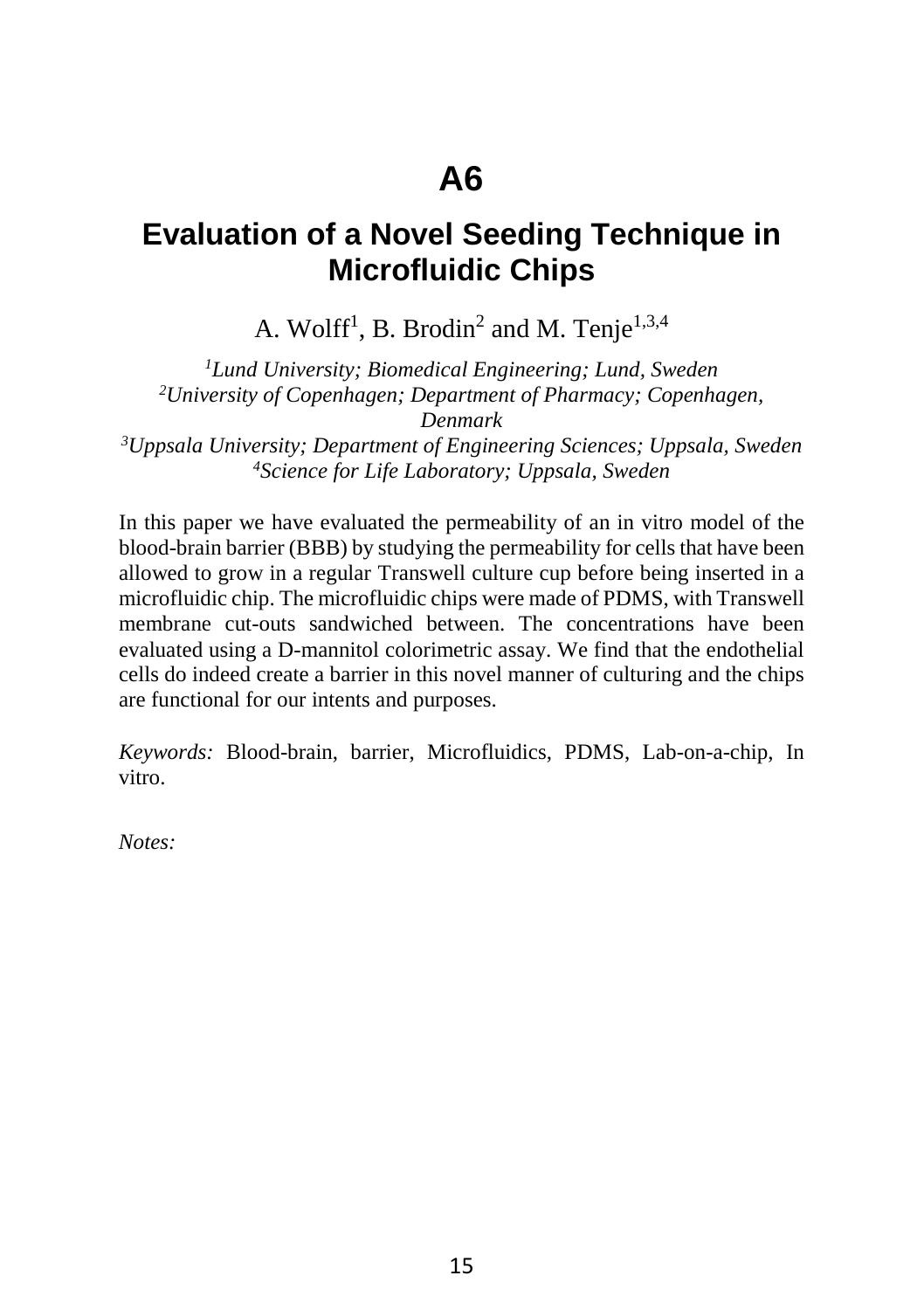# A6

## Evaluation of a Novel Seeding Technique in Microfluidic Chips

A. Wolff[1], B. Brodin[2] and M. Tenje[1,3,4]

*[1]Lund University; Biomedical Engineering; Lund, Sweden*
*[2]University of Copenhagen; Department of Pharmacy; Copenhagen, Denmark*
*[3]Uppsala University; Department of Engineering Sciences; Uppsala, Sweden*
*[4]Science for Life Laboratory; Uppsala, Sweden*

In this paper we have evaluated the permeability of an in vitro model of the blood-brain barrier (BBB) by studying the permeability for cells that have been allowed to grow in a regular Transwell culture cup before being inserted in a microfluidic chip. The microfluidic chips were made of PDMS, with Transwell membrane cut-outs sandwiched between. The concentrations have been evaluated using a D-mannitol colorimetric assay. We find that the endothelial cells do indeed create a barrier in this novel manner of culturing and the chips are functional for our intents and purposes.

*Keywords:* Blood-brain, barrier, Microfluidics, PDMS, Lab-on-a-chip, In vitro.

*Notes:*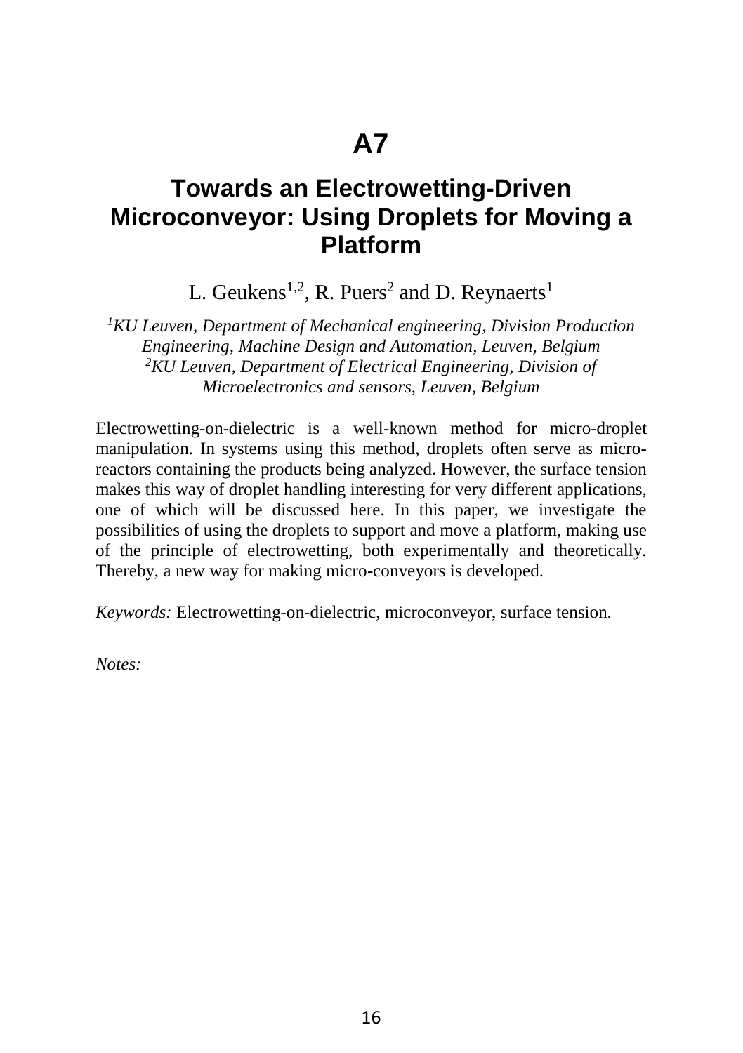# A7

## Towards an Electrowetting-Driven Microconveyor: Using Droplets for Moving a Platform

L. Geukens[1,2], R. Puers[2] and D. Reynaerts[1]

*[1]KU Leuven, Department of Mechanical engineering, Division Production Engineering, Machine Design and Automation, Leuven, Belgium*
*[2]KU Leuven, Department of Electrical Engineering, Division of Microelectronics and sensors, Leuven, Belgium*

Electrowetting-on-dielectric is a well-known method for micro-droplet manipulation. In systems using this method, droplets often serve as micro-reactors containing the products being analyzed. However, the surface tension makes this way of droplet handling interesting for very different applications, one of which will be discussed here. In this paper, we investigate the possibilities of using the droplets to support and move a platform, making use of the principle of electrowetting, both experimentally and theoretically. Thereby, a new way for making micro-conveyors is developed.

*Keywords:* Electrowetting-on-dielectric, microconveyor, surface tension.

*Notes:*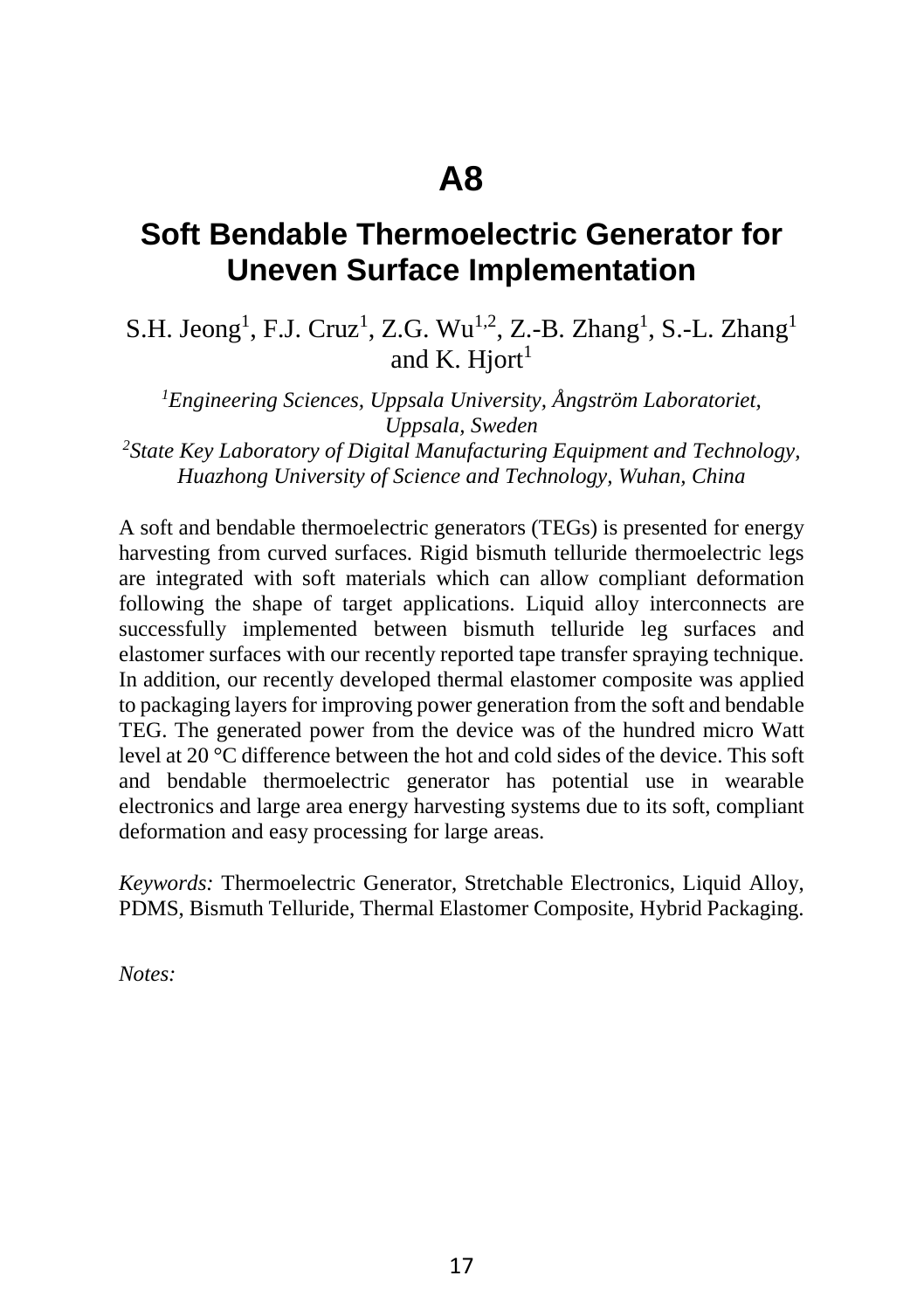# A8

## Soft Bendable Thermoelectric Generator for Uneven Surface Implementation

S.H. Jeong[1], F.J. Cruz[1], Z.G. Wu[1,2], Z.-B. Zhang[1], S.-L. Zhang[1] and K. Hjort[1]

*[1]Engineering Sciences, Uppsala University, Ångström Laboratoriet, Uppsala, Sweden*
*[2]State Key Laboratory of Digital Manufacturing Equipment and Technology, Huazhong University of Science and Technology, Wuhan, China*

A soft and bendable thermoelectric generators (TEGs) is presented for energy harvesting from curved surfaces. Rigid bismuth telluride thermoelectric legs are integrated with soft materials which can allow compliant deformation following the shape of target applications. Liquid alloy interconnects are successfully implemented between bismuth telluride leg surfaces and elastomer surfaces with our recently reported tape transfer spraying technique. In addition, our recently developed thermal elastomer composite was applied to packaging layers for improving power generation from the soft and bendable TEG. The generated power from the device was of the hundred micro Watt level at 20 °C difference between the hot and cold sides of the device. This soft and bendable thermoelectric generator has potential use in wearable electronics and large area energy harvesting systems due to its soft, compliant deformation and easy processing for large areas.

*Keywords:* Thermoelectric Generator, Stretchable Electronics, Liquid Alloy, PDMS, Bismuth Telluride, Thermal Elastomer Composite, Hybrid Packaging.

*Notes:*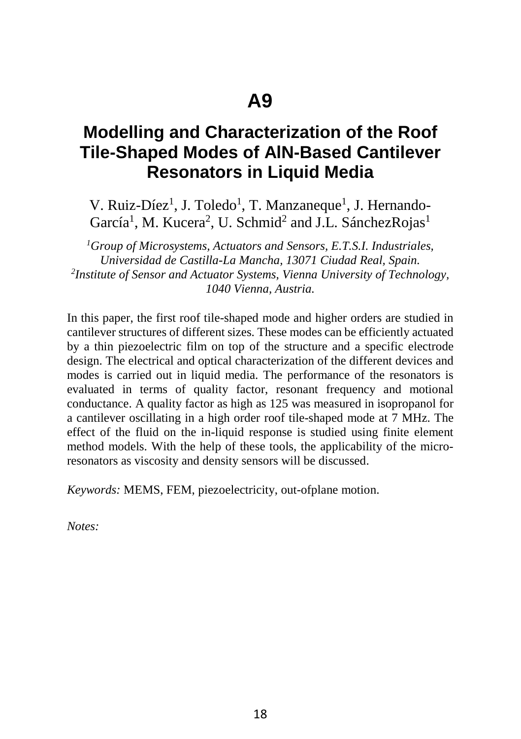# A9

## Modelling and Characterization of the Roof Tile-Shaped Modes of AlN-Based Cantilever Resonators in Liquid Media

V. Ruiz-Díez[1], J. Toledo[1], T. Manzaneque[1], J. Hernando-García[1], M. Kucera[2], U. Schmid[2] and J.L. SánchezRojas[1]

*[1]Group of Microsystems, Actuators and Sensors, E.T.S.I. Industriales, Universidad de Castilla-La Mancha, 13071 Ciudad Real, Spain.*
*[2]Institute of Sensor and Actuator Systems, Vienna University of Technology, 1040 Vienna, Austria.*

In this paper, the first roof tile-shaped mode and higher orders are studied in cantilever structures of different sizes. These modes can be efficiently actuated by a thin piezoelectric film on top of the structure and a specific electrode design. The electrical and optical characterization of the different devices and modes is carried out in liquid media. The performance of the resonators is evaluated in terms of quality factor, resonant frequency and motional conductance. A quality factor as high as 125 was measured in isopropanol for a cantilever oscillating in a high order roof tile-shaped mode at 7 MHz. The effect of the fluid on the in-liquid response is studied using finite element method models. With the help of these tools, the applicability of the micro-resonators as viscosity and density sensors will be discussed.

*Keywords:* MEMS, FEM, piezoelectricity, out-ofplane motion.

*Notes:*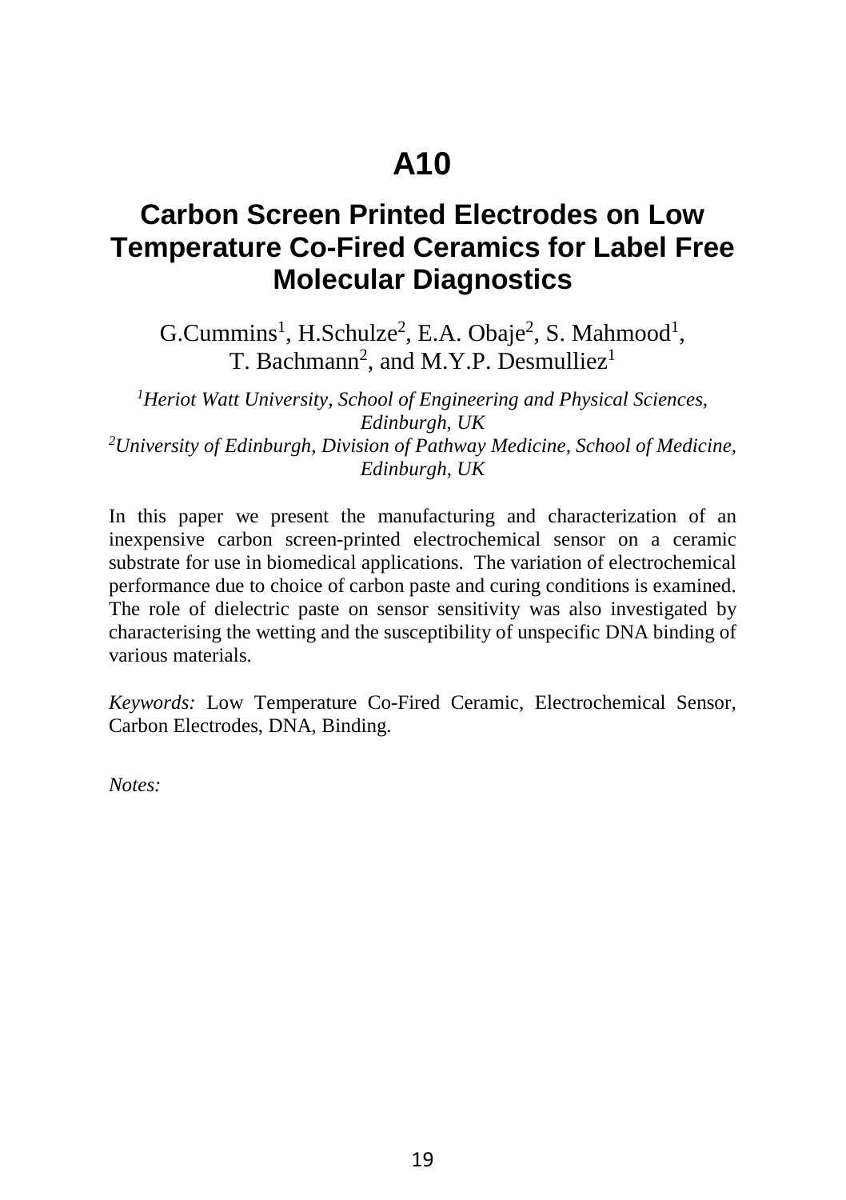# A10

## Carbon Screen Printed Electrodes on Low Temperature Co-Fired Ceramics for Label Free Molecular Diagnostics

G.Cummins[1], H.Schulze[2], E.A. Obaje[2], S. Mahmood[1], T. Bachmann[2], and M.Y.P. Desmulliez[1]

*[1]Heriot Watt University, School of Engineering and Physical Sciences, Edinburgh, UK*
*[2]University of Edinburgh, Division of Pathway Medicine, School of Medicine, Edinburgh, UK*

In this paper we present the manufacturing and characterization of an inexpensive carbon screen-printed electrochemical sensor on a ceramic substrate for use in biomedical applications. The variation of electrochemical performance due to choice of carbon paste and curing conditions is examined. The role of dielectric paste on sensor sensitivity was also investigated by characterising the wetting and the susceptibility of unspecific DNA binding of various materials.

*Keywords:* Low Temperature Co-Fired Ceramic, Electrochemical Sensor, Carbon Electrodes, DNA, Binding.

*Notes:*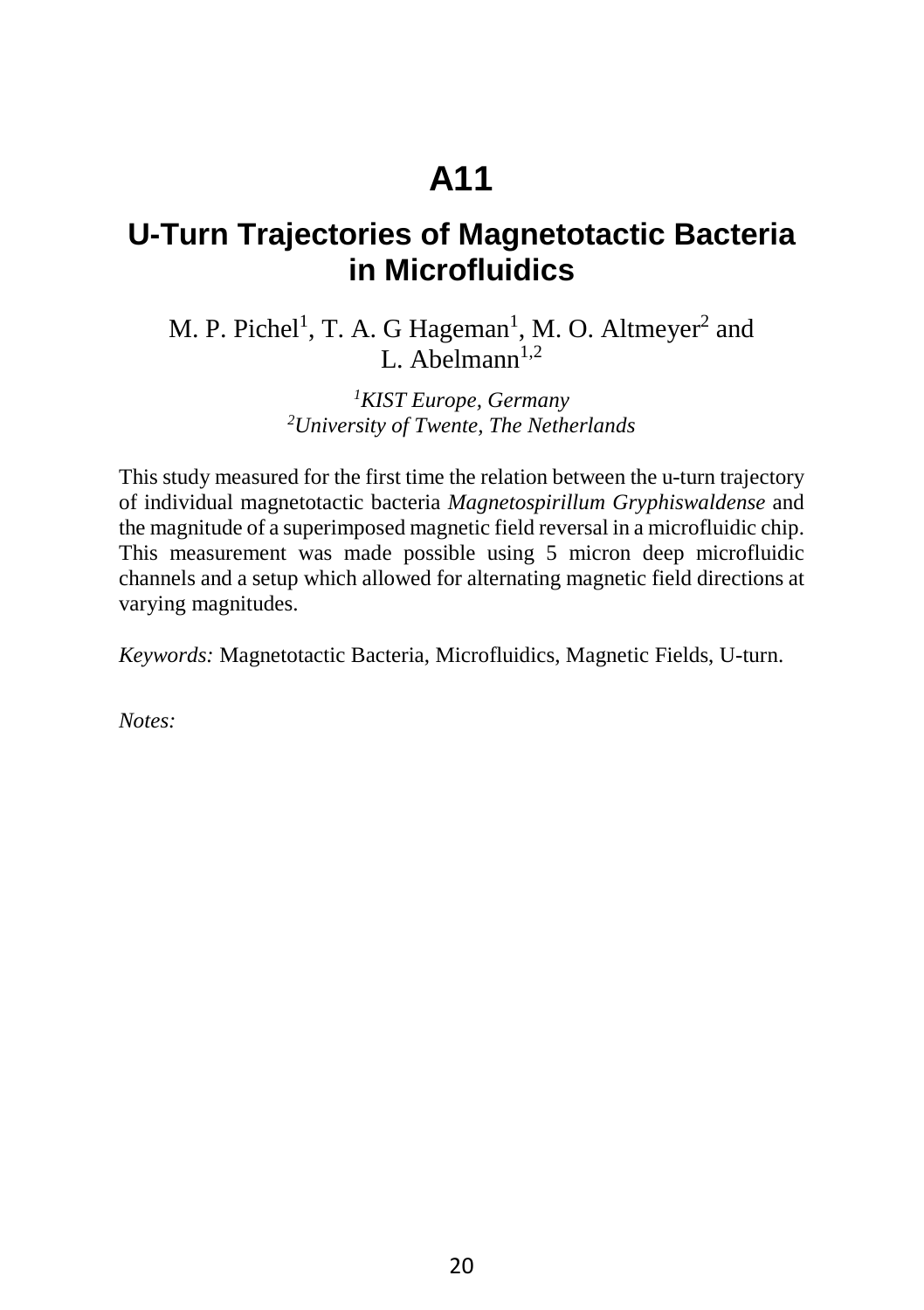# A11

## U-Turn Trajectories of Magnetotactic Bacteria in Microfluidics

M. P. Pichel[1], T. A. G Hageman[1], M. O. Altmeyer[2] and L. Abelmann[1,2]

*[1]KIST Europe, Germany*
*[2]University of Twente, The Netherlands*

This study measured for the first time the relation between the u-turn trajectory of individual magnetotactic bacteria *Magnetospirillum Gryphiswaldense* and the magnitude of a superimposed magnetic field reversal in a microfluidic chip. This measurement was made possible using 5 micron deep microfluidic channels and a setup which allowed for alternating magnetic field directions at varying magnitudes.

*Keywords:* Magnetotactic Bacteria, Microfluidics, Magnetic Fields, U-turn.

*Notes:*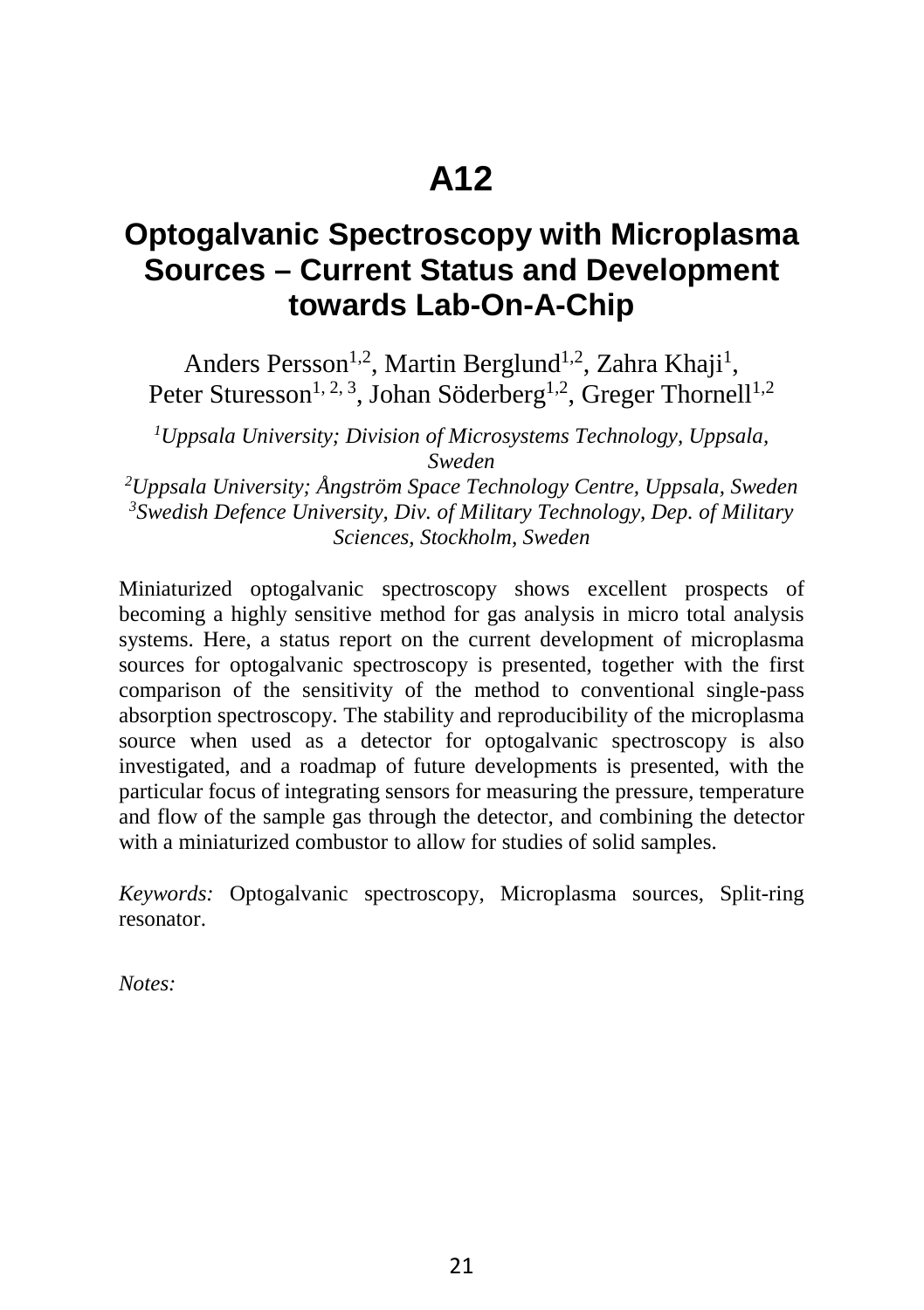# A12

## Optogalvanic Spectroscopy with Microplasma Sources – Current Status and Development towards Lab-On-A-Chip

Anders Persson[1,2], Martin Berglund[1,2], Zahra Khaji[1], Peter Sturesson[1, 2, 3], Johan Söderberg[1,2], Greger Thornell[1,2]

*[1]Uppsala University; Division of Microsystems Technology, Uppsala, Sweden*
*[2]Uppsala University; Ångström Space Technology Centre, Uppsala, Sweden*
*[3]Swedish Defence University, Div. of Military Technology, Dep. of Military Sciences, Stockholm, Sweden*

Miniaturized optogalvanic spectroscopy shows excellent prospects of becoming a highly sensitive method for gas analysis in micro total analysis systems. Here, a status report on the current development of microplasma sources for optogalvanic spectroscopy is presented, together with the first comparison of the sensitivity of the method to conventional single-pass absorption spectroscopy. The stability and reproducibility of the microplasma source when used as a detector for optogalvanic spectroscopy is also investigated, and a roadmap of future developments is presented, with the particular focus of integrating sensors for measuring the pressure, temperature and flow of the sample gas through the detector, and combining the detector with a miniaturized combustor to allow for studies of solid samples.

*Keywords:* Optogalvanic spectroscopy, Microplasma sources, Split-ring resonator.

*Notes:*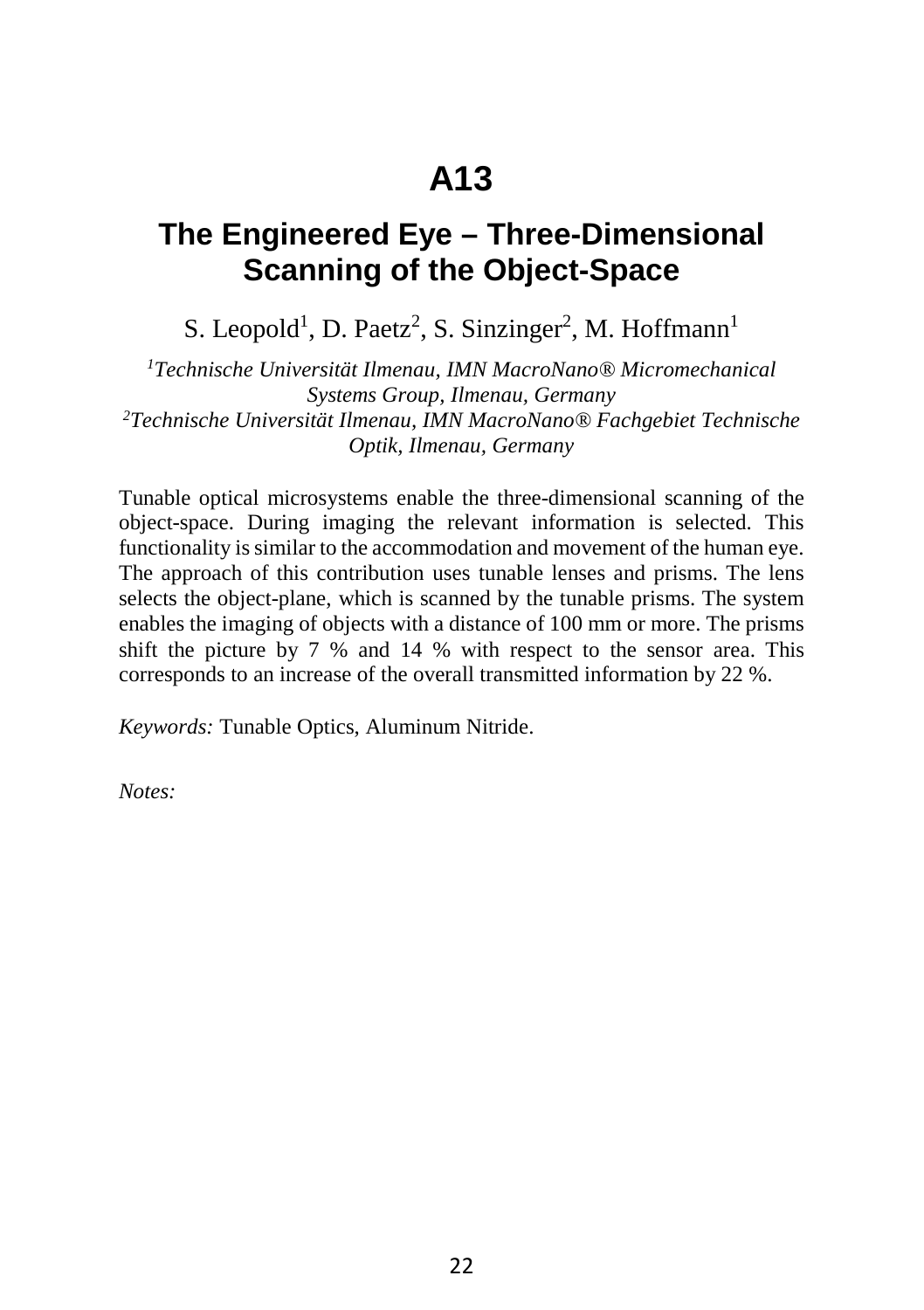# A13

## The Engineered Eye – Three-Dimensional Scanning of the Object-Space

S. Leopold[1], D. Paetz[2], S. Sinzinger[2], M. Hoffmann[1]

*[1]Technische Universität Ilmenau, IMN MacroNano® Micromechanical Systems Group, Ilmenau, Germany*
*[2]Technische Universität Ilmenau, IMN MacroNano® Fachgebiet Technische Optik, Ilmenau, Germany*

Tunable optical microsystems enable the three-dimensional scanning of the object-space. During imaging the relevant information is selected. This functionality is similar to the accommodation and movement of the human eye. The approach of this contribution uses tunable lenses and prisms. The lens selects the object-plane, which is scanned by the tunable prisms. The system enables the imaging of objects with a distance of 100 mm or more. The prisms shift the picture by 7 % and 14 % with respect to the sensor area. This corresponds to an increase of the overall transmitted information by 22 %.

*Keywords:* Tunable Optics, Aluminum Nitride.

*Notes:*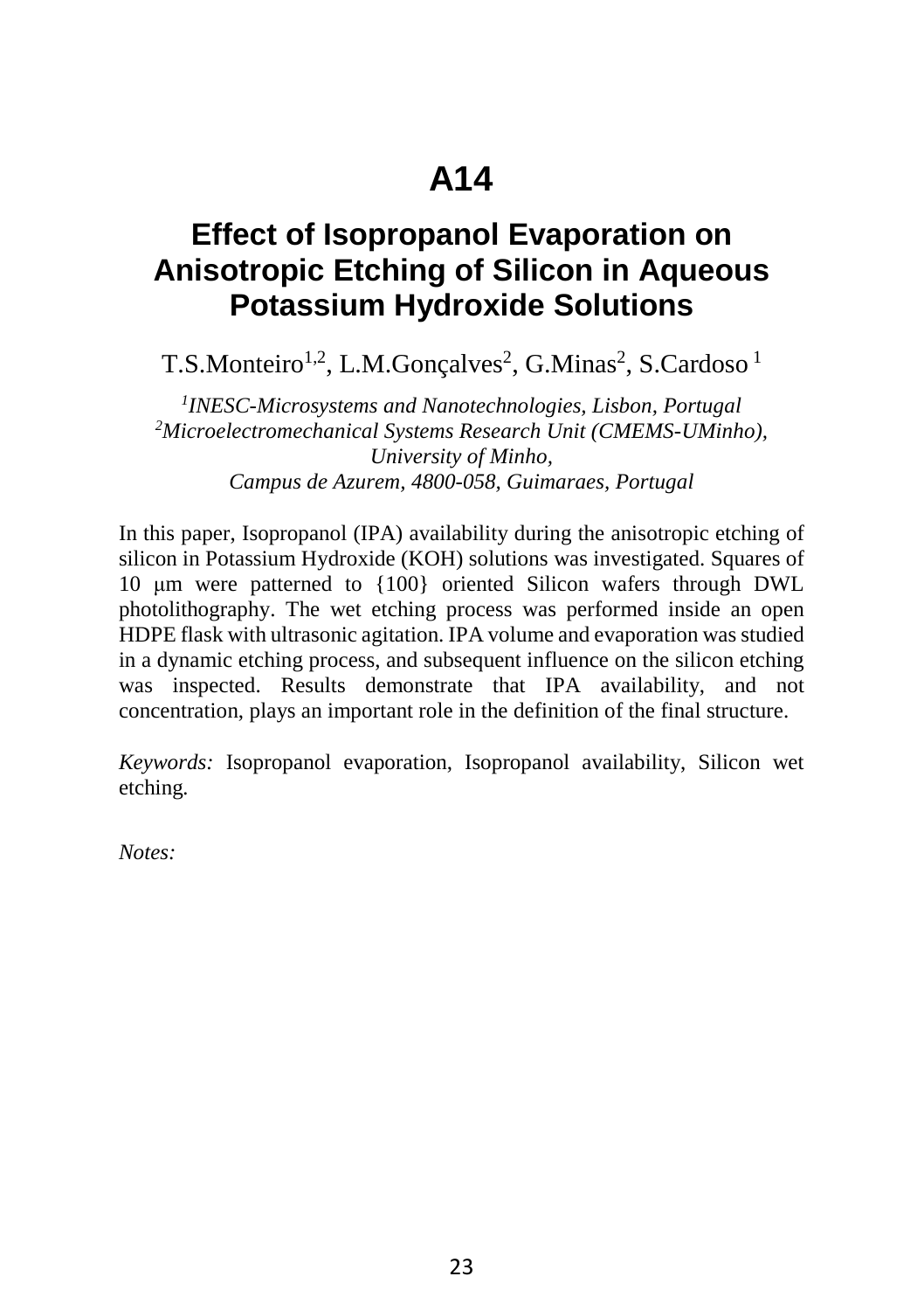# A14

## Effect of Isopropanol Evaporation on Anisotropic Etching of Silicon in Aqueous Potassium Hydroxide Solutions

T.S.Monteiro[1,2], L.M.Gonçalves[2], G.Minas[2], S.Cardoso [1]

*[1]INESC-Microsystems and Nanotechnologies, Lisbon, Portugal*
*[2]Microelectromechanical Systems Research Unit (CMEMS-UMinho), University of Minho, Campus de Azurem, 4800-058, Guimaraes, Portugal*

In this paper, Isopropanol (IPA) availability during the anisotropic etching of silicon in Potassium Hydroxide (KOH) solutions was investigated. Squares of 10 μm were patterned to {100} oriented Silicon wafers through DWL photolithography. The wet etching process was performed inside an open HDPE flask with ultrasonic agitation. IPA volume and evaporation was studied in a dynamic etching process, and subsequent influence on the silicon etching was inspected. Results demonstrate that IPA availability, and not concentration, plays an important role in the definition of the final structure.

*Keywords:* Isopropanol evaporation, Isopropanol availability, Silicon wet etching.

*Notes:*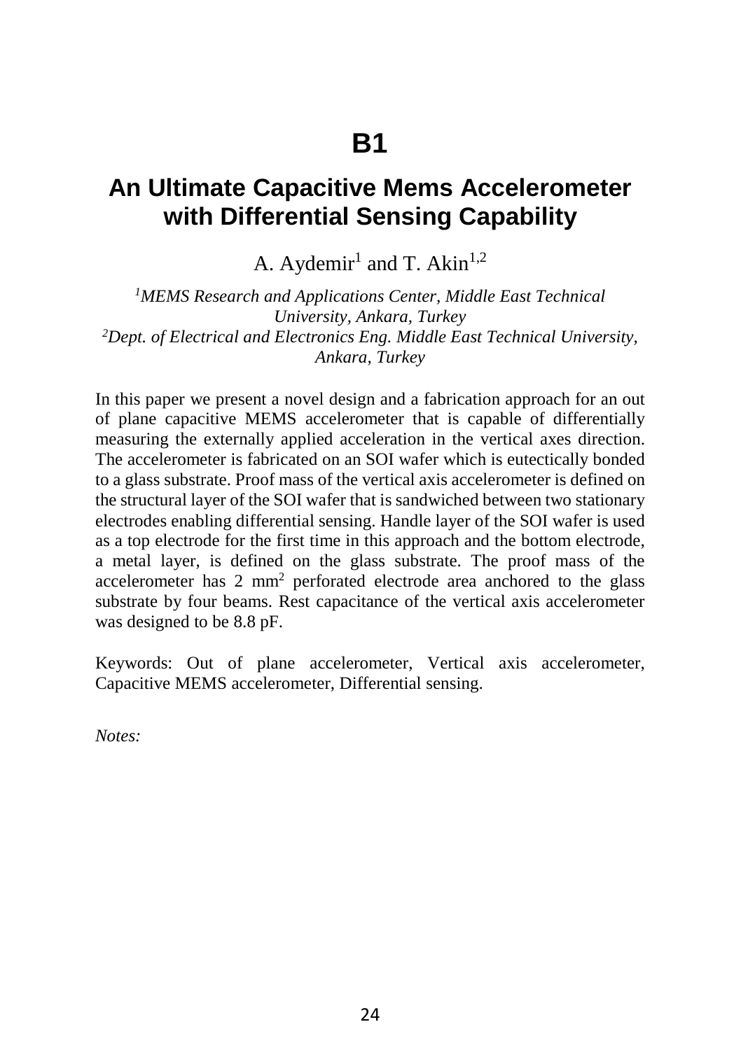# B1

## An Ultimate Capacitive Mems Accelerometer with Differential Sensing Capability

A. Aydemir[1] and T. Akin[1,2]

*[1]MEMS Research and Applications Center, Middle East Technical University, Ankara, Turkey*
*[2]Dept. of Electrical and Electronics Eng. Middle East Technical University, Ankara, Turkey*

In this paper we present a novel design and a fabrication approach for an out of plane capacitive MEMS accelerometer that is capable of differentially measuring the externally applied acceleration in the vertical axes direction. The accelerometer is fabricated on an SOI wafer which is eutectically bonded to a glass substrate. Proof mass of the vertical axis accelerometer is defined on the structural layer of the SOI wafer that is sandwiched between two stationary electrodes enabling differential sensing. Handle layer of the SOI wafer is used as a top electrode for the first time in this approach and the bottom electrode, a metal layer, is defined on the glass substrate. The proof mass of the accelerometer has 2 $mm^2$ perforated electrode area anchored to the glass substrate by four beams. Rest capacitance of the vertical axis accelerometer was designed to be 8.8 pF.

Keywords: Out of plane accelerometer, Vertical axis accelerometer, Capacitive MEMS accelerometer, Differential sensing.

*Notes:*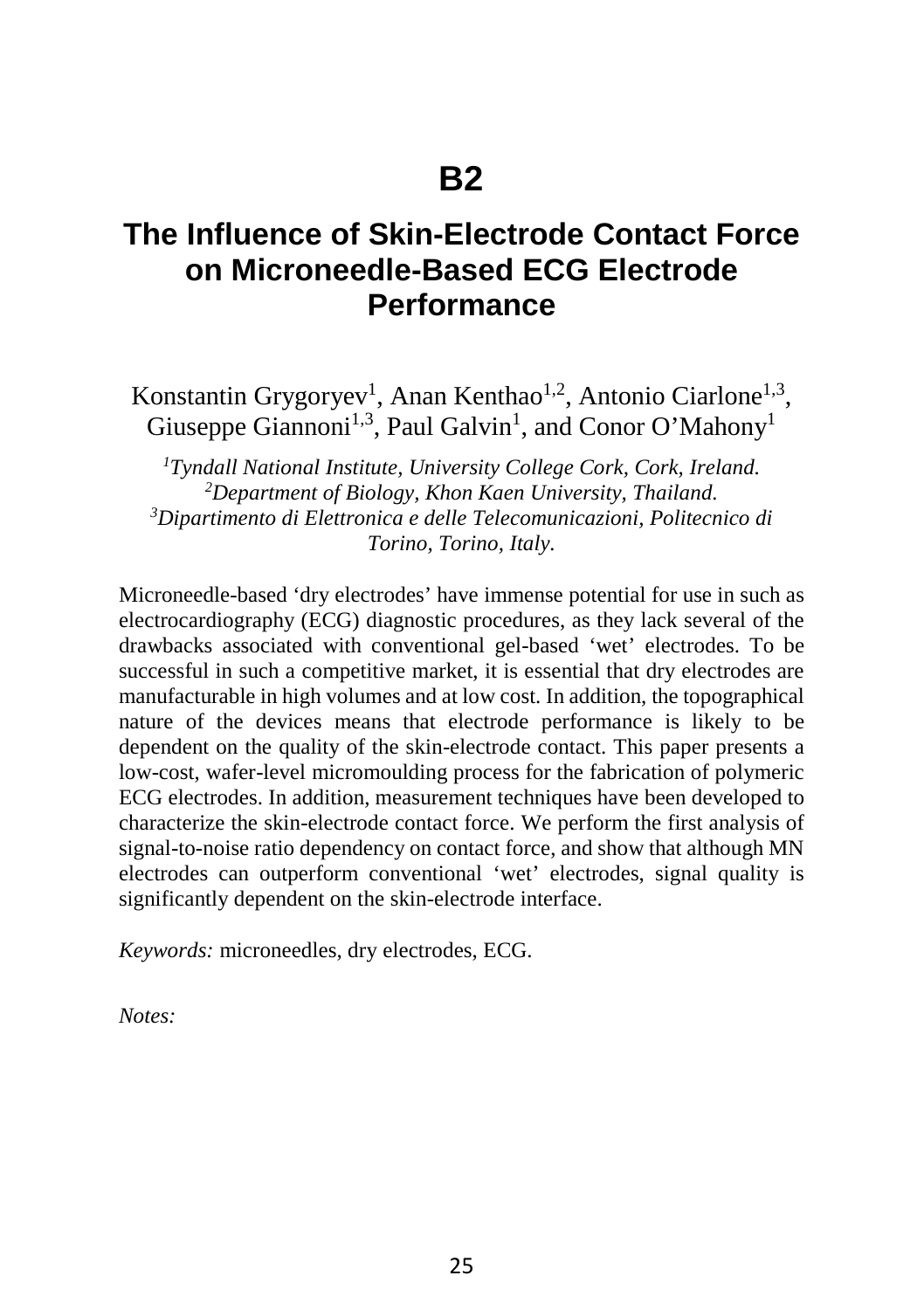# B2

## The Influence of Skin-Electrode Contact Force on Microneedle-Based ECG Electrode Performance

Konstantin Grygoryev[1], Anan Kenthao[1,2], Antonio Ciarlone[1,3], Giuseppe Giannoni[1,3], Paul Galvin[1], and Conor O'Mahony[1]

*[1]Tyndall National Institute, University College Cork, Cork, Ireland.*
*[2]Department of Biology, Khon Kaen University, Thailand.*
*[3]Dipartimento di Elettronica e delle Telecomunicazioni, Politecnico di Torino, Torino, Italy.*

Microneedle-based 'dry electrodes' have immense potential for use in such as electrocardiography (ECG) diagnostic procedures, as they lack several of the drawbacks associated with conventional gel-based 'wet' electrodes. To be successful in such a competitive market, it is essential that dry electrodes are manufacturable in high volumes and at low cost. In addition, the topographical nature of the devices means that electrode performance is likely to be dependent on the quality of the skin-electrode contact. This paper presents a low-cost, wafer-level micromoulding process for the fabrication of polymeric ECG electrodes. In addition, measurement techniques have been developed to characterize the skin-electrode contact force. We perform the first analysis of signal-to-noise ratio dependency on contact force, and show that although MN electrodes can outperform conventional 'wet' electrodes, signal quality is significantly dependent on the skin-electrode interface.

*Keywords:* microneedles, dry electrodes, ECG.

*Notes:*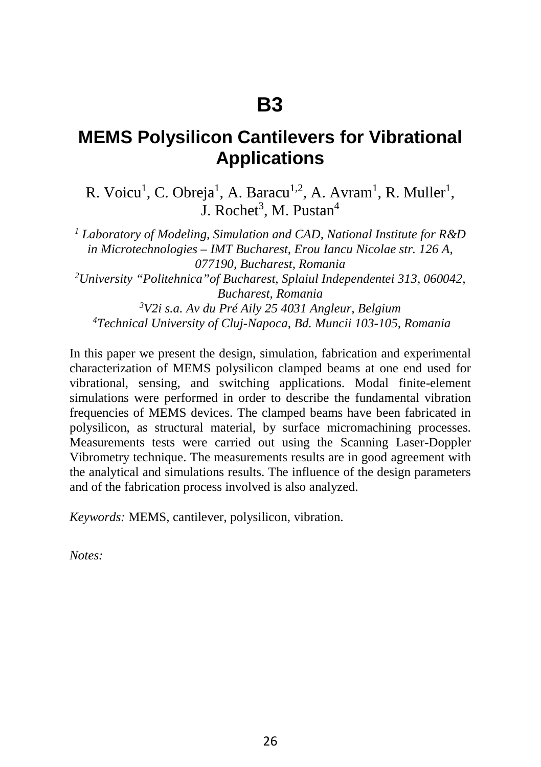# B3

## MEMS Polysilicon Cantilevers for Vibrational Applications

R. Voicu[1], C. Obreja[1], A. Baracu[1,2], A. Avram[1], R. Muller[1], J. Rochet[3], M. Pustan[4]

*[1] Laboratory of Modeling, Simulation and CAD, National Institute for R&D in Microtechnologies – IMT Bucharest, Erou Iancu Nicolae str. 126 A, 077190, Bucharest, Romania*
*[2]University "Politehnica"of Bucharest, Splaiul Independentei 313, 060042, Bucharest, Romania*
*[3]V2i s.a. Av du Pré Aily 25 4031 Angleur, Belgium*
*[4]Technical University of Cluj-Napoca, Bd. Muncii 103-105, Romania*

In this paper we present the design, simulation, fabrication and experimental characterization of MEMS polysilicon clamped beams at one end used for vibrational, sensing, and switching applications. Modal finite-element simulations were performed in order to describe the fundamental vibration frequencies of MEMS devices. The clamped beams have been fabricated in polysilicon, as structural material, by surface micromachining processes. Measurements tests were carried out using the Scanning Laser-Doppler Vibrometry technique. The measurements results are in good agreement with the analytical and simulations results. The influence of the design parameters and of the fabrication process involved is also analyzed.

*Keywords:* MEMS, cantilever, polysilicon, vibration.

*Notes:*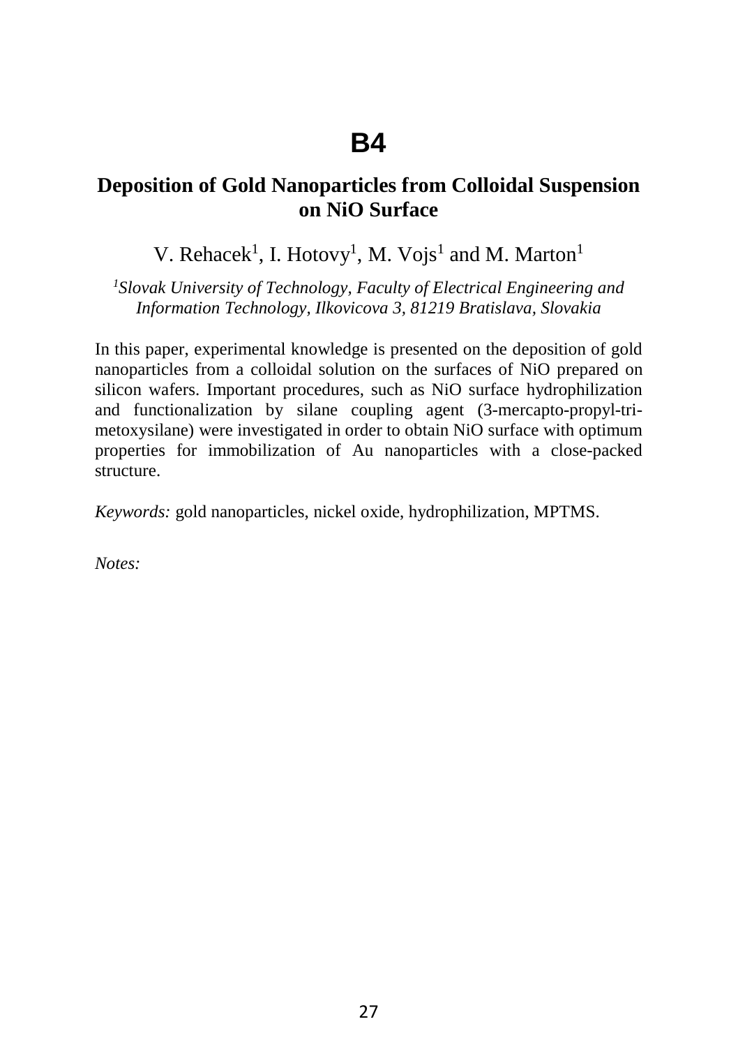# B4

## Deposition of Gold Nanoparticles from Colloidal Suspension on NiO Surface

V. Rehacek[1], I. Hotovy[1], M. Vojs[1] and M. Marton[1]

*[1]Slovak University of Technology, Faculty of Electrical Engineering and Information Technology, Ilkovicova 3, 81219 Bratislava, Slovakia*

In this paper, experimental knowledge is presented on the deposition of gold nanoparticles from a colloidal solution on the surfaces of NiO prepared on silicon wafers. Important procedures, such as NiO surface hydrophilization and functionalization by silane coupling agent (3-mercapto-propyl-tri-metoxysilane) were investigated in order to obtain NiO surface with optimum properties for immobilization of Au nanoparticles with a close-packed structure.

*Keywords:* gold nanoparticles, nickel oxide, hydrophilization, MPTMS.

*Notes:*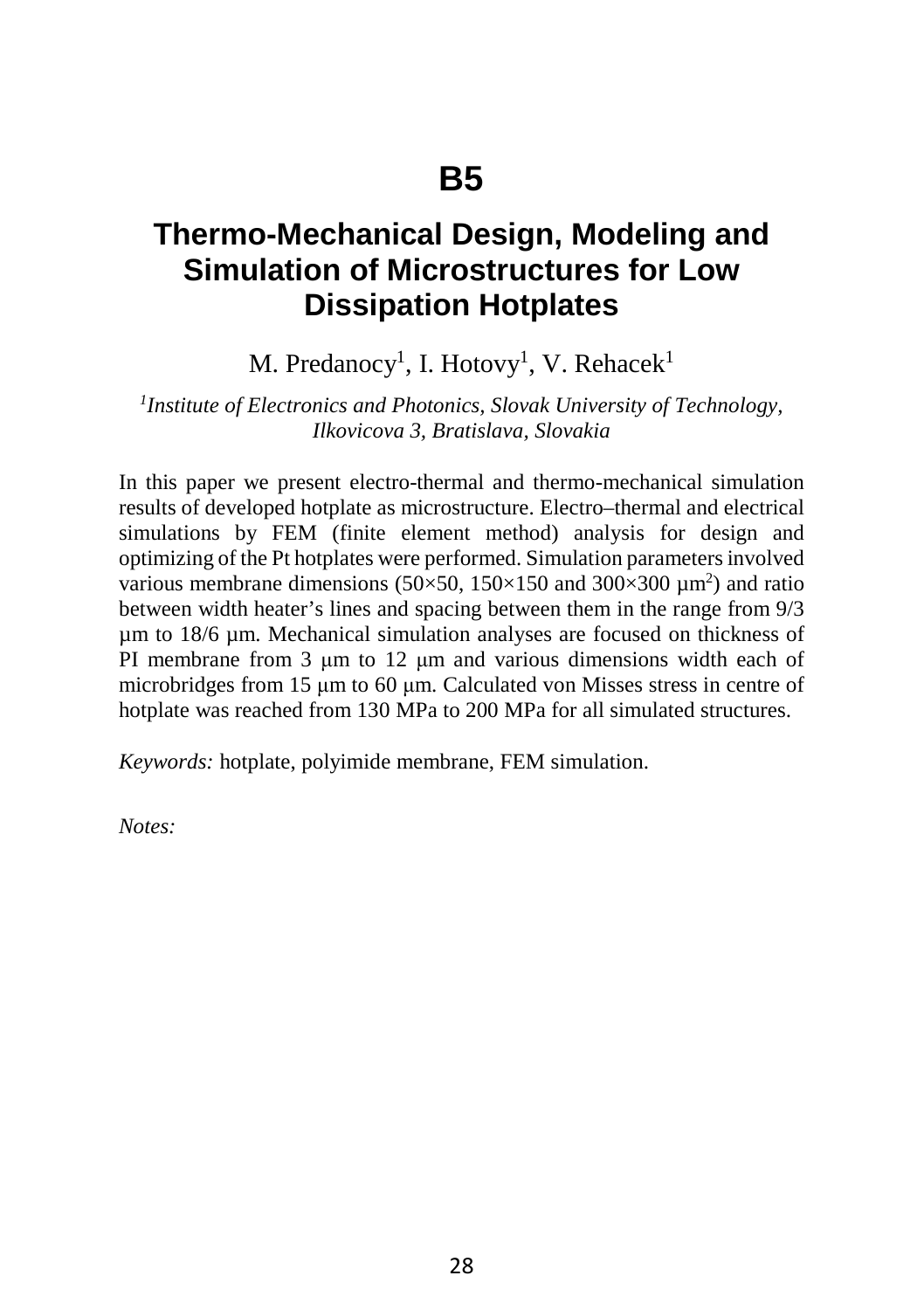# B5

## Thermo-Mechanical Design, Modeling and Simulation of Microstructures for Low Dissipation Hotplates

M. Predanocy[1], I. Hotovy[1], V. Rehacek[1]

*[1]Institute of Electronics and Photonics, Slovak University of Technology, Ilkovicova 3, Bratislava, Slovakia*

In this paper we present electro-thermal and thermo-mechanical simulation results of developed hotplate as microstructure. Electro–thermal and electrical simulations by FEM (finite element method) analysis for design and optimizing of the Pt hotplates were performed. Simulation parameters involved various membrane dimensions (50×50, 150×150 and 300×300 $\mu m^2$) and ratio between width heater's lines and spacing between them in the range from 9/3 µm to 18/6 µm. Mechanical simulation analyses are focused on thickness of PI membrane from 3 µm to 12 µm and various dimensions width each of microbridges from 15 µm to 60 µm. Calculated von Misses stress in centre of hotplate was reached from 130 MPa to 200 MPa for all simulated structures.

*Keywords:* hotplate, polyimide membrane, FEM simulation.

*Notes:*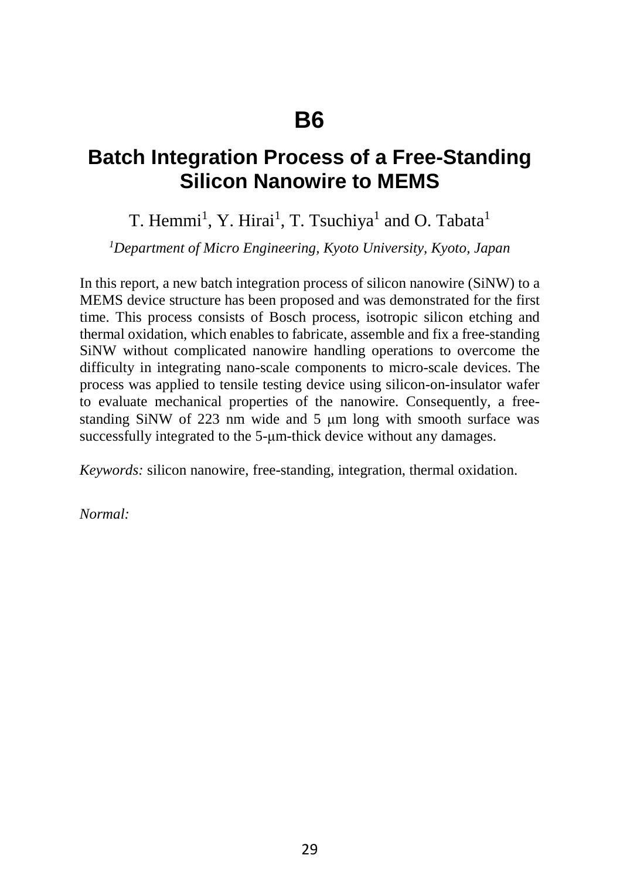# B6

## Batch Integration Process of a Free-Standing Silicon Nanowire to MEMS

T. Hemmi[1], Y. Hirai[1], T. Tsuchiya[1] and O. Tabata[1]

*[1]Department of Micro Engineering, Kyoto University, Kyoto, Japan*

In this report, a new batch integration process of silicon nanowire (SiNW) to a MEMS device structure has been proposed and was demonstrated for the first time. This process consists of Bosch process, isotropic silicon etching and thermal oxidation, which enables to fabricate, assemble and fix a free-standing SiNW without complicated nanowire handling operations to overcome the difficulty in integrating nano-scale components to micro-scale devices. The process was applied to tensile testing device using silicon-on-insulator wafer to evaluate mechanical properties of the nanowire. Consequently, a free-standing SiNW of 223 nm wide and 5 μm long with smooth surface was successfully integrated to the 5-μm-thick device without any damages.

*Keywords:* silicon nanowire, free-standing, integration, thermal oxidation.

*Normal:*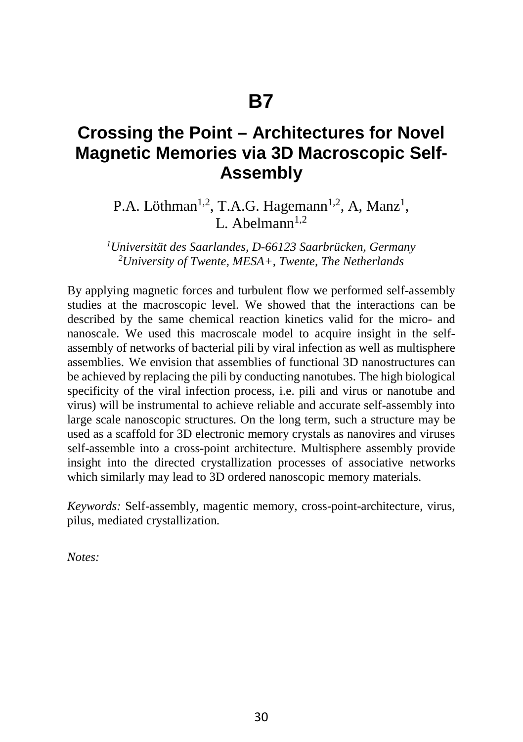# B7

## Crossing the Point – Architectures for Novel Magnetic Memories via 3D Macroscopic Self-Assembly

P.A. Löthman[1,2], T.A.G. Hagemann[1,2], A, Manz[1], L. Abelmann[1,2]

*[1]Universität des Saarlandes, D-66123 Saarbrücken, Germany*
*[2]University of Twente, MESA+, Twente, The Netherlands*

By applying magnetic forces and turbulent flow we performed self-assembly studies at the macroscopic level. We showed that the interactions can be described by the same chemical reaction kinetics valid for the micro- and nanoscale. We used this macroscale model to acquire insight in the self-assembly of networks of bacterial pili by viral infection as well as multisphere assemblies. We envision that assemblies of functional 3D nanostructures can be achieved by replacing the pili by conducting nanotubes. The high biological specificity of the viral infection process, i.e. pili and virus or nanotube and virus) will be instrumental to achieve reliable and accurate self-assembly into large scale nanoscopic structures. On the long term, such a structure may be used as a scaffold for 3D electronic memory crystals as nanovires and viruses self-assemble into a cross-point architecture. Multisphere assembly provide insight into the directed crystallization processes of associative networks which similarly may lead to 3D ordered nanoscopic memory materials.

*Keywords:* Self-assembly, magentic memory, cross-point-architecture, virus, pilus, mediated crystallization.

*Notes:*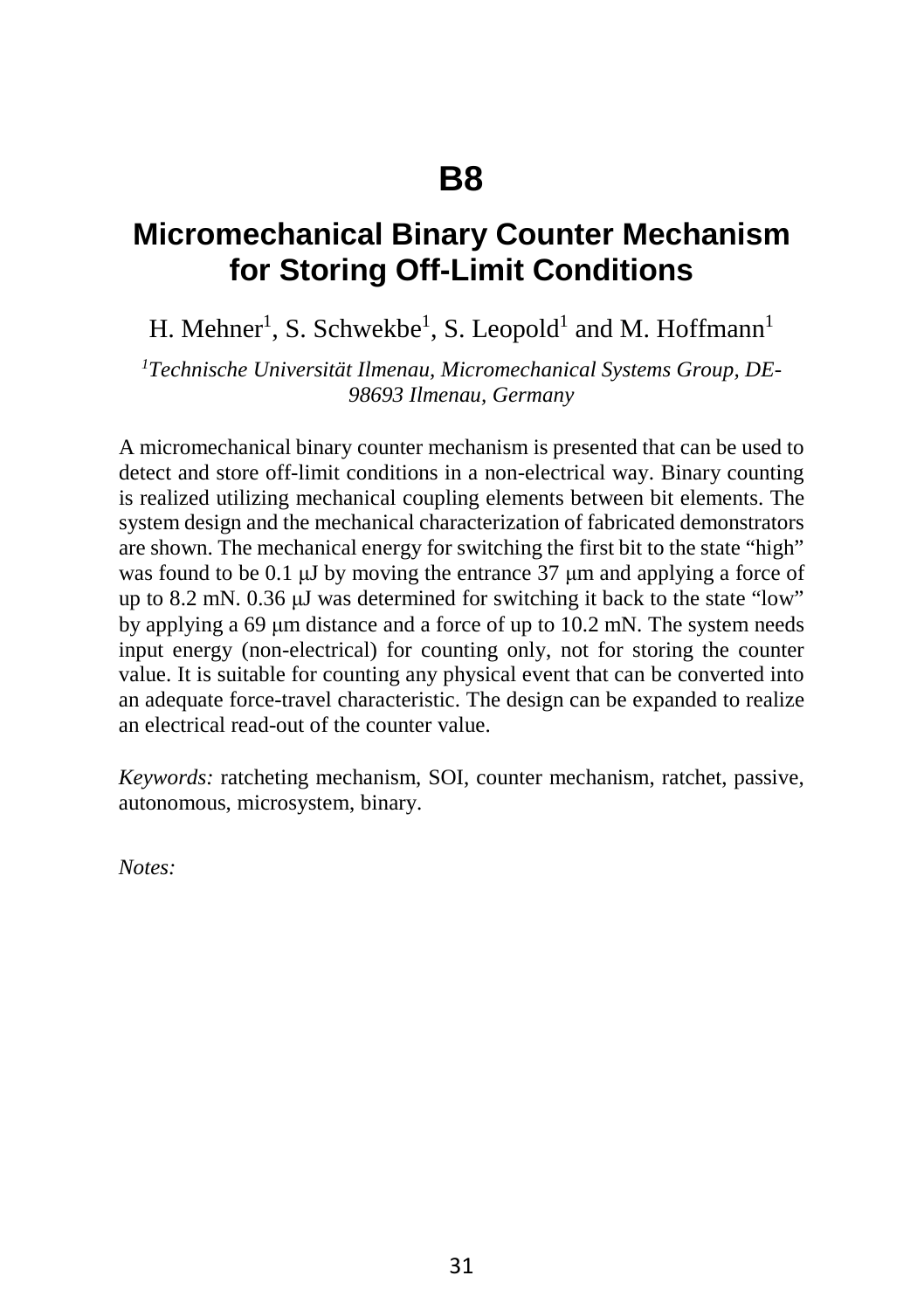# B8

## Micromechanical Binary Counter Mechanism for Storing Off-Limit Conditions

H. Mehner[1], S. Schwekbe[1], S. Leopold[1] and M. Hoffmann[1]

*[1]Technische Universität Ilmenau, Micromechanical Systems Group, DE-98693 Ilmenau, Germany*

A micromechanical binary counter mechanism is presented that can be used to detect and store off-limit conditions in a non-electrical way. Binary counting is realized utilizing mechanical coupling elements between bit elements. The system design and the mechanical characterization of fabricated demonstrators are shown. The mechanical energy for switching the first bit to the state "high" was found to be 0.1 μJ by moving the entrance 37 μm and applying a force of up to 8.2 mN. 0.36 μJ was determined for switching it back to the state "low" by applying a 69 μm distance and a force of up to 10.2 mN. The system needs input energy (non-electrical) for counting only, not for storing the counter value. It is suitable for counting any physical event that can be converted into an adequate force-travel characteristic. The design can be expanded to realize an electrical read-out of the counter value.

*Keywords:* ratcheting mechanism, SOI, counter mechanism, ratchet, passive, autonomous, microsystem, binary.

*Notes:*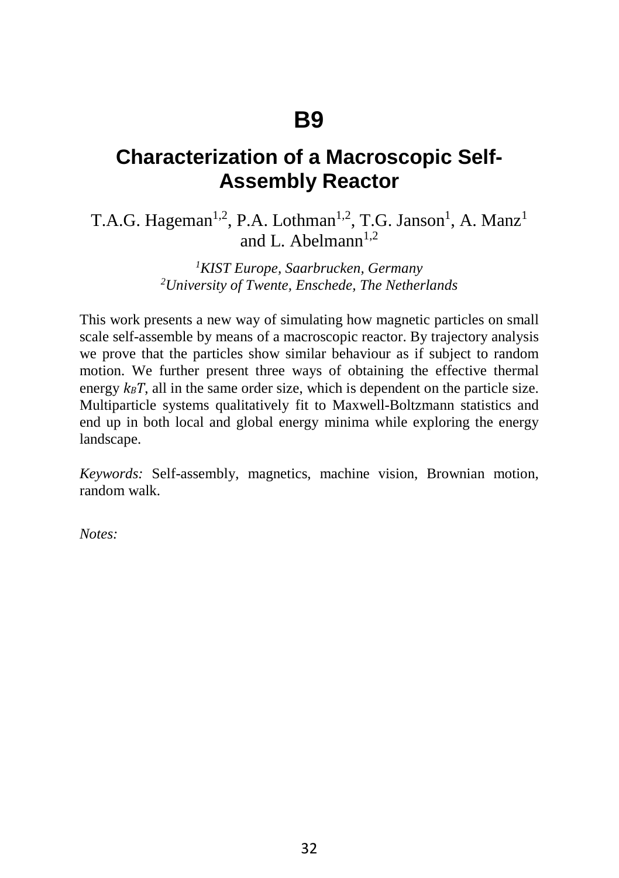# B9

## Characterization of a Macroscopic Self-Assembly Reactor

T.A.G. Hageman[1,2], P.A. Lothman[1,2], T.G. Janson[1], A. Manz[1] and L. Abelmann[1,2]

*[1]KIST Europe, Saarbrucken, Germany*
*[2]University of Twente, Enschede, The Netherlands*

This work presents a new way of simulating how magnetic particles on small scale self-assemble by means of a macroscopic reactor. By trajectory analysis we prove that the particles show similar behaviour as if subject to random motion. We further present three ways of obtaining the effective thermal energy $k_BT$, all in the same order size, which is dependent on the particle size. Multiparticle systems qualitatively fit to Maxwell-Boltzmann statistics and end up in both local and global energy minima while exploring the energy landscape.

*Keywords:* Self-assembly, magnetics, machine vision, Brownian motion, random walk.

*Notes:*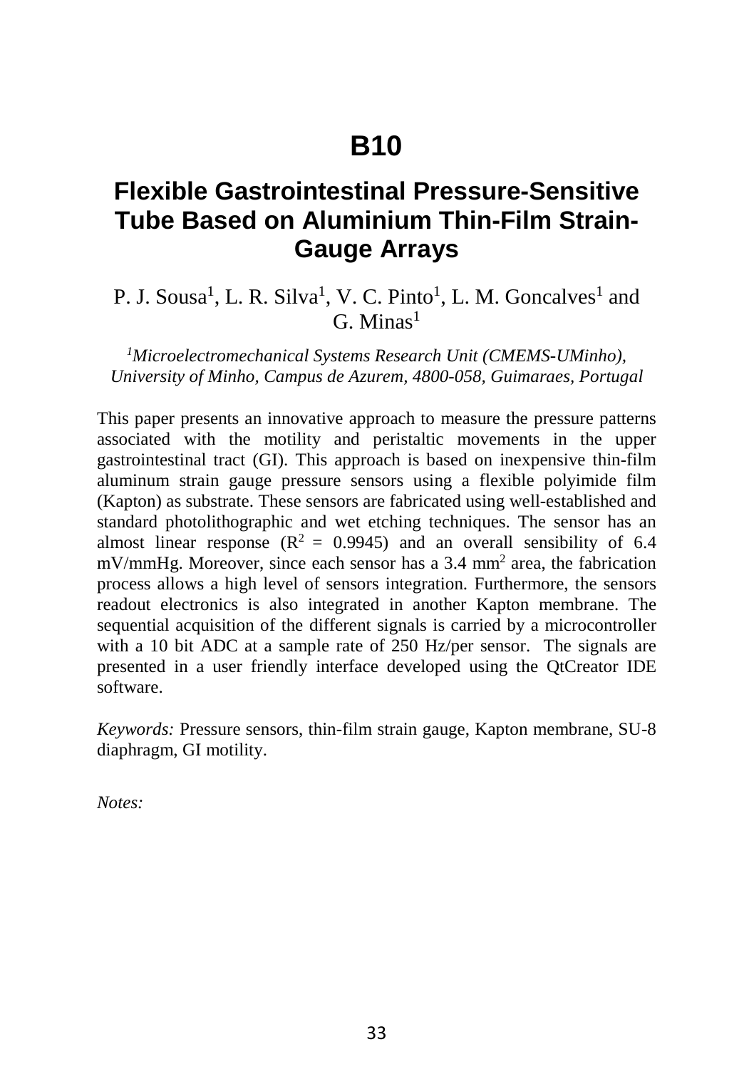# B10

## Flexible Gastrointestinal Pressure-Sensitive Tube Based on Aluminium Thin-Film Strain-Gauge Arrays

P. J. Sousa[1], L. R. Silva[1], V. C. Pinto[1], L. M. Goncalves[1] and G. Minas[1]

*[1]Microelectromechanical Systems Research Unit (CMEMS-UMinho), University of Minho, Campus de Azurem, 4800-058, Guimaraes, Portugal*

This paper presents an innovative approach to measure the pressure patterns associated with the motility and peristaltic movements in the upper gastrointestinal tract (GI). This approach is based on inexpensive thin-film aluminum strain gauge pressure sensors using a flexible polyimide film (Kapton) as substrate. These sensors are fabricated using well-established and standard photolithographic and wet etching techniques. The sensor has an almost linear response ($R^2$ = 0.9945) and an overall sensibility of 6.4 mV/mmHg. Moreover, since each sensor has a 3.4 $mm^2$ area, the fabrication process allows a high level of sensors integration. Furthermore, the sensors readout electronics is also integrated in another Kapton membrane. The sequential acquisition of the different signals is carried by a microcontroller with a 10 bit ADC at a sample rate of 250 Hz/per sensor. The signals are presented in a user friendly interface developed using the QtCreator IDE software.

*Keywords:* Pressure sensors, thin-film strain gauge, Kapton membrane, SU-8 diaphragm, GI motility.

*Notes:*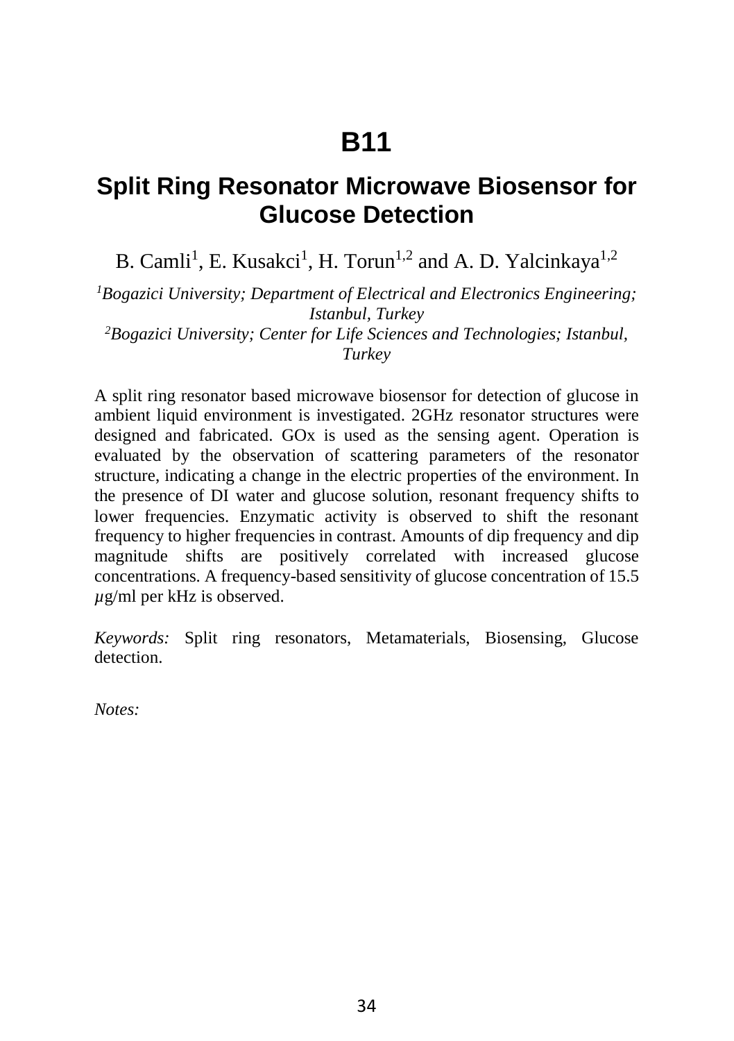# B11

## Split Ring Resonator Microwave Biosensor for Glucose Detection

B. Camli[1], E. Kusakci[1], H. Torun[1,2] and A. D. Yalcinkaya[1,2]

*[1]Bogazici University; Department of Electrical and Electronics Engineering; Istanbul, Turkey*
*[2]Bogazici University; Center for Life Sciences and Technologies; Istanbul, Turkey*

A split ring resonator based microwave biosensor for detection of glucose in ambient liquid environment is investigated. 2GHz resonator structures were designed and fabricated. GOx is used as the sensing agent. Operation is evaluated by the observation of scattering parameters of the resonator structure, indicating a change in the electric properties of the environment. In the presence of DI water and glucose solution, resonant frequency shifts to lower frequencies. Enzymatic activity is observed to shift the resonant frequency to higher frequencies in contrast. Amounts of dip frequency and dip magnitude shifts are positively correlated with increased glucose concentrations. A frequency-based sensitivity of glucose concentration of 15.5 $\mu$g/ml per kHz is observed.

*Keywords:* Split ring resonators, Metamaterials, Biosensing, Glucose detection.

*Notes:*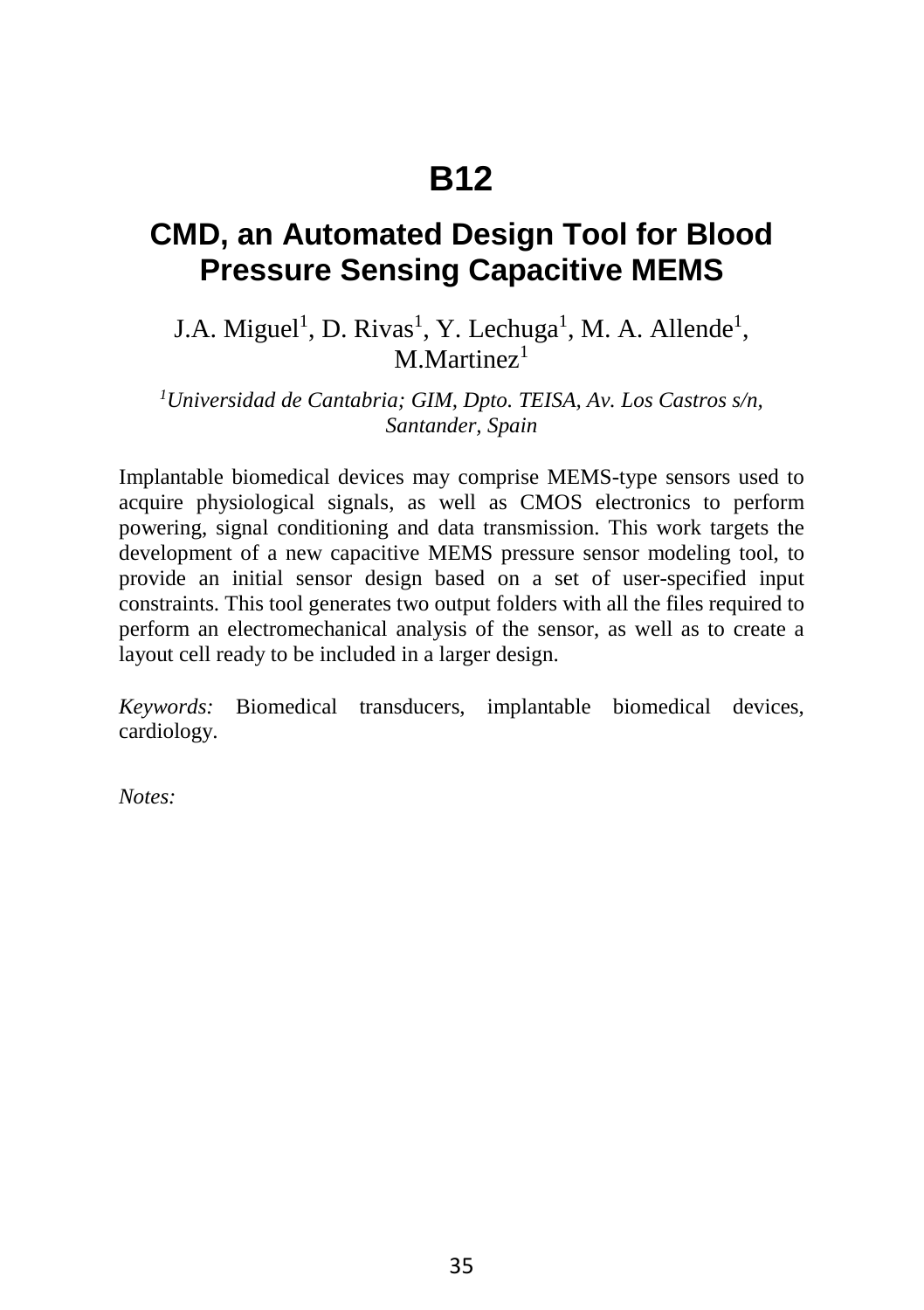# B12

## CMD, an Automated Design Tool for Blood Pressure Sensing Capacitive MEMS

J.A. Miguel[1], D. Rivas[1], Y. Lechuga[1], M. A. Allende[1], M.Martinez[1]

*[1]Universidad de Cantabria; GIM, Dpto. TEISA, Av. Los Castros s/n, Santander, Spain*

Implantable biomedical devices may comprise MEMS-type sensors used to acquire physiological signals, as well as CMOS electronics to perform powering, signal conditioning and data transmission. This work targets the development of a new capacitive MEMS pressure sensor modeling tool, to provide an initial sensor design based on a set of user-specified input constraints. This tool generates two output folders with all the files required to perform an electromechanical analysis of the sensor, as well as to create a layout cell ready to be included in a larger design.

*Keywords:* Biomedical transducers, implantable biomedical devices, cardiology.

*Notes:*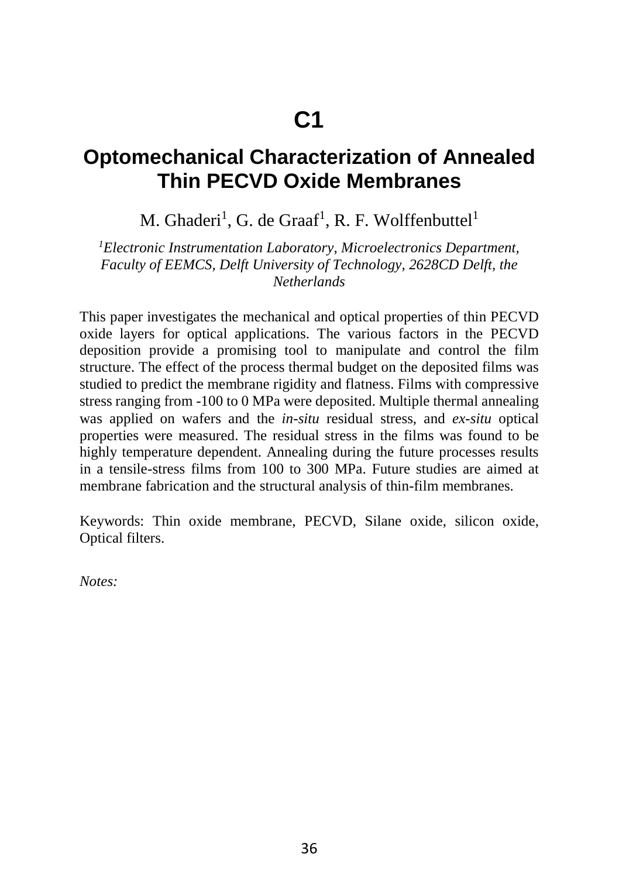# C1

## Optomechanical Characterization of Annealed Thin PECVD Oxide Membranes

M. Ghaderi[1], G. de Graaf[1], R. F. Wolffenbuttel[1]

*[1]Electronic Instrumentation Laboratory, Microelectronics Department, Faculty of EEMCS, Delft University of Technology, 2628CD Delft, the Netherlands*

This paper investigates the mechanical and optical properties of thin PECVD oxide layers for optical applications. The various factors in the PECVD deposition provide a promising tool to manipulate and control the film structure. The effect of the process thermal budget on the deposited films was studied to predict the membrane rigidity and flatness. Films with compressive stress ranging from -100 to 0 MPa were deposited. Multiple thermal annealing was applied on wafers and the *in-situ* residual stress, and *ex-situ* optical properties were measured. The residual stress in the films was found to be highly temperature dependent. Annealing during the future processes results in a tensile-stress films from 100 to 300 MPa. Future studies are aimed at membrane fabrication and the structural analysis of thin-film membranes.

Keywords: Thin oxide membrane, PECVD, Silane oxide, silicon oxide, Optical filters.

*Notes:*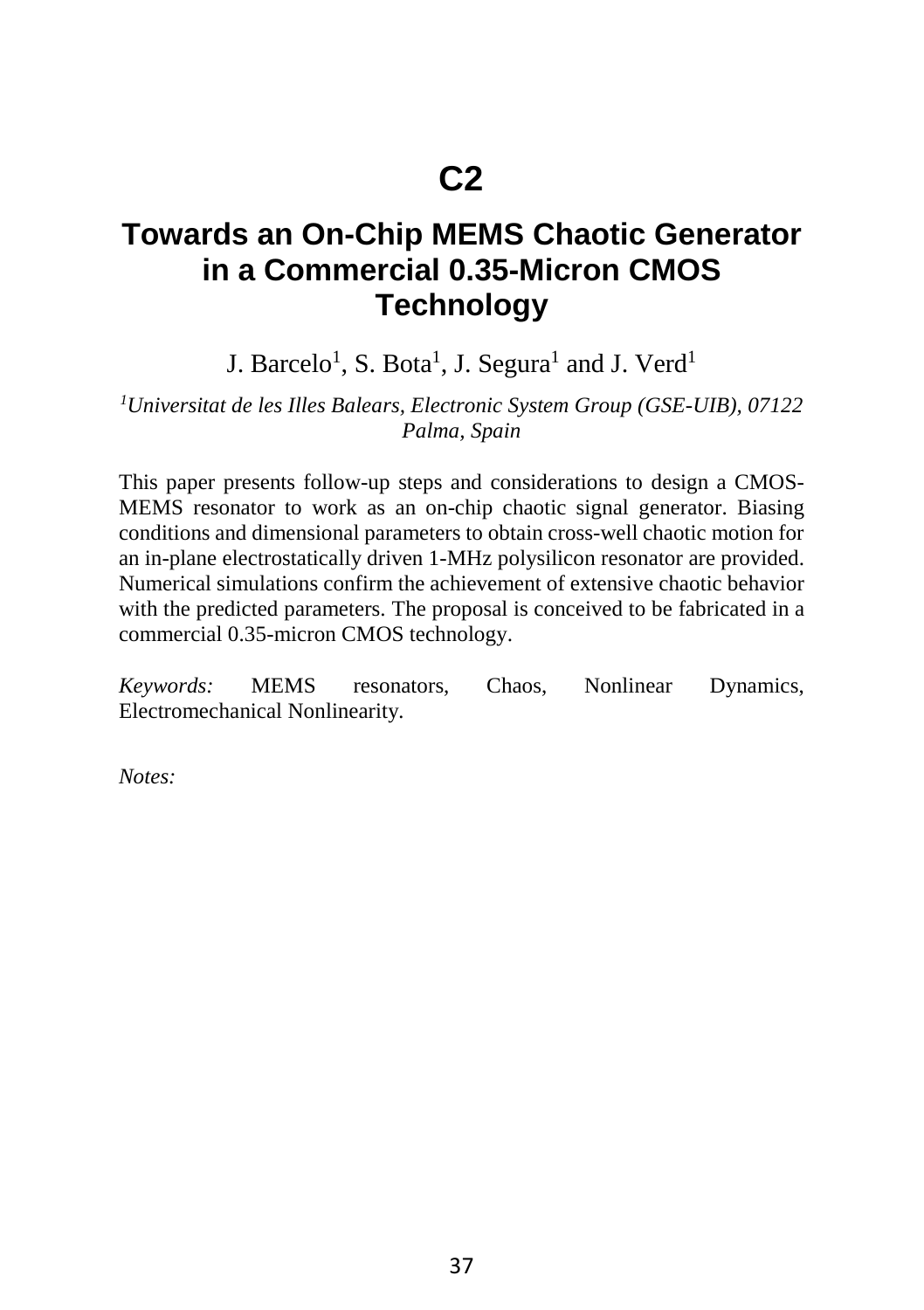# C2

## Towards an On-Chip MEMS Chaotic Generator in a Commercial 0.35-Micron CMOS Technology

J. Barcelo[1], S. Bota[1], J. Segura[1] and J. Verd[1]

*[1]Universitat de les Illes Balears, Electronic System Group (GSE-UIB), 07122 Palma, Spain*

This paper presents follow-up steps and considerations to design a CMOS-MEMS resonator to work as an on-chip chaotic signal generator. Biasing conditions and dimensional parameters to obtain cross-well chaotic motion for an in-plane electrostatically driven 1-MHz polysilicon resonator are provided. Numerical simulations confirm the achievement of extensive chaotic behavior with the predicted parameters. The proposal is conceived to be fabricated in a commercial 0.35-micron CMOS technology.

*Keywords:* MEMS resonators, Chaos, Nonlinear Dynamics, Electromechanical Nonlinearity.

*Notes:*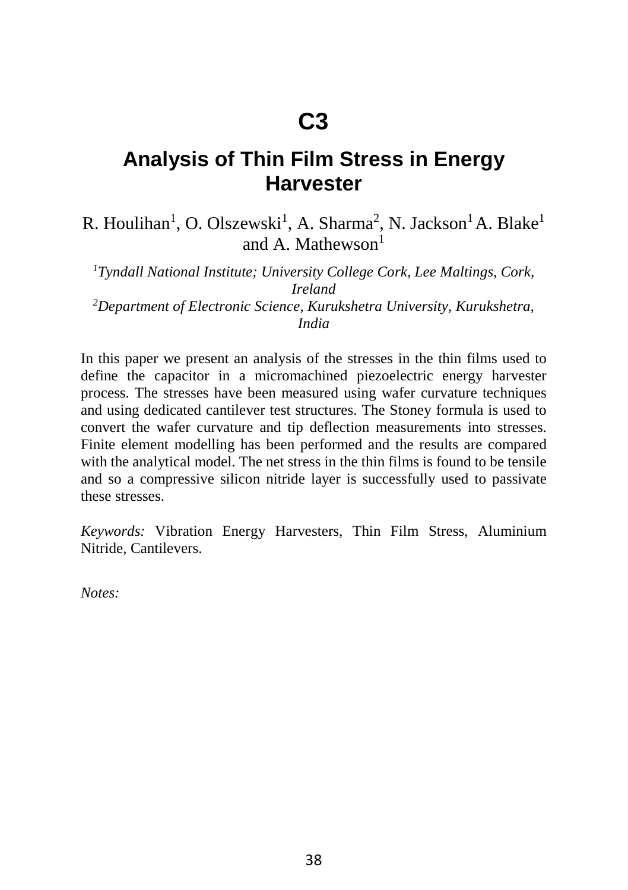# C3

## Analysis of Thin Film Stress in Energy Harvester

R. Houlihan[1], O. Olszewski[1], A. Sharma[2], N. Jackson[1] A. Blake[1] and A. Mathewson[1]

*[1]Tyndall National Institute; University College Cork, Lee Maltings, Cork, Ireland*
*[2]Department of Electronic Science, Kurukshetra University, Kurukshetra, India*

In this paper we present an analysis of the stresses in the thin films used to define the capacitor in a micromachined piezoelectric energy harvester process. The stresses have been measured using wafer curvature techniques and using dedicated cantilever test structures. The Stoney formula is used to convert the wafer curvature and tip deflection measurements into stresses. Finite element modelling has been performed and the results are compared with the analytical model. The net stress in the thin films is found to be tensile and so a compressive silicon nitride layer is successfully used to passivate these stresses.

*Keywords:* Vibration Energy Harvesters, Thin Film Stress, Aluminium Nitride, Cantilevers.

*Notes:*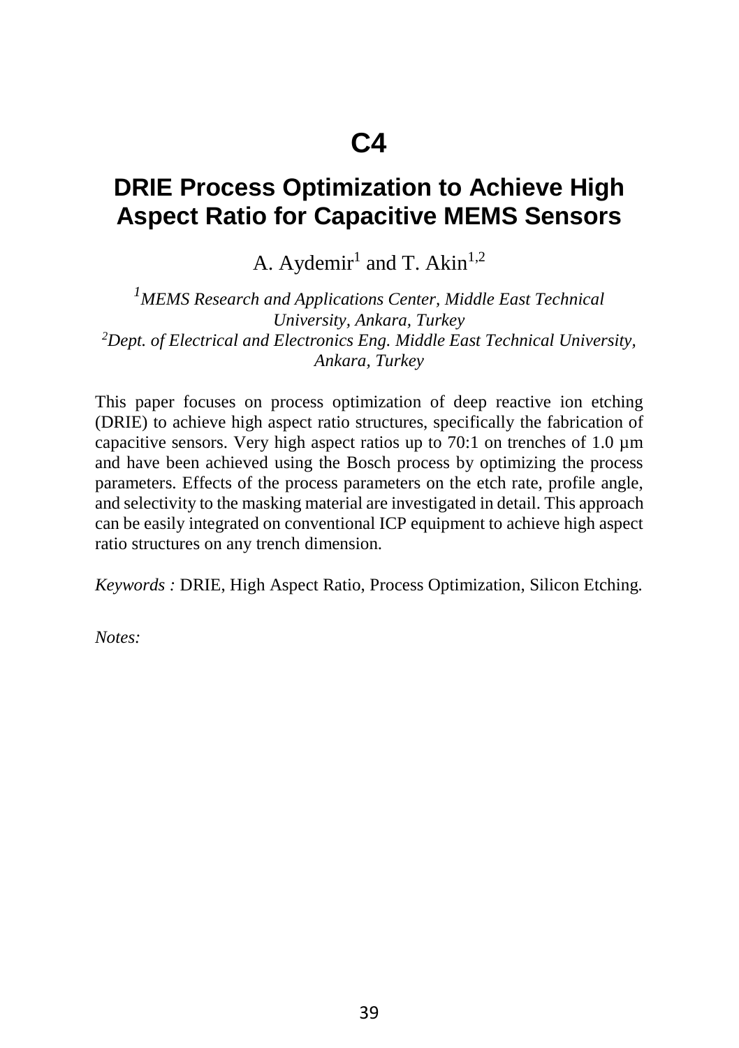# C4

## DRIE Process Optimization to Achieve High Aspect Ratio for Capacitive MEMS Sensors

A. Aydemir[1] and T. Akin[1,2]

*[1]MEMS Research and Applications Center, Middle East Technical University, Ankara, Turkey*
*[2]Dept. of Electrical and Electronics Eng. Middle East Technical University, Ankara, Turkey*

This paper focuses on process optimization of deep reactive ion etching (DRIE) to achieve high aspect ratio structures, specifically the fabrication of capacitive sensors. Very high aspect ratios up to 70:1 on trenches of 1.0 µm and have been achieved using the Bosch process by optimizing the process parameters. Effects of the process parameters on the etch rate, profile angle, and selectivity to the masking material are investigated in detail. This approach can be easily integrated on conventional ICP equipment to achieve high aspect ratio structures on any trench dimension.

*Keywords :* DRIE, High Aspect Ratio, Process Optimization, Silicon Etching.

*Notes:*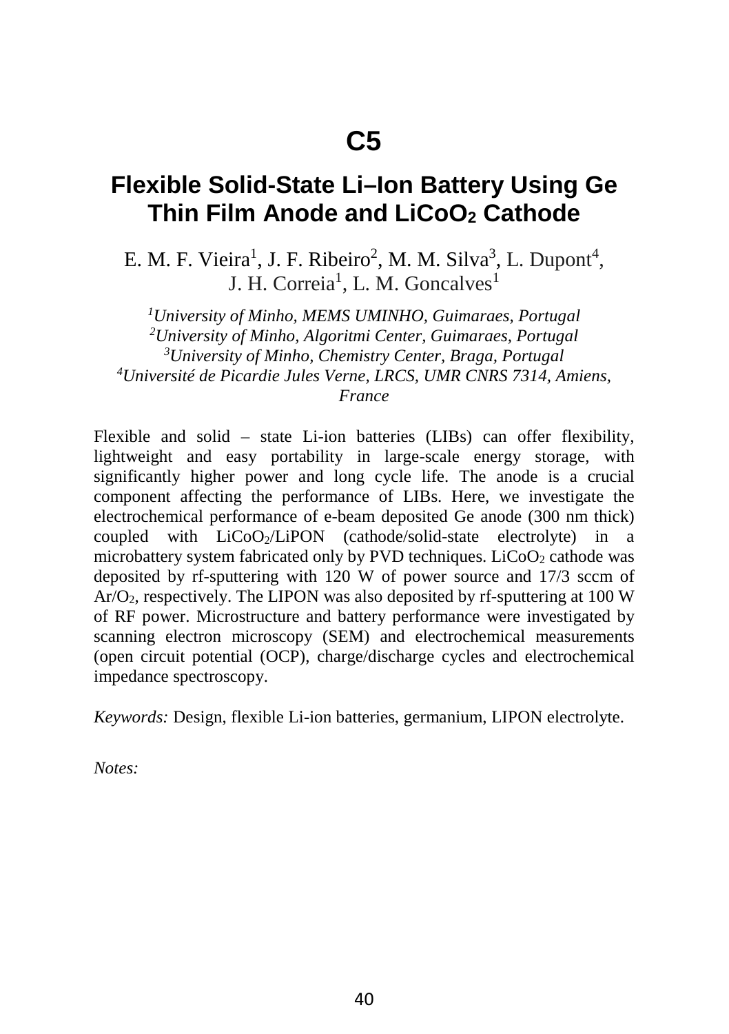# C5

## Flexible Solid-State Li–Ion Battery Using Ge Thin Film Anode and $LiCoO_2$ Cathode

E. M. F. Vieira[1], J. F. Ribeiro[2], M. M. Silva[3], L. Dupont[4], J. H. Correia[1], L. M. Goncalves[1]

*[1]University of Minho, MEMS UMINHO, Guimaraes, Portugal*
*[2]University of Minho, Algoritmi Center, Guimaraes, Portugal*
*[3]University of Minho, Chemistry Center, Braga, Portugal*
*[4]Université de Picardie Jules Verne, LRCS, UMR CNRS 7314, Amiens, France*

Flexible and solid – state Li-ion batteries (LIBs) can offer flexibility, lightweight and easy portability in large-scale energy storage, with significantly higher power and long cycle life. The anode is a crucial component affecting the performance of LIBs. Here, we investigate the electrochemical performance of e-beam deposited Ge anode (300 nm thick) coupled with $LiCoO_2$/LiPON (cathode/solid-state electrolyte) in a microbattery system fabricated only by PVD techniques. $LiCoO_2$ cathode was deposited by rf-sputtering with 120 W of power source and 17/3 sccm of $Ar/O_2$, respectively. The LIPON was also deposited by rf-sputtering at 100 W of RF power. Microstructure and battery performance were investigated by scanning electron microscopy (SEM) and electrochemical measurements (open circuit potential (OCP), charge/discharge cycles and electrochemical impedance spectroscopy.

*Keywords:* Design, flexible Li-ion batteries, germanium, LIPON electrolyte.

*Notes:*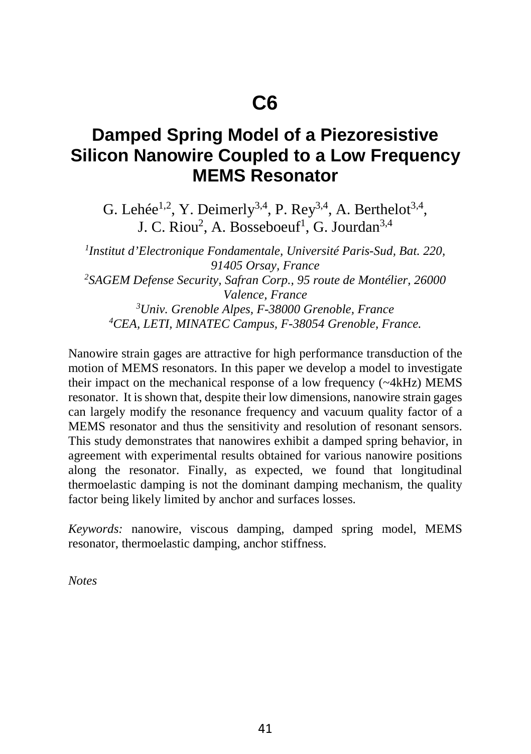# C6

## Damped Spring Model of a Piezoresistive Silicon Nanowire Coupled to a Low Frequency MEMS Resonator

G. Lehée[1,2], Y. Deimerly[3,4], P. Rey[3,4], A. Berthelot[3,4], J. C. Riou[2], A. Bosseboeuf[1], G. Jourdan[3,4]

*[1]Institut d'Electronique Fondamentale, Université Paris-Sud, Bat. 220, 91405 Orsay, France*
*[2]SAGEM Defense Security, Safran Corp., 95 route de Montélier, 26000 Valence, France*
*[3]Univ. Grenoble Alpes, F-38000 Grenoble, France*
*[4]CEA, LETI, MINATEC Campus, F-38054 Grenoble, France.*

Nanowire strain gages are attractive for high performance transduction of the motion of MEMS resonators. In this paper we develop a model to investigate their impact on the mechanical response of a low frequency (~4kHz) MEMS resonator. It is shown that, despite their low dimensions, nanowire strain gages can largely modify the resonance frequency and vacuum quality factor of a MEMS resonator and thus the sensitivity and resolution of resonant sensors. This study demonstrates that nanowires exhibit a damped spring behavior, in agreement with experimental results obtained for various nanowire positions along the resonator. Finally, as expected, we found that longitudinal thermoelastic damping is not the dominant damping mechanism, the quality factor being likely limited by anchor and surfaces losses.

*Keywords:* nanowire, viscous damping, damped spring model, MEMS resonator, thermoelastic damping, anchor stiffness.

*Notes*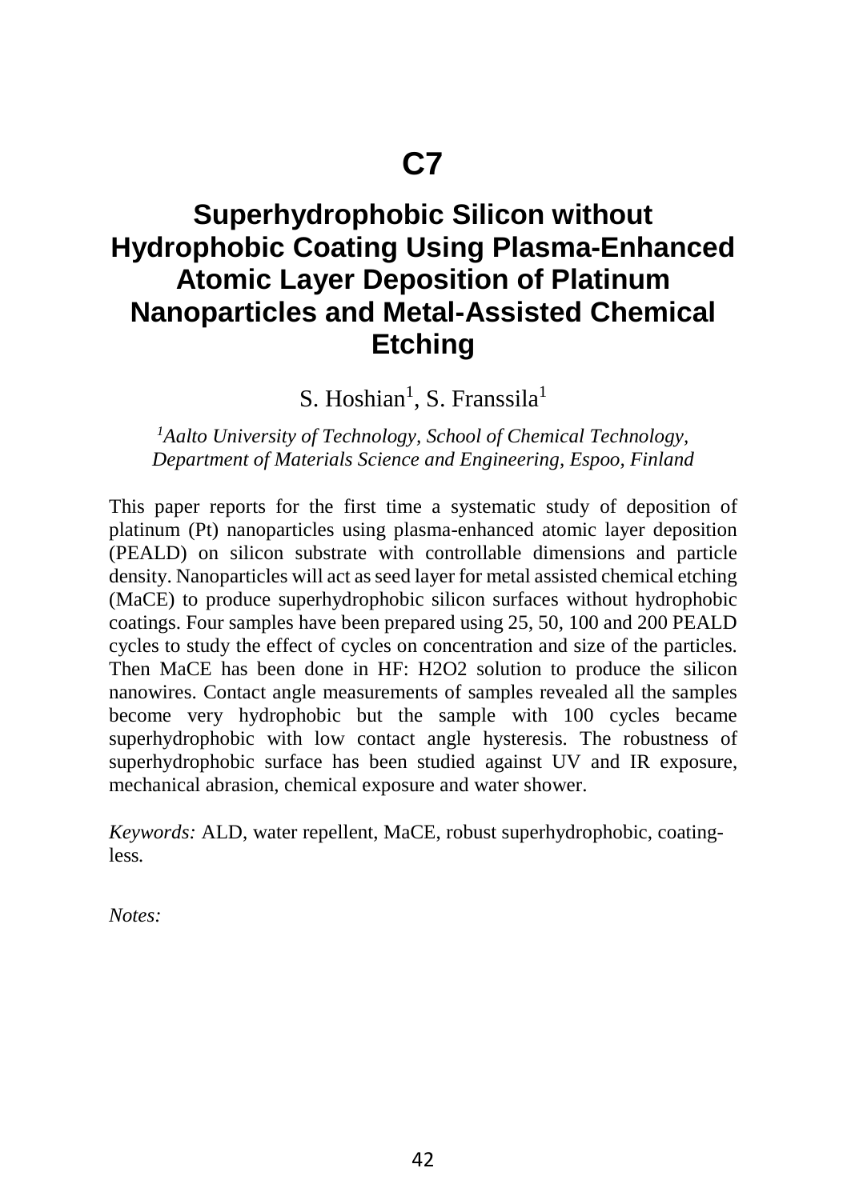# C7

## Superhydrophobic Silicon without Hydrophobic Coating Using Plasma-Enhanced Atomic Layer Deposition of Platinum Nanoparticles and Metal-Assisted Chemical Etching

S. Hoshian[1], S. Franssila[1]

*[1]Aalto University of Technology, School of Chemical Technology, Department of Materials Science and Engineering, Espoo, Finland*

This paper reports for the first time a systematic study of deposition of platinum (Pt) nanoparticles using plasma-enhanced atomic layer deposition (PEALD) on silicon substrate with controllable dimensions and particle density. Nanoparticles will act as seed layer for metal assisted chemical etching (MaCE) to produce superhydrophobic silicon surfaces without hydrophobic coatings. Four samples have been prepared using 25, 50, 100 and 200 PEALD cycles to study the effect of cycles on concentration and size of the particles. Then MaCE has been done in HF: H2O2 solution to produce the silicon nanowires. Contact angle measurements of samples revealed all the samples become very hydrophobic but the sample with 100 cycles became superhydrophobic with low contact angle hysteresis. The robustness of superhydrophobic surface has been studied against UV and IR exposure, mechanical abrasion, chemical exposure and water shower.

*Keywords:* ALD, water repellent, MaCE, robust superhydrophobic, coating-less*.*

*Notes:*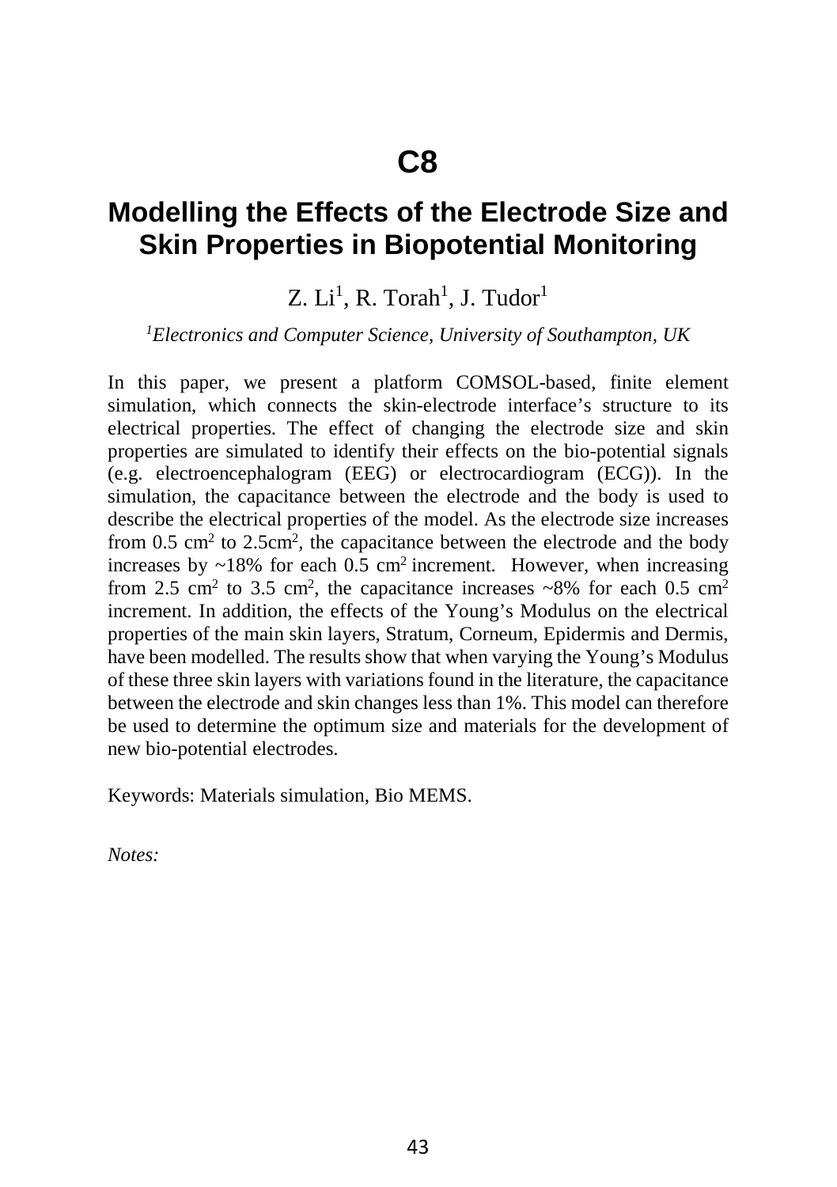# C8

## Modelling the Effects of the Electrode Size and Skin Properties in Biopotential Monitoring

Z. Li[1], R. Torah[1], J. Tudor[1]

*[1]Electronics and Computer Science, University of Southampton, UK*

In this paper, we present a platform COMSOL-based, finite element simulation, which connects the skin-electrode interface's structure to its electrical properties. The effect of changing the electrode size and skin properties are simulated to identify their effects on the bio-potential signals (e.g. electroencephalogram (EEG) or electrocardiogram (ECG)). In the simulation, the capacitance between the electrode and the body is used to describe the electrical properties of the model. As the electrode size increases from 0.5 $cm^2$ to 2.5$cm^2$, the capacitance between the electrode and the body increases by ~18% for each 0.5 $cm^2$ increment. However, when increasing from 2.5 $cm^2$ to 3.5 $cm^2$, the capacitance increases ~8% for each 0.5 $cm^2$ increment. In addition, the effects of the Young's Modulus on the electrical properties of the main skin layers, Stratum, Corneum, Epidermis and Dermis, have been modelled. The results show that when varying the Young's Modulus of these three skin layers with variations found in the literature, the capacitance between the electrode and skin changes less than 1%. This model can therefore be used to determine the optimum size and materials for the development of new bio-potential electrodes.

Keywords: Materials simulation, Bio MEMS.

*Notes:*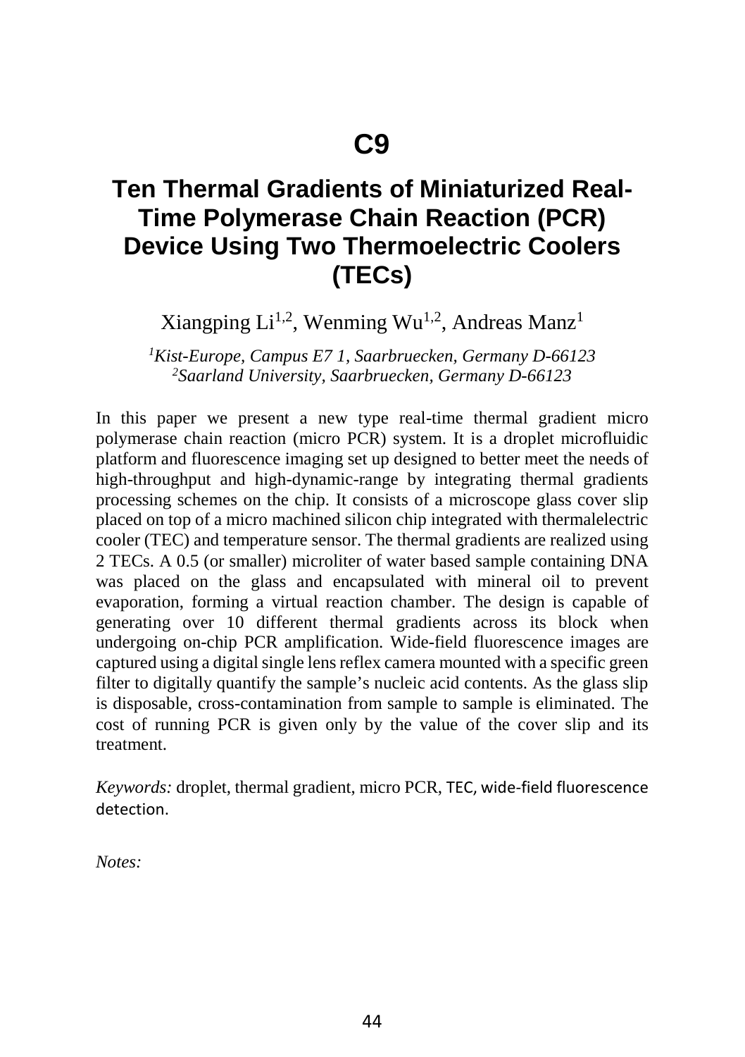# C9

## Ten Thermal Gradients of Miniaturized Real-Time Polymerase Chain Reaction (PCR) Device Using Two Thermoelectric Coolers (TECs)

Xiangping Li[1,2], Wenming Wu[1,2], Andreas Manz[1]

*[1]Kist-Europe, Campus E7 1, Saarbruecken, Germany D-66123*
*[2]Saarland University, Saarbruecken, Germany D-66123*

In this paper we present a new type real-time thermal gradient micro polymerase chain reaction (micro PCR) system. It is a droplet microfluidic platform and fluorescence imaging set up designed to better meet the needs of high-throughput and high-dynamic-range by integrating thermal gradients processing schemes on the chip. It consists of a microscope glass cover slip placed on top of a micro machined silicon chip integrated with thermalelectric cooler (TEC) and temperature sensor. The thermal gradients are realized using 2 TECs. A 0.5 (or smaller) microliter of water based sample containing DNA was placed on the glass and encapsulated with mineral oil to prevent evaporation, forming a virtual reaction chamber. The design is capable of generating over 10 different thermal gradients across its block when undergoing on-chip PCR amplification. Wide-field fluorescence images are captured using a digital single lens reflex camera mounted with a specific green filter to digitally quantify the sample's nucleic acid contents. As the glass slip is disposable, cross-contamination from sample to sample is eliminated. The cost of running PCR is given only by the value of the cover slip and its treatment.

*Keywords:* droplet, thermal gradient, micro PCR, TEC, wide-field fluorescence detection.

*Notes:*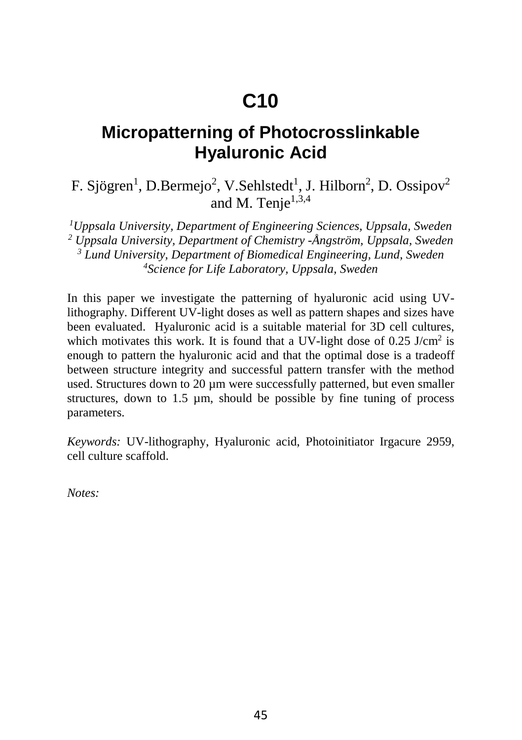# C10

## Micropatterning of Photocrosslinkable Hyaluronic Acid

F. Sjögren[1], D.Bermejo[2], V.Sehlstedt[1], J. Hilborn[2], D. Ossipov[2] and M. Tenje[1,3,4]

*[1]Uppsala University, Department of Engineering Sciences, Uppsala, Sweden*
*[2] Uppsala University, Department of Chemistry -Ångström, Uppsala, Sweden*
*[3] Lund University, Department of Biomedical Engineering, Lund, Sweden*
*[4]Science for Life Laboratory, Uppsala, Sweden*

In this paper we investigate the patterning of hyaluronic acid using UV-lithography. Different UV-light doses as well as pattern shapes and sizes have been evaluated. Hyaluronic acid is a suitable material for 3D cell cultures, which motivates this work. It is found that a UV-light dose of 0.25 J/cm$^2$ is enough to pattern the hyaluronic acid and that the optimal dose is a tradeoff between structure integrity and successful pattern transfer with the method used. Structures down to 20 µm were successfully patterned, but even smaller structures, down to 1.5 µm, should be possible by fine tuning of process parameters.

*Keywords:* UV-lithography, Hyaluronic acid, Photoinitiator Irgacure 2959, cell culture scaffold.

*Notes:*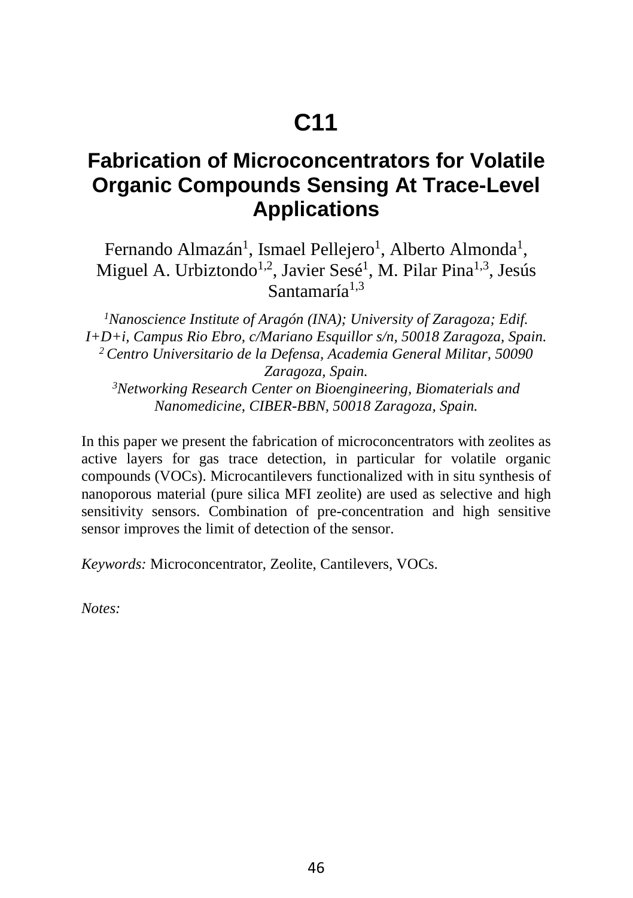# C11

## Fabrication of Microconcentrators for Volatile Organic Compounds Sensing At Trace-Level Applications

Fernando Almazán[1], Ismael Pellejero[1], Alberto Almonda[1], Miguel A. Urbiztondo[1,2], Javier Sesé[1], M. Pilar Pina[1,3], Jesús Santamaría[1,3]

*[1]Nanoscience Institute of Aragón (INA); University of Zaragoza; Edif. I+D+i, Campus Rio Ebro, c/Mariano Esquillor s/n, 50018 Zaragoza, Spain.*
*[2] Centro Universitario de la Defensa, Academia General Militar, 50090 Zaragoza, Spain.*
*[3]Networking Research Center on Bioengineering, Biomaterials and Nanomedicine, CIBER-BBN, 50018 Zaragoza, Spain.*

In this paper we present the fabrication of microconcentrators with zeolites as active layers for gas trace detection, in particular for volatile organic compounds (VOCs). Microcantilevers functionalized with in situ synthesis of nanoporous material (pure silica MFI zeolite) are used as selective and high sensitivity sensors. Combination of pre-concentration and high sensitive sensor improves the limit of detection of the sensor.

*Keywords:* Microconcentrator, Zeolite, Cantilevers, VOCs.

*Notes:*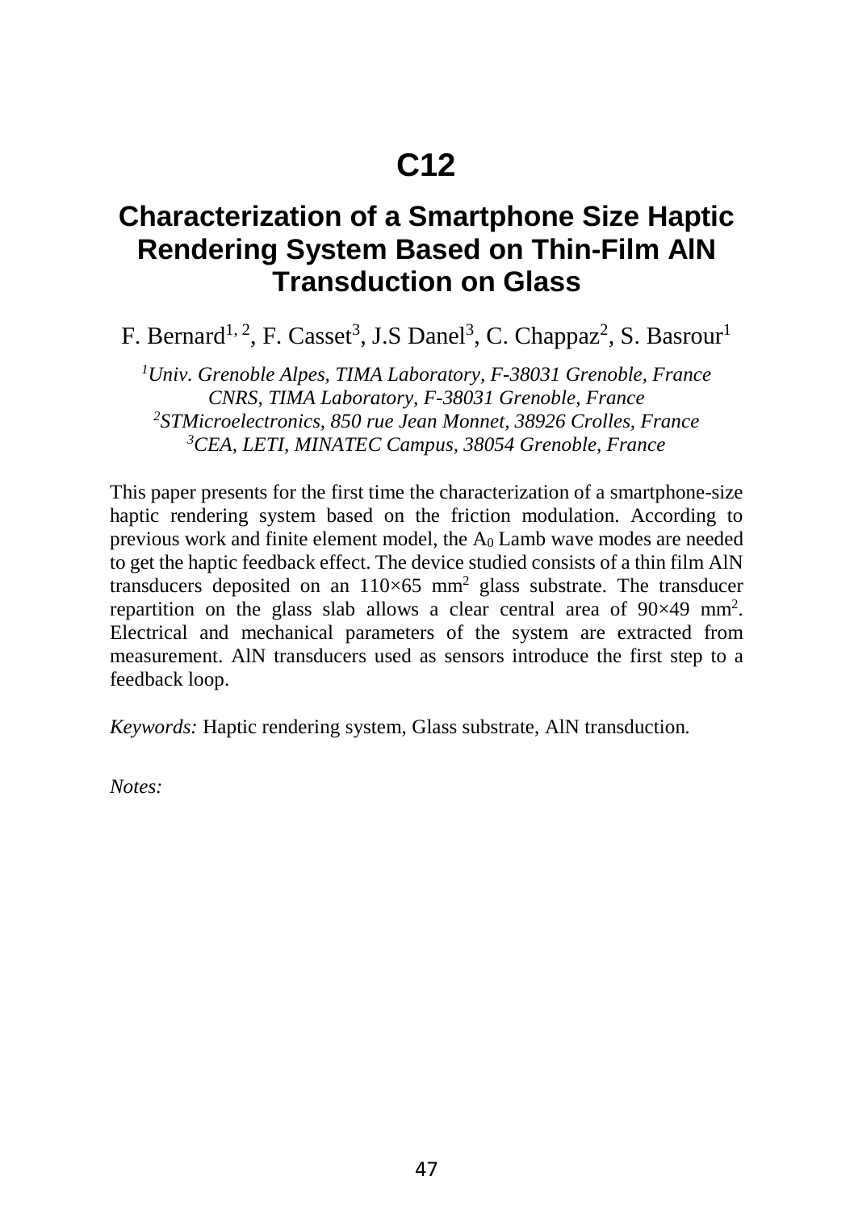# C12

## Characterization of a Smartphone Size Haptic Rendering System Based on Thin-Film AlN Transduction on Glass

F. Bernard[1, 2], F. Casset[3], J.S Danel[3], C. Chappaz[2], S. Basrour[1]

*[1]Univ. Grenoble Alpes, TIMA Laboratory, F-38031 Grenoble, France*
*CNRS, TIMA Laboratory, F-38031 Grenoble, France*
*[2]STMicroelectronics, 850 rue Jean Monnet, 38926 Crolles, France*
*[3]CEA, LETI, MINATEC Campus, 38054 Grenoble, France*

This paper presents for the first time the characterization of a smartphone-size haptic rendering system based on the friction modulation. According to previous work and finite element model, the $A_0$ Lamb wave modes are needed to get the haptic feedback effect. The device studied consists of a thin film AlN transducers deposited on an 110×65 $mm^2$ glass substrate. The transducer repartition on the glass slab allows a clear central area of 90×49 $mm^2$. Electrical and mechanical parameters of the system are extracted from measurement. AlN transducers used as sensors introduce the first step to a feedback loop.

*Keywords:* Haptic rendering system, Glass substrate, AlN transduction.

*Notes:*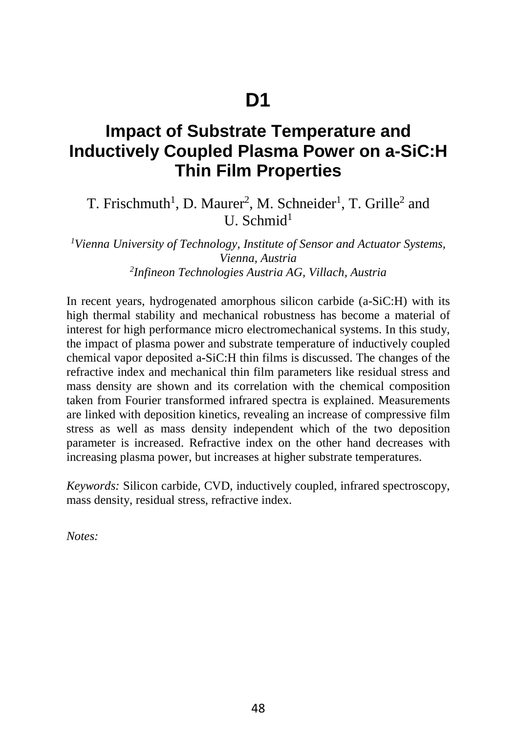# D1

## Impact of Substrate Temperature and Inductively Coupled Plasma Power on a-SiC:H Thin Film Properties

T. Frischmuth[1], D. Maurer[2], M. Schneider[1], T. Grille[2] and U. Schmid[1]

*[1]Vienna University of Technology, Institute of Sensor and Actuator Systems, Vienna, Austria*
*[2]Infineon Technologies Austria AG, Villach, Austria*

In recent years, hydrogenated amorphous silicon carbide (a-SiC:H) with its high thermal stability and mechanical robustness has become a material of interest for high performance micro electromechanical systems. In this study, the impact of plasma power and substrate temperature of inductively coupled chemical vapor deposited a-SiC:H thin films is discussed. The changes of the refractive index and mechanical thin film parameters like residual stress and mass density are shown and its correlation with the chemical composition taken from Fourier transformed infrared spectra is explained. Measurements are linked with deposition kinetics, revealing an increase of compressive film stress as well as mass density independent which of the two deposition parameter is increased. Refractive index on the other hand decreases with increasing plasma power, but increases at higher substrate temperatures.

*Keywords:* Silicon carbide, CVD, inductively coupled, infrared spectroscopy, mass density, residual stress, refractive index.

*Notes:*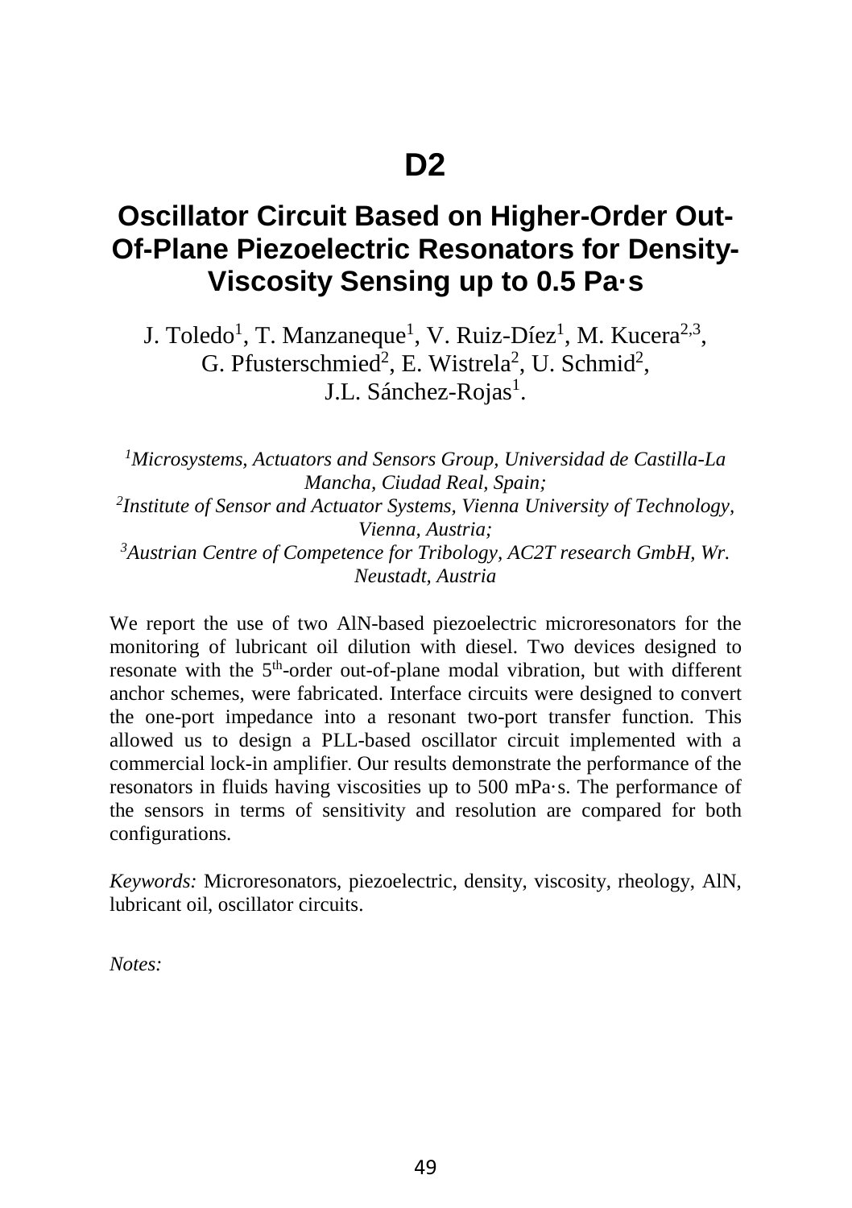# D2

## Oscillator Circuit Based on Higher-Order Out-Of-Plane Piezoelectric Resonators for Density-Viscosity Sensing up to 0.5 Pa·s

J. Toledo[1], T. Manzaneque[1], V. Ruiz-Díez[1], M. Kucera[2,3], G. Pfusterschmied[2], E. Wistrela[2], U. Schmid[2], J.L. Sánchez-Rojas[1].

*[1]Microsystems, Actuators and Sensors Group, Universidad de Castilla-La Mancha, Ciudad Real, Spain;*
*[2]Institute of Sensor and Actuator Systems, Vienna University of Technology, Vienna, Austria;*
*[3]Austrian Centre of Competence for Tribology, AC2T research GmbH, Wr. Neustadt, Austria*

We report the use of two AlN-based piezoelectric microresonators for the monitoring of lubricant oil dilution with diesel. Two devices designed to resonate with the $5^{th}$-order out-of-plane modal vibration, but with different anchor schemes, were fabricated. Interface circuits were designed to convert the one-port impedance into a resonant two-port transfer function. This allowed us to design a PLL-based oscillator circuit implemented with a commercial lock-in amplifier. Our results demonstrate the performance of the resonators in fluids having viscosities up to 500 mPa·s. The performance of the sensors in terms of sensitivity and resolution are compared for both configurations.

*Keywords:* Microresonators, piezoelectric, density, viscosity, rheology, AlN, lubricant oil, oscillator circuits.

*Notes:*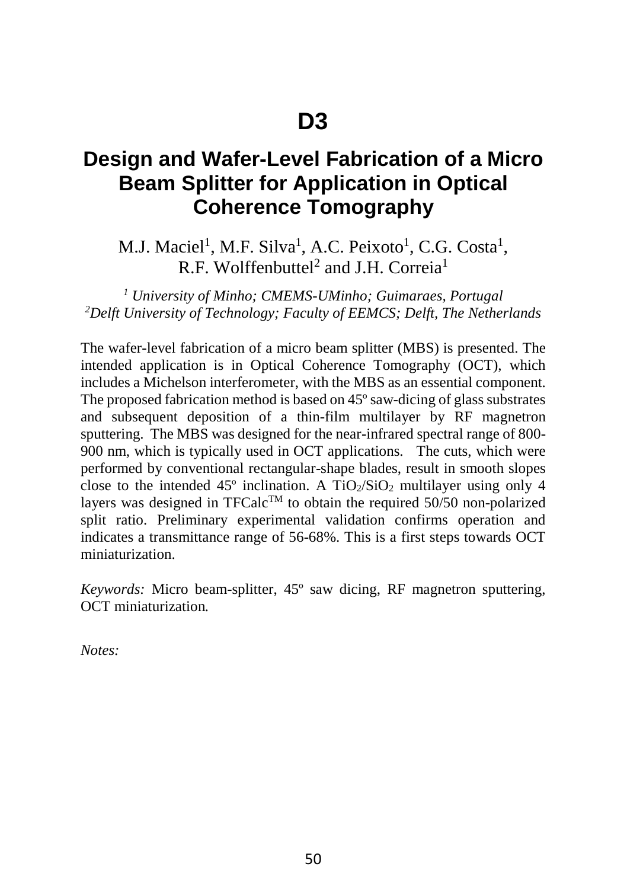# D3

## Design and Wafer-Level Fabrication of a Micro Beam Splitter for Application in Optical Coherence Tomography

M.J. Maciel[1], M.F. Silva[1], A.C. Peixoto[1], C.G. Costa[1], R.F. Wolffenbuttel[2] and J.H. Correia[1]

*[1] University of Minho; CMEMS-UMinho; Guimaraes, Portugal*
*[2]Delft University of Technology; Faculty of EEMCS; Delft, The Netherlands*

The wafer-level fabrication of a micro beam splitter (MBS) is presented. The intended application is in Optical Coherence Tomography (OCT), which includes a Michelson interferometer, with the MBS as an essential component. The proposed fabrication method is based on 45º saw-dicing of glass substrates and subsequent deposition of a thin-film multilayer by RF magnetron sputtering. The MBS was designed for the near-infrared spectral range of 800-900 nm, which is typically used in OCT applications. The cuts, which were performed by conventional rectangular-shape blades, result in smooth slopes close to the intended 45º inclination. A $TiO_2/SiO_2$ multilayer using only 4 layers was designed in TFCalc™ to obtain the required 50/50 non-polarized split ratio. Preliminary experimental validation confirms operation and indicates a transmittance range of 56-68%. This is a first steps towards OCT miniaturization.

*Keywords:* Micro beam-splitter, 45º saw dicing, RF magnetron sputtering, OCT miniaturization.

*Notes:*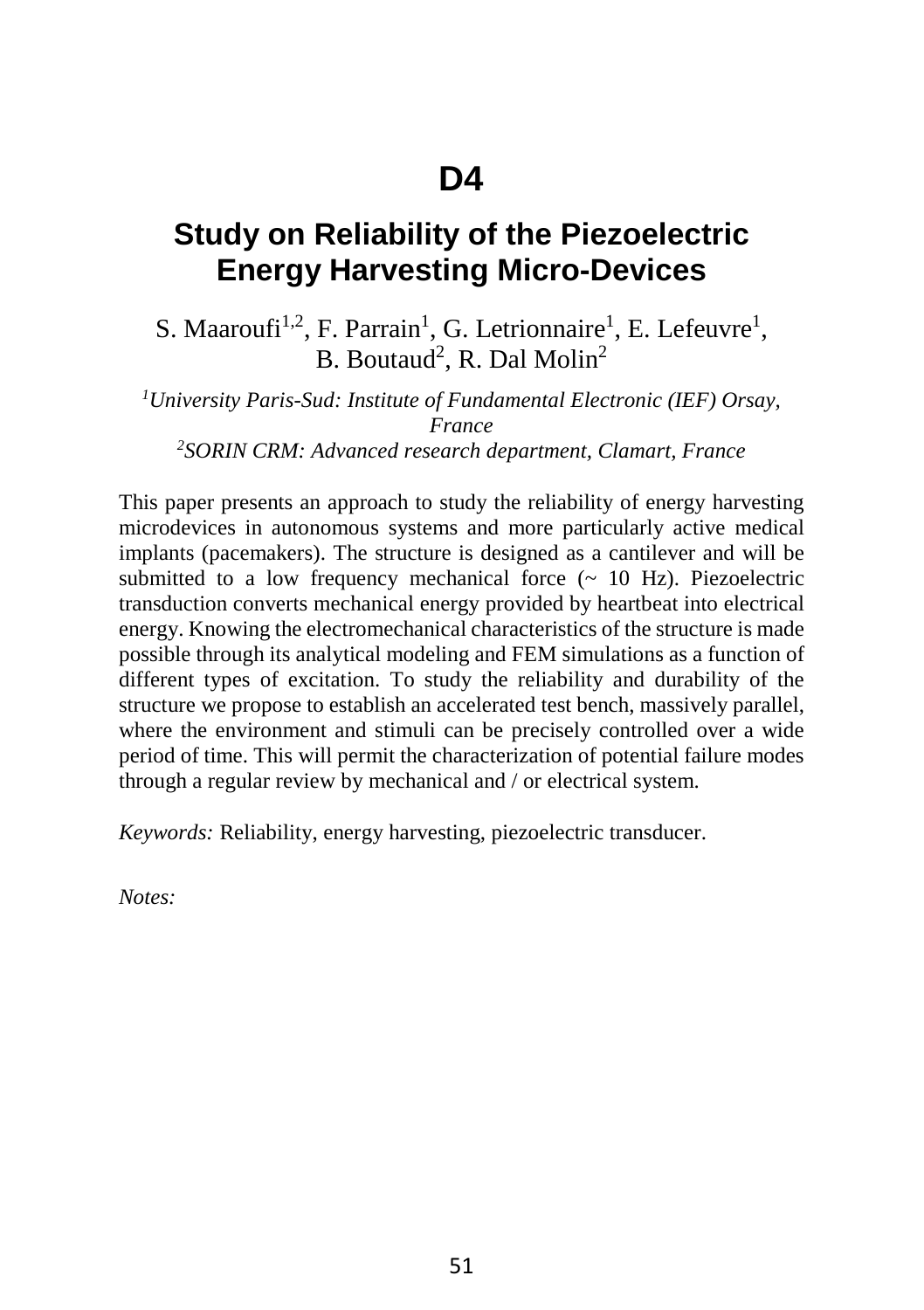# D4

## Study on Reliability of the Piezoelectric Energy Harvesting Micro-Devices

S. Maaroufi[1,2], F. Parrain[1], G. Letrionnaire[1], E. Lefeuvre[1], B. Boutaud[2], R. Dal Molin[2]

*[1]University Paris-Sud: Institute of Fundamental Electronic (IEF) Orsay, France*
*[2]SORIN CRM: Advanced research department, Clamart, France*

This paper presents an approach to study the reliability of energy harvesting microdevices in autonomous systems and more particularly active medical implants (pacemakers). The structure is designed as a cantilever and will be submitted to a low frequency mechanical force (~ 10 Hz). Piezoelectric transduction converts mechanical energy provided by heartbeat into electrical energy. Knowing the electromechanical characteristics of the structure is made possible through its analytical modeling and FEM simulations as a function of different types of excitation. To study the reliability and durability of the structure we propose to establish an accelerated test bench, massively parallel, where the environment and stimuli can be precisely controlled over a wide period of time. This will permit the characterization of potential failure modes through a regular review by mechanical and / or electrical system.

*Keywords:* Reliability, energy harvesting, piezoelectric transducer.

*Notes:*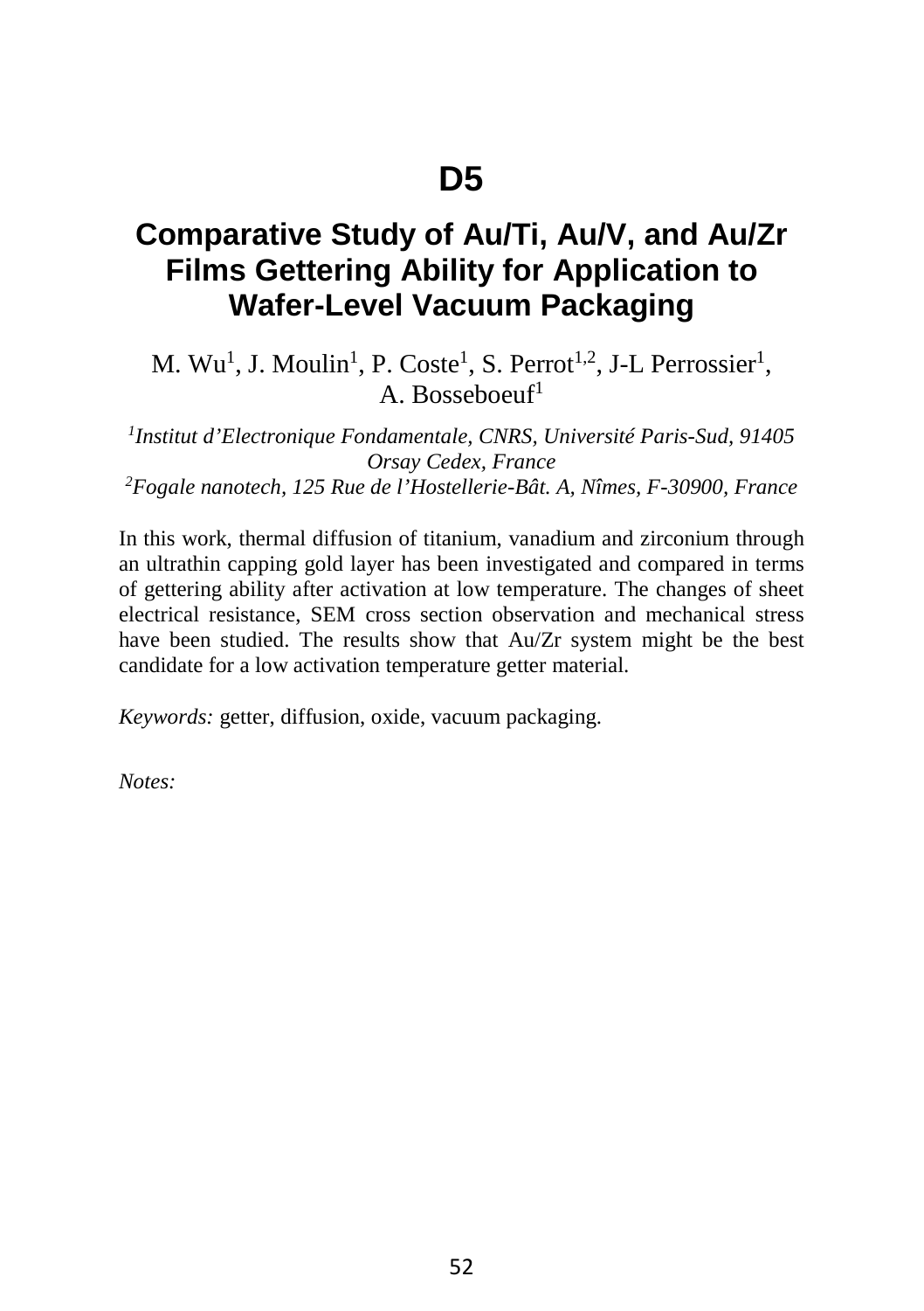# D5

## Comparative Study of Au/Ti, Au/V, and Au/Zr Films Gettering Ability for Application to Wafer-Level Vacuum Packaging

M. Wu[1], J. Moulin[1], P. Coste[1], S. Perrot[1,2], J-L Perrossier[1], A. Bosseboeuf[1]

*[1]Institut d'Electronique Fondamentale, CNRS, Université Paris-Sud, 91405 Orsay Cedex, France*
*[2]Fogale nanotech, 125 Rue de l'Hostellerie-Bât. A, Nîmes, F-30900, France*

In this work, thermal diffusion of titanium, vanadium and zirconium through an ultrathin capping gold layer has been investigated and compared in terms of gettering ability after activation at low temperature. The changes of sheet electrical resistance, SEM cross section observation and mechanical stress have been studied. The results show that Au/Zr system might be the best candidate for a low activation temperature getter material.

*Keywords:* getter, diffusion, oxide, vacuum packaging.

*Notes:*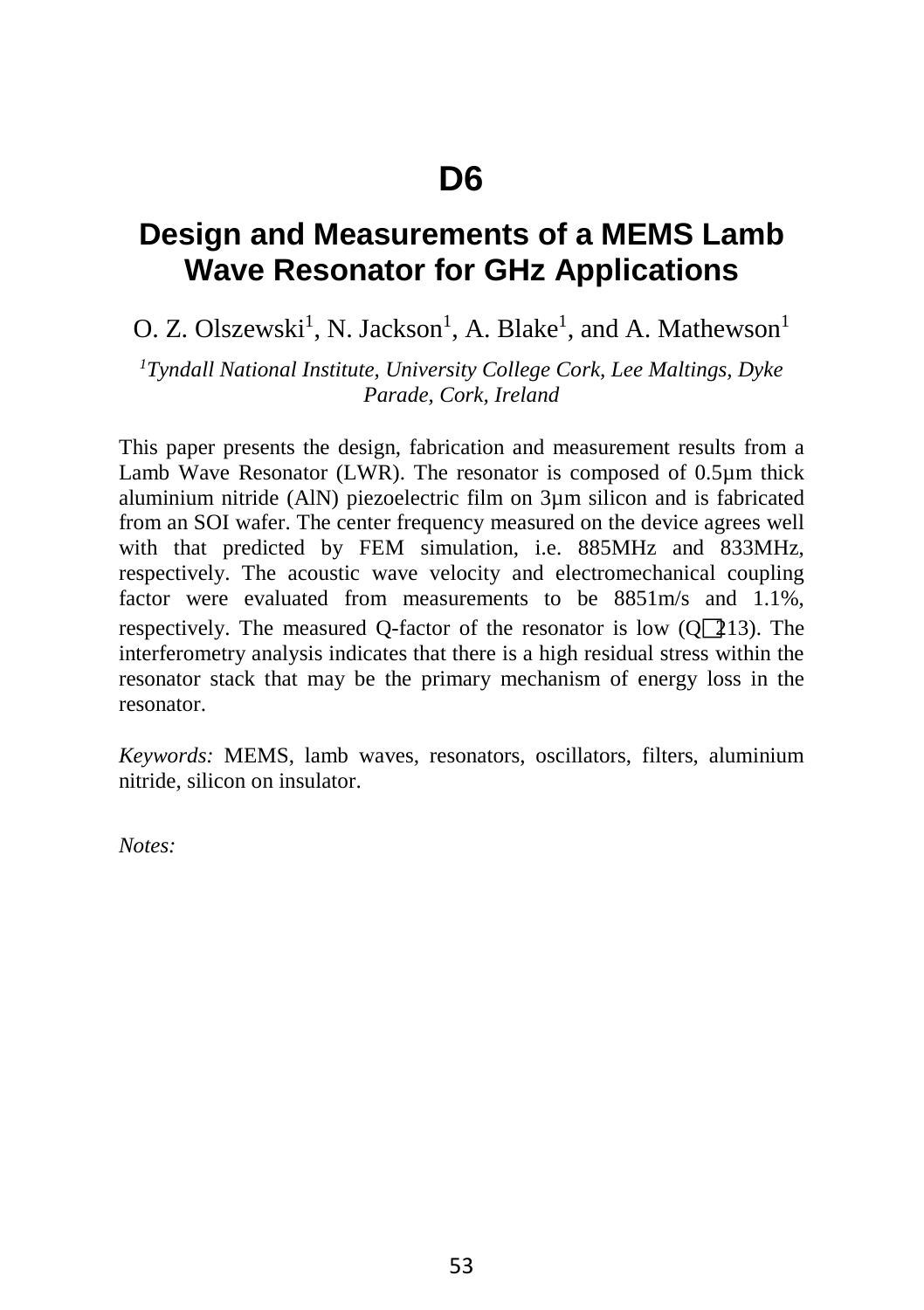# D6

## Design and Measurements of a MEMS Lamb Wave Resonator for GHz Applications

O. Z. Olszewski[1], N. Jackson[1], A. Blake[1], and A. Mathewson[1]

*[1]Tyndall National Institute, University College Cork, Lee Maltings, Dyke Parade, Cork, Ireland*

This paper presents the design, fabrication and measurement results from a Lamb Wave Resonator (LWR). The resonator is composed of 0.5μm thick aluminium nitride (AlN) piezoelectric film on 3μm silicon and is fabricated from an SOI wafer. The center frequency measured on the device agrees well with that predicted by FEM simulation, i.e. 885MHz and 833MHz, respectively. The acoustic wave velocity and electromechanical coupling factor were evaluated from measurements to be 8851m/s and 1.1%, respectively. The measured Q-factor of the resonator is low (Q□213). The interferometry analysis indicates that there is a high residual stress within the resonator stack that may be the primary mechanism of energy loss in the resonator.

*Keywords:* MEMS, lamb waves, resonators, oscillators, filters, aluminium nitride, silicon on insulator.

*Notes:*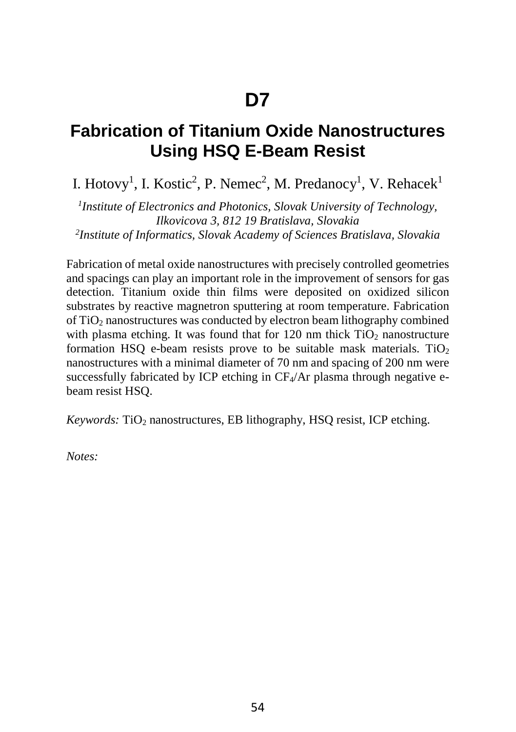# D7

## Fabrication of Titanium Oxide Nanostructures Using HSQ E-Beam Resist

I. Hotovy[1], I. Kostic[2], P. Nemec[2], M. Predanocy[1], V. Rehacek[1]

*[1]Institute of Electronics and Photonics, Slovak University of Technology, Ilkovicova 3, 812 19 Bratislava, Slovakia*
*[2]Institute of Informatics, Slovak Academy of Sciences Bratislava, Slovakia*

Fabrication of metal oxide nanostructures with precisely controlled geometries and spacings can play an important role in the improvement of sensors for gas detection. Titanium oxide thin films were deposited on oxidized silicon substrates by reactive magnetron sputtering at room temperature. Fabrication of $TiO_2$ nanostructures was conducted by electron beam lithography combined with plasma etching. It was found that for 120 nm thick $TiO_2$ nanostructure formation HSQ e-beam resists prove to be suitable mask materials. $TiO_2$ nanostructures with a minimal diameter of 70 nm and spacing of 200 nm were successfully fabricated by ICP etching in $CF_4$/Ar plasma through negative e-beam resist HSQ.

*Keywords:* $TiO_2$ nanostructures, EB lithography, HSQ resist, ICP etching.

*Notes:*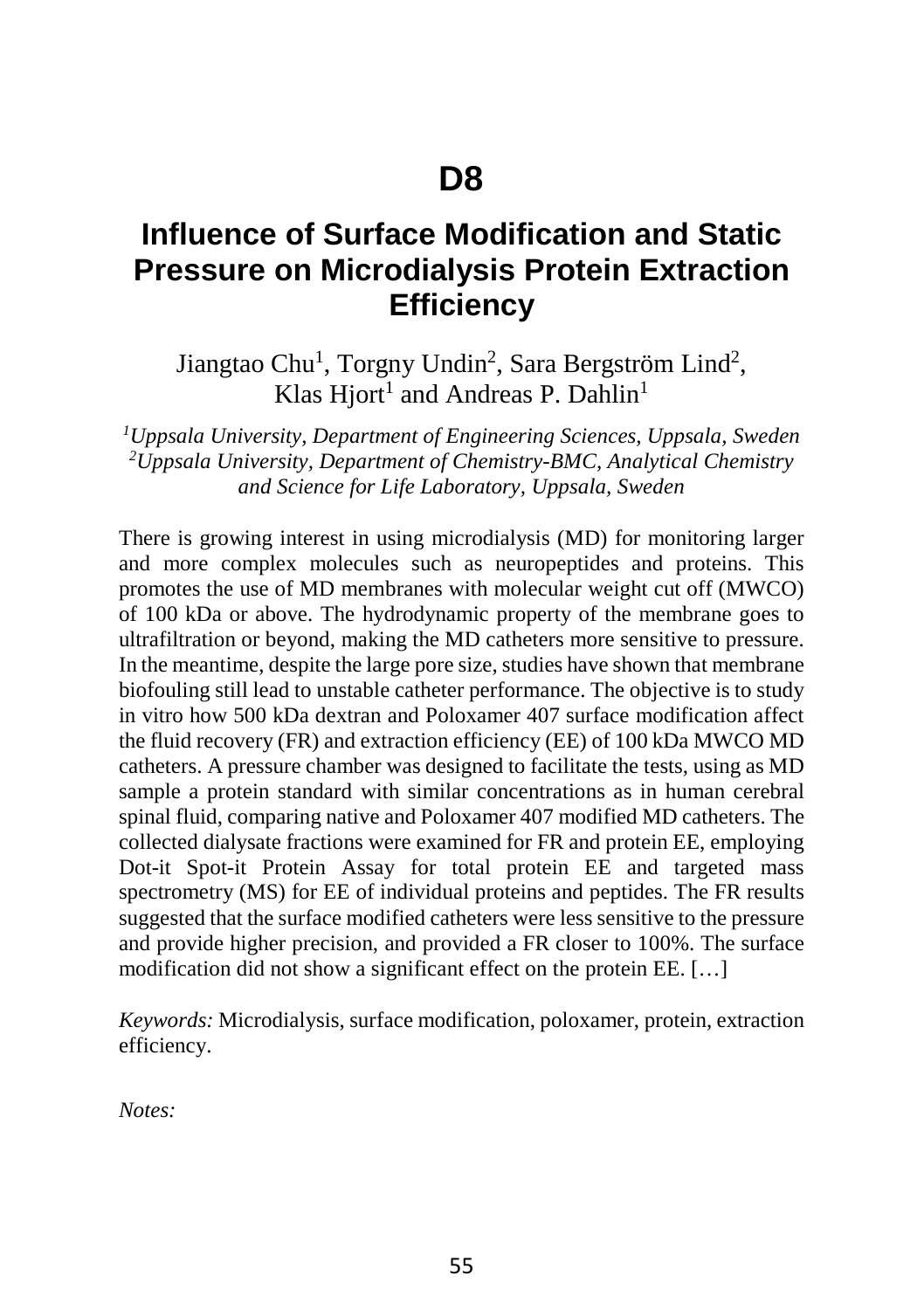# D8

## Influence of Surface Modification and Static Pressure on Microdialysis Protein Extraction Efficiency

Jiangtao Chu[1], Torgny Undin[2], Sara Bergström Lind[2], Klas Hjort[1] and Andreas P. Dahlin[1]

*[1]Uppsala University, Department of Engineering Sciences, Uppsala, Sweden*
*[2]Uppsala University, Department of Chemistry-BMC, Analytical Chemistry and Science for Life Laboratory, Uppsala, Sweden*

There is growing interest in using microdialysis (MD) for monitoring larger and more complex molecules such as neuropeptides and proteins. This promotes the use of MD membranes with molecular weight cut off (MWCO) of 100 kDa or above. The hydrodynamic property of the membrane goes to ultrafiltration or beyond, making the MD catheters more sensitive to pressure. In the meantime, despite the large pore size, studies have shown that membrane biofouling still lead to unstable catheter performance. The objective is to study in vitro how 500 kDa dextran and Poloxamer 407 surface modification affect the fluid recovery (FR) and extraction efficiency (EE) of 100 kDa MWCO MD catheters. A pressure chamber was designed to facilitate the tests, using as MD sample a protein standard with similar concentrations as in human cerebral spinal fluid, comparing native and Poloxamer 407 modified MD catheters. The collected dialysate fractions were examined for FR and protein EE, employing Dot-it Spot-it Protein Assay for total protein EE and targeted mass spectrometry (MS) for EE of individual proteins and peptides. The FR results suggested that the surface modified catheters were less sensitive to the pressure and provide higher precision, and provided a FR closer to 100%. The surface modification did not show a significant effect on the protein EE. […]

*Keywords:* Microdialysis, surface modification, poloxamer, protein, extraction efficiency.

*Notes:*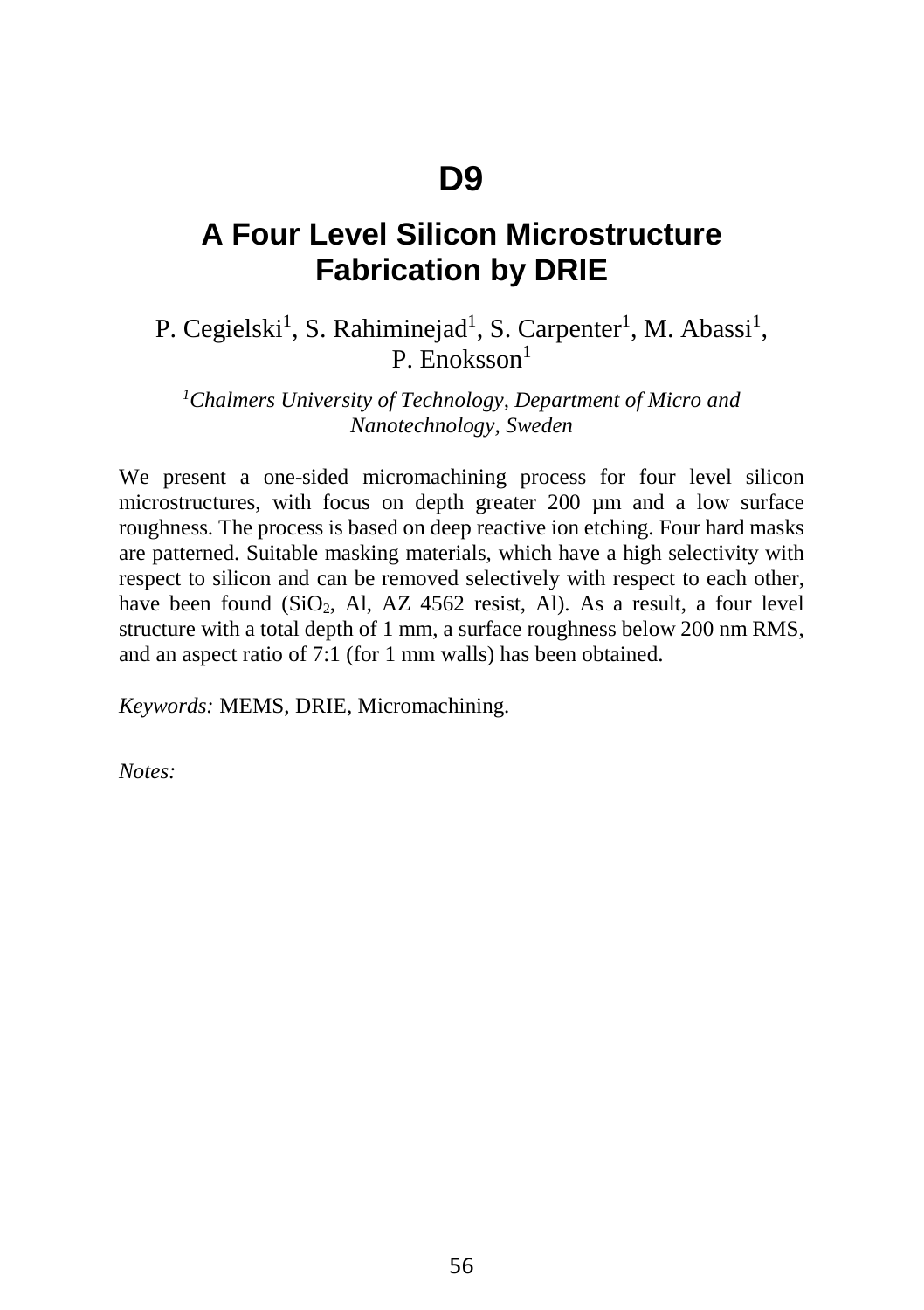# D9

## A Four Level Silicon Microstructure Fabrication by DRIE

P. Cegielski[1], S. Rahiminejad[1], S. Carpenter[1], M. Abassi[1], P. Enoksson[1]

*[1]Chalmers University of Technology, Department of Micro and Nanotechnology, Sweden*

We present a one-sided micromachining process for four level silicon microstructures, with focus on depth greater 200 µm and a low surface roughness. The process is based on deep reactive ion etching. Four hard masks are patterned. Suitable masking materials, which have a high selectivity with respect to silicon and can be removed selectively with respect to each other, have been found ($SiO_2$, Al, AZ 4562 resist, Al). As a result, a four level structure with a total depth of 1 mm, a surface roughness below 200 nm RMS, and an aspect ratio of 7:1 (for 1 mm walls) has been obtained.

*Keywords:* MEMS, DRIE, Micromachining.

*Notes:*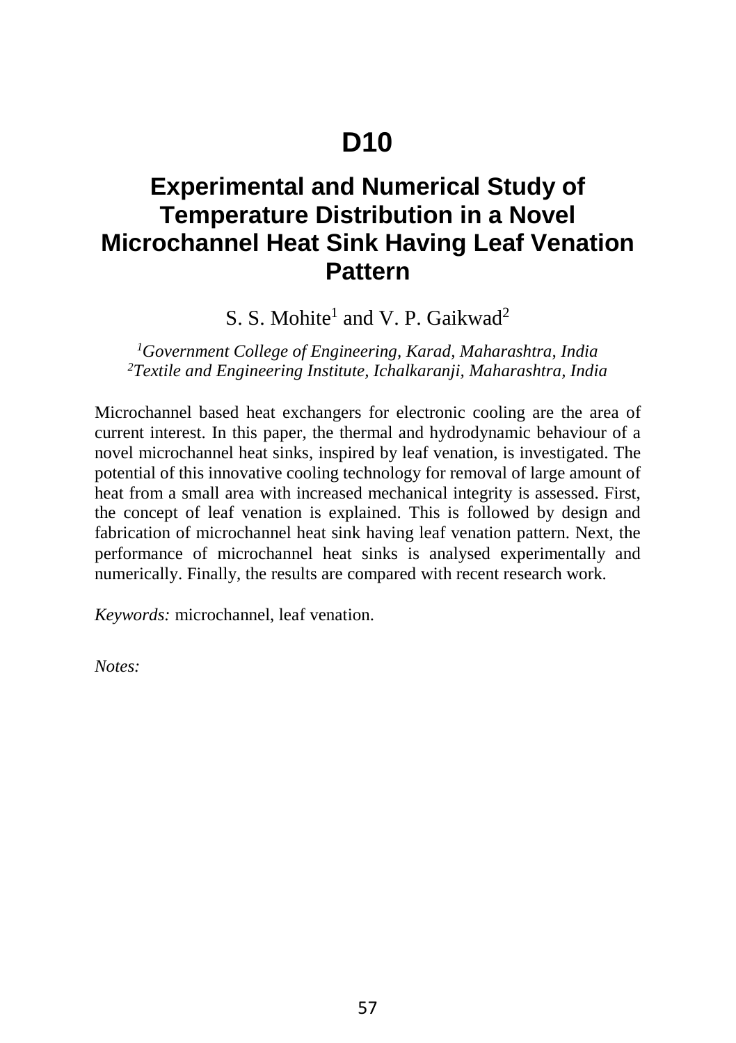# D10

## Experimental and Numerical Study of Temperature Distribution in a Novel Microchannel Heat Sink Having Leaf Venation Pattern

S. S. Mohite[1] and V. P. Gaikwad[2]

*[1]Government College of Engineering, Karad, Maharashtra, India*
*[2]Textile and Engineering Institute, Ichalkaranji, Maharashtra, India*

Microchannel based heat exchangers for electronic cooling are the area of current interest. In this paper, the thermal and hydrodynamic behaviour of a novel microchannel heat sinks, inspired by leaf venation, is investigated. The potential of this innovative cooling technology for removal of large amount of heat from a small area with increased mechanical integrity is assessed. First, the concept of leaf venation is explained. This is followed by design and fabrication of microchannel heat sink having leaf venation pattern. Next, the performance of microchannel heat sinks is analysed experimentally and numerically. Finally, the results are compared with recent research work.

*Keywords:* microchannel, leaf venation.

*Notes:*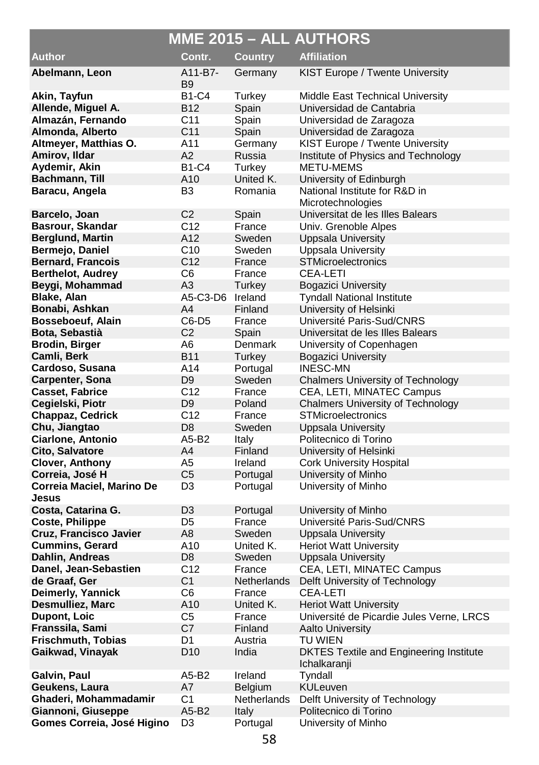| MME 2015 – ALL AUTHORS | | | |
|---|---|---|---|
| **Author** | **Contr.** | **Country** | **Affiliation** |
| **Abelmann, Leon** | A11-B7-B9 | Germany | KIST Europe / Twente University |
| **Akin, Tayfun** | B1-C4 | Turkey | Middle East Technical University |
| **Allende, Miguel A.** | B12 | Spain | Universidad de Cantabria |
| **Almazán, Fernando** | C11 | Spain | Universidad de Zaragoza |
| **Almonda, Alberto** | C11 | Spain | Universidad de Zaragoza |
| **Altmeyer, Matthias O.** | A11 | Germany | KIST Europe / Twente University |
| **Amirov, Ildar** | A2 | Russia | Institute of Physics and Technology |
| **Aydemir, Akin** | B1-C4 | Turkey | METU-MEMS |
| **Bachmann, Till** | A10 | United K. | University of Edinburgh |
| **Baracu, Angela** | B3 | Romania | National Institute for R&D in Microtechnologies |
| **Barcelo, Joan** | C2 | Spain | Universitat de les Illes Balears |
| **Basrour, Skandar** | C12 | France | Univ. Grenoble Alpes |
| **Berglund, Martin** | A12 | Sweden | Uppsala University |
| **Bermejo, Daniel** | C10 | Sweden | Uppsala University |
| **Bernard, Francois** | C12 | France | STMicroelectronics |
| **Berthelot, Audrey** | C6 | France | CEA-LETI |
| **Beygi, Mohammad** | A3 | Turkey | Bogazici University |
| **Blake, Alan** | A5-C3-D6 | Ireland | Tyndall National Institute |
| **Bonabi, Ashkan** | A4 | Finland | University of Helsinki |
| **Bosseboeuf, Alain** | C6-D5 | France | Université Paris-Sud/CNRS |
| **Bota, Sebastià** | C2 | Spain | Universitat de les Illes Balears |
| **Brodin, Birger** | A6 | Denmark | University of Copenhagen |
| **Camli, Berk** | B11 | Turkey | Bogazici University |
| **Cardoso, Susana** | A14 | Portugal | INESC-MN |
| **Carpenter, Sona** | D9 | Sweden | Chalmers University of Technology |
| **Casset, Fabrice** | C12 | France | CEA, LETI, MINATEC Campus |
| **Cegielski, Piotr** | D9 | Poland | Chalmers University of Technology |
| **Chappaz, Cedrick** | C12 | France | STMicroelectronics |
| **Chu, Jiangtao** | D8 | Sweden | Uppsala University |
| **Ciarlone, Antonio** | A5-B2 | Italy | Politecnico di Torino |
| **Cito, Salvatore** | A4 | Finland | University of Helsinki |
| **Clover, Anthony** | A5 | Ireland | Cork University Hospital |
| **Correia, José H** | C5 | Portugal | University of Minho |
| **Correia Maciel, Marino De Jesus** | D3 | Portugal | University of Minho |
| **Costa, Catarina G.** | D3 | Portugal | University of Minho |
| **Coste, Philippe** | D5 | France | Université Paris-Sud/CNRS |
| **Cruz, Francisco Javier** | A8 | Sweden | Uppsala University |
| **Cummins, Gerard** | A10 | United K. | Heriot Watt University |
| **Dahlin, Andreas** | D8 | Sweden | Uppsala University |
| **Danel, Jean-Sebastien** | C12 | France | CEA, LETI, MINATEC Campus |
| **de Graaf, Ger** | C1 | Netherlands | Delft University of Technology |
| **Deimerly, Yannick** | C6 | France | CEA-LETI |
| **Desmulliez, Marc** | A10 | United K. | Heriot Watt University |
| **Dupont, Loic** | C5 | France | Université de Picardie Jules Verne, LRCS |
| **Franssila, Sami** | C7 | Finland | Aalto University |
| **Frischmuth, Tobias** | D1 | Austria | TU WIEN |
| **Gaikwad, Vinayak** | D10 | India | DKTES Textile and Engineering Institute Ichalkaranji |
| **Galvin, Paul** | A5-B2 | Ireland | Tyndall |
| **Geukens, Laura** | A7 | Belgium | KULeuven |
| **Ghaderi, Mohammadamir** | C1 | Netherlands | Delft University of Technology |
| **Giannoni, Giuseppe** | A5-B2 | Italy | Politecnico di Torino |
| **Gomes Correia, José Higino** | D3 | Portugal | University of Minho |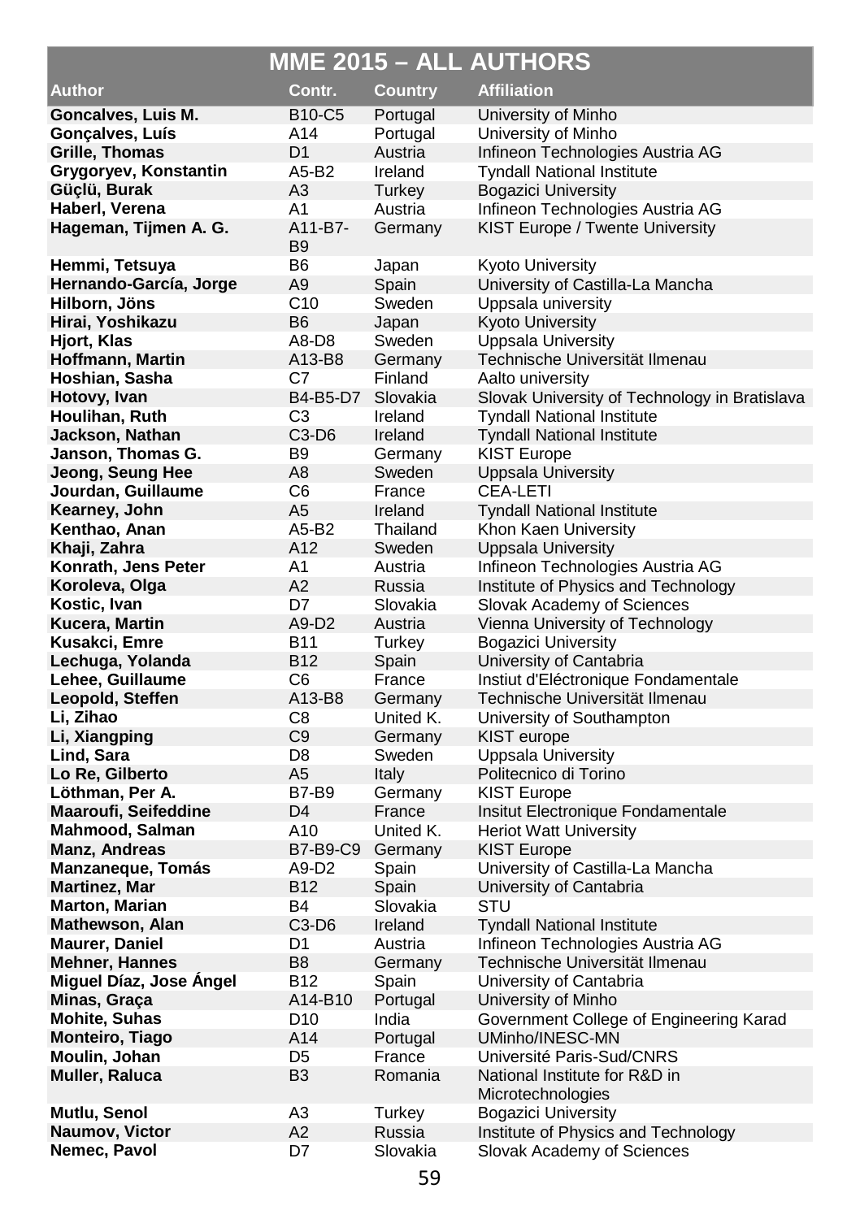| MME 2015 – ALL AUTHORS | | | |
|---|---|---|---|
| **Author** | **Contr.** | **Country** | **Affiliation** |
| **Goncalves, Luis M.** | B10-C5 | Portugal | University of Minho |
| **Gonçalves, Luís** | A14 | Portugal | University of Minho |
| **Grille, Thomas** | D1 | Austria | Infineon Technologies Austria AG |
| **Grygoryev, Konstantin** | A5-B2 | Ireland | Tyndall National Institute |
| **Güçlü, Burak** | A3 | Turkey | Bogazici University |
| **Haberl, Verena** | A1 | Austria | Infineon Technologies Austria AG |
| **Hageman, Tijmen A. G.** | A11-B7-B9 | Germany | KIST Europe / Twente University |
| **Hemmi, Tetsuya** | B6 | Japan | Kyoto University |
| **Hernando-García, Jorge** | A9 | Spain | University of Castilla-La Mancha |
| **Hilborn, Jöns** | C10 | Sweden | Uppsala university |
| **Hirai, Yoshikazu** | B6 | Japan | Kyoto University |
| **Hjort, Klas** | A8-D8 | Sweden | Uppsala University |
| **Hoffmann, Martin** | A13-B8 | Germany | Technische Universität Ilmenau |
| **Hoshian, Sasha** | C7 | Finland | Aalto university |
| **Hotovy, Ivan** | B4-B5-D7 | Slovakia | Slovak University of Technology in Bratislava |
| **Houlihan, Ruth** | C3 | Ireland | Tyndall National Institute |
| **Jackson, Nathan** | C3-D6 | Ireland | Tyndall National Institute |
| **Janson, Thomas G.** | B9 | Germany | KIST Europe |
| **Jeong, Seung Hee** | A8 | Sweden | Uppsala University |
| **Jourdan, Guillaume** | C6 | France | CEA-LETI |
| **Kearney, John** | A5 | Ireland | Tyndall National Institute |
| **Kenthao, Anan** | A5-B2 | Thailand | Khon Kaen University |
| **Khaji, Zahra** | A12 | Sweden | Uppsala University |
| **Konrath, Jens Peter** | A1 | Austria | Infineon Technologies Austria AG |
| **Koroleva, Olga** | A2 | Russia | Institute of Physics and Technology |
| **Kostic, Ivan** | D7 | Slovakia | Slovak Academy of Sciences |
| **Kucera, Martin** | A9-D2 | Austria | Vienna University of Technology |
| **Kusakci, Emre** | B11 | Turkey | Bogazici University |
| **Lechuga, Yolanda** | B12 | Spain | University of Cantabria |
| **Lehee, Guillaume** | C6 | France | Instiut d'Eléctronique Fondamentale |
| **Leopold, Steffen** | A13-B8 | Germany | Technische Universität Ilmenau |
| **Li, Zihao** | C8 | United K. | University of Southampton |
| **Li, Xiangping** | C9 | Germany | KIST europe |
| **Lind, Sara** | D8 | Sweden | Uppsala University |
| **Lo Re, Gilberto** | A5 | Italy | Politecnico di Torino |
| **Löthman, Per A.** | B7-B9 | Germany | KIST Europe |
| **Maaroufi, Seifeddine** | D4 | France | Insitut Electronique Fondamentale |
| **Mahmood, Salman** | A10 | United K. | Heriot Watt University |
| **Manz, Andreas** | B7-B9-C9 | Germany | KIST Europe |
| **Manzaneque, Tomás** | A9-D2 | Spain | University of Castilla-La Mancha |
| **Martinez, Mar** | B12 | Spain | University of Cantabria |
| **Marton, Marian** | B4 | Slovakia | STU |
| **Mathewson, Alan** | C3-D6 | Ireland | Tyndall National Institute |
| **Maurer, Daniel** | D1 | Austria | Infineon Technologies Austria AG |
| **Mehner, Hannes** | B8 | Germany | Technische Universität Ilmenau |
| **Miguel Díaz, Jose Ángel** | B12 | Spain | University of Cantabria |
| **Minas, Graça** | A14-B10 | Portugal | University of Minho |
| **Mohite, Suhas** | D10 | India | Government College of Engineering Karad |
| **Monteiro, Tiago** | A14 | Portugal | UMinho/INESC-MN |
| **Moulin, Johan** | D5 | France | Université Paris-Sud/CNRS |
| **Muller, Raluca** | B3 | Romania | National Institute for R&D in Microtechnologies |
| **Mutlu, Senol** | A3 | Turkey | Bogazici University |
| **Naumov, Victor** | A2 | Russia | Institute of Physics and Technology |
| **Nemec, Pavol** | D7 | Slovakia | Slovak Academy of Sciences |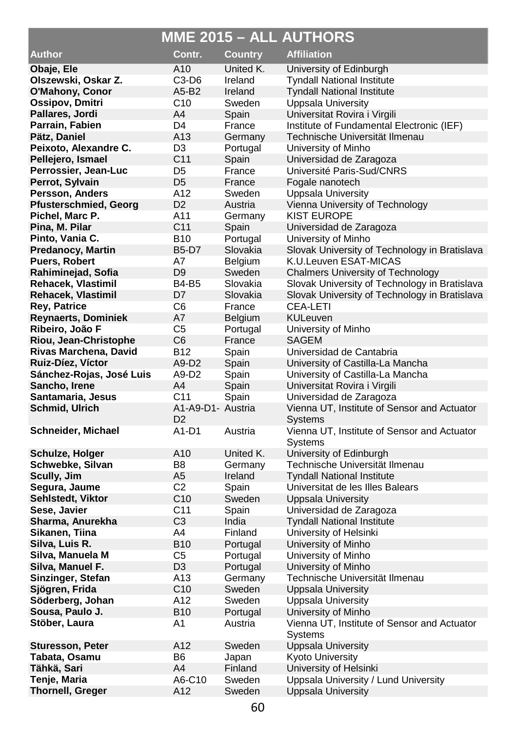## MME 2015 – ALL AUTHORS

| Author | Contr. | Country | Affiliation |
|---|---|---|---|
| **Obaje, Ele** | A10 | United K. | University of Edinburgh |
| **Olszewski, Oskar Z.** | C3-D6 | Ireland | Tyndall National Institute |
| **O'Mahony, Conor** | A5-B2 | Ireland | Tyndall National Institute |
| **Ossipov, Dmitri** | C10 | Sweden | Uppsala University |
| **Pallares, Jordi** | A4 | Spain | Universitat Rovira i Virgili |
| **Parrain, Fabien** | D4 | France | Institute of Fundamental Electronic (IEF) |
| **Pätz, Daniel** | A13 | Germany | Technische Universität Ilmenau |
| **Peixoto, Alexandre C.** | D3 | Portugal | University of Minho |
| **Pellejero, Ismael** | C11 | Spain | Universidad de Zaragoza |
| **Perrossier, Jean-Luc** | D5 | France | Université Paris-Sud/CNRS |
| **Perrot, Sylvain** | D5 | France | Fogale nanotech |
| **Persson, Anders** | A12 | Sweden | Uppsala University |
| **Pfusterschmied, Georg** | D2 | Austria | Vienna University of Technology |
| **Pichel, Marc P.** | A11 | Germany | KIST EUROPE |
| **Pina, M. Pilar** | C11 | Spain | Universidad de Zaragoza |
| **Pinto, Vania C.** | B10 | Portugal | University of Minho |
| **Predanocy, Martin** | B5-D7 | Slovakia | Slovak University of Technology in Bratislava |
| **Puers, Robert** | A7 | Belgium | K.U.Leuven ESAT-MICAS |
| **Rahiminejad, Sofia** | D9 | Sweden | Chalmers University of Technology |
| **Rehacek, Vlastimil** | B4-B5 | Slovakia | Slovak University of Technology in Bratislava |
| **Rehacek, Vlastimil** | D7 | Slovakia | Slovak University of Technology in Bratislava |
| **Rey, Patrice** | C6 | France | CEA-LETI |
| **Reynaerts, Dominiek** | A7 | Belgium | KULeuven |
| **Ribeiro, João F** | C5 | Portugal | University of Minho |
| **Riou, Jean-Christophe** | C6 | France | SAGEM |
| **Rivas Marchena, David** | B12 | Spain | Universidad de Cantabria |
| **Ruiz-Díez, Víctor** | A9-D2 | Spain | University of Castilla-La Mancha |
| **Sánchez-Rojas, José Luis** | A9-D2 | Spain | University of Castilla-La Mancha |
| **Sancho, Irene** | A4 | Spain | Universitat Rovira i Virgili |
| **Santamaria, Jesus** | C11 | Spain | Universidad de Zaragoza |
| **Schmid, Ulrich** | A1-A9-D1-D2 | Austria | Vienna UT, Institute of Sensor and Actuator Systems |
| **Schneider, Michael** | A1-D1 | Austria | Vienna UT, Institute of Sensor and Actuator Systems |
| **Schulze, Holger** | A10 | United K. | University of Edinburgh |
| **Schwebke, Silvan** | B8 | Germany | Technische Universität Ilmenau |
| **Scully, Jim** | A5 | Ireland | Tyndall National Institute |
| **Segura, Jaume** | C2 | Spain | Universitat de les Illes Balears |
| **Sehlstedt, Viktor** | C10 | Sweden | Uppsala University |
| **Sese, Javier** | C11 | Spain | Universidad de Zaragoza |
| **Sharma, Anurekha** | C3 | India | Tyndall National Institute |
| **Sikanen, Tiina** | A4 | Finland | University of Helsinki |
| **Silva, Luis R.** | B10 | Portugal | University of Minho |
| **Silva, Manuela M** | C5 | Portugal | University of Minho |
| **Silva, Manuel F.** | D3 | Portugal | University of Minho |
| **Sinzinger, Stefan** | A13 | Germany | Technische Universität Ilmenau |
| **Sjögren, Frida** | C10 | Sweden | Uppsala University |
| **Söderberg, Johan** | A12 | Sweden | Uppsala University |
| **Sousa, Paulo J.** | B10 | Portugal | University of Minho |
| **Stöber, Laura** | A1 | Austria | Vienna UT, Institute of Sensor and Actuator Systems |
| **Sturesson, Peter** | A12 | Sweden | Uppsala University |
| **Tabata, Osamu** | B6 | Japan | Kyoto University |
| **Tähkä, Sari** | A4 | Finland | University of Helsinki |
| **Tenje, Maria** | A6-C10 | Sweden | Uppsala University / Lund University |
| **Thornell, Greger** | A12 | Sweden | Uppsala University |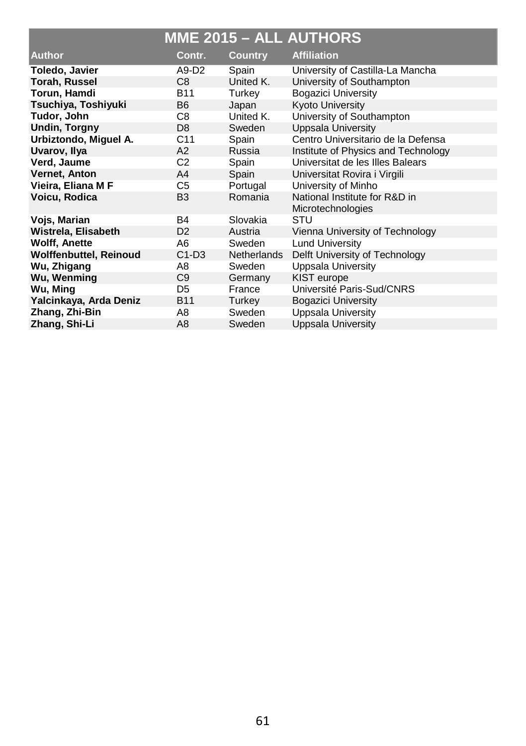# MME 2015 – ALL AUTHORS

| Author | Contr. | Country | Affiliation |
|---|---|---|---|
| **Toledo, Javier** | A9-D2 | Spain | University of Castilla-La Mancha |
| **Torah, Russel** | C8 | United K. | University of Southampton |
| **Torun, Hamdi** | B11 | Turkey | Bogazici University |
| **Tsuchiya, Toshiyuki** | B6 | Japan | Kyoto University |
| **Tudor, John** | C8 | United K. | University of Southampton |
| **Undin, Torgny** | D8 | Sweden | Uppsala University |
| **Urbiztondo, Miguel A.** | C11 | Spain | Centro Universitario de la Defensa |
| **Uvarov, Ilya** | A2 | Russia | Institute of Physics and Technology |
| **Verd, Jaume** | C2 | Spain | Universitat de les Illes Balears |
| **Vernet, Anton** | A4 | Spain | Universitat Rovira i Virgili |
| **Vieira, Eliana M F** | C5 | Portugal | University of Minho |
| **Voicu, Rodica** | B3 | Romania | National Institute for R&D in Microtechnologies |
| **Vojs, Marian** | B4 | Slovakia | STU |
| **Wistrela, Elisabeth** | D2 | Austria | Vienna University of Technology |
| **Wolff, Anette** | A6 | Sweden | Lund University |
| **Wolffenbuttel, Reinoud** | C1-D3 | Netherlands | Delft University of Technology |
| **Wu, Zhigang** | A8 | Sweden | Uppsala University |
| **Wu, Wenming** | C9 | Germany | KIST europe |
| **Wu, Ming** | D5 | France | Université Paris-Sud/CNRS |
| **Yalcinkaya, Arda Deniz** | B11 | Turkey | Bogazici University |
| **Zhang, Zhi-Bin** | A8 | Sweden | Uppsala University |
| **Zhang, Shi-Li** | A8 | Sweden | Uppsala University |